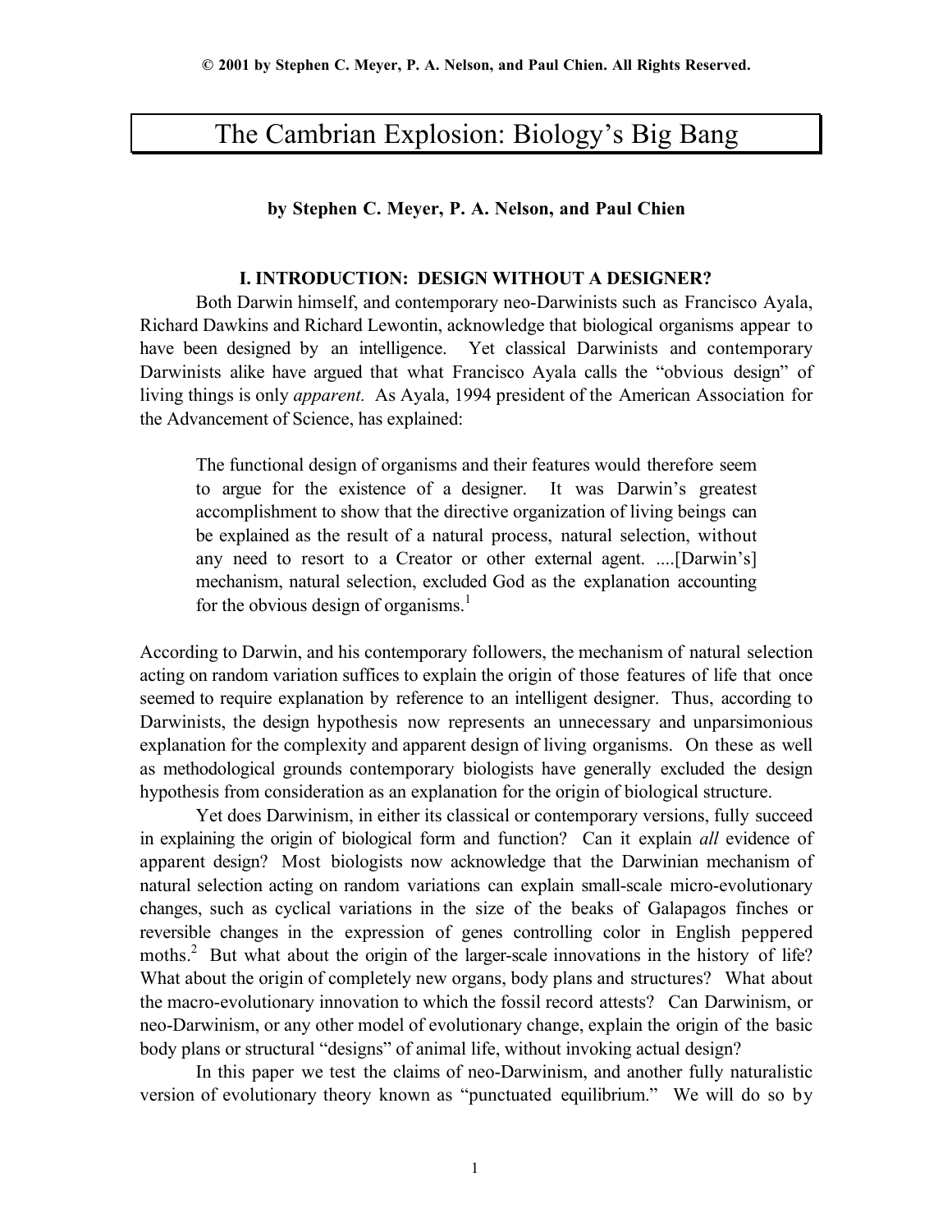© 2001 by Stephen C. Meyer, P. A. Nelson, and Paul Chien. All Rights Reserved.

# The Cambrian Explosion: Biology's Big Bang

**by Stephen C. Meyer, P. A. Nelson, and Paul Chien**

## I. INTRODUCTION: DESIGN WITHOUT A DESIGNER?

Both Darwin himself, and contemporary neo-Darwinists such as Francisco Ayala, Richard Dawkins and Richard Lewontin, acknowledge that biological organisms appear to have been designed by an intelligence. Yet classical Darwinists and contemporary Darwinists alike have argued that what Francisco Ayala calls the "obvious design" of living things is only *apparent.* As Ayala, 1994 president of the American Association for the Advancement of Science, has explained:

> The functional design of organisms and their features would therefore seem to argue for the existence of a designer. It was Darwin's greatest accomplishment to show that the directive organization of living beings can be explained as the result of a natural process, natural selection, without any need to resort to a Creator or other external agent. ....[Darwin's] mechanism, natural selection, excluded God as the explanation accounting for the obvious design of organisms.[1]

According to Darwin, and his contemporary followers, the mechanism of natural selection acting on random variation suffices to explain the origin of those features of life that once seemed to require explanation by reference to an intelligent designer. Thus, according to Darwinists, the design hypothesis now represents an unnecessary and unparsimonious explanation for the complexity and apparent design of living organisms. On these as well as methodological grounds contemporary biologists have generally excluded the design hypothesis from consideration as an explanation for the origin of biological structure.

Yet does Darwinism, in either its classical or contemporary versions, fully succeed in explaining the origin of biological form and function? Can it explain *all* evidence of apparent design? Most biologists now acknowledge that the Darwinian mechanism of natural selection acting on random variations can explain small-scale micro-evolutionary changes, such as cyclical variations in the size of the beaks of Galapagos finches or reversible changes in the expression of genes controlling color in English peppered moths.[2] But what about the origin of the larger-scale innovations in the history of life? What about the origin of completely new organs, body plans and structures? What about the macro-evolutionary innovation to which the fossil record attests? Can Darwinism, or neo-Darwinism, or any other model of evolutionary change, explain the origin of the basic body plans or structural "designs" of animal life, without invoking actual design?

In this paper we test the claims of neo-Darwinism, and another fully naturalistic version of evolutionary theory known as "punctuated equilibrium." We will do so by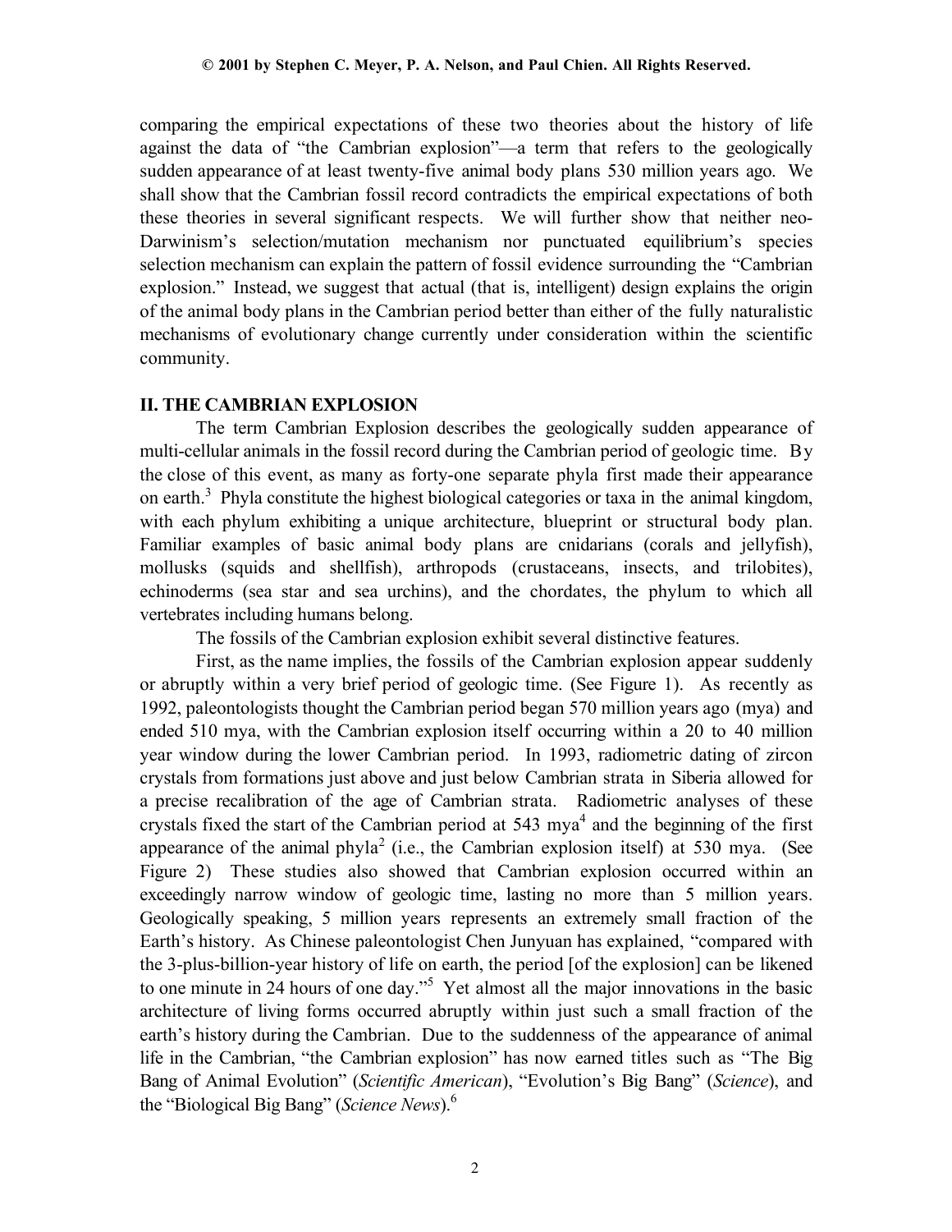comparing the empirical expectations of these two theories about the history of life against the data of "the Cambrian explosion"—a term that refers to the geologically sudden appearance of at least twenty-five animal body plans 530 million years ago. We shall show that the Cambrian fossil record contradicts the empirical expectations of both these theories in several significant respects. We will further show that neither neo-Darwinism's selection/mutation mechanism nor punctuated equilibrium's species selection mechanism can explain the pattern of fossil evidence surrounding the "Cambrian explosion." Instead, we suggest that actual (that is, intelligent) design explains the origin of the animal body plans in the Cambrian period better than either of the fully naturalistic mechanisms of evolutionary change currently under consideration within the scientific community.

## II. THE CAMBRIAN EXPLOSION

The term Cambrian Explosion describes the geologically sudden appearance of multi-cellular animals in the fossil record during the Cambrian period of geologic time. By the close of this event, as many as forty-one separate phyla first made their appearance on earth.[3] Phyla constitute the highest biological categories or taxa in the animal kingdom, with each phylum exhibiting a unique architecture, blueprint or structural body plan. Familiar examples of basic animal body plans are cnidarians (corals and jellyfish), mollusks (squids and shellfish), arthropods (crustaceans, insects, and trilobites), echinoderms (sea star and sea urchins), and the chordates, the phylum to which all vertebrates including humans belong.

The fossils of the Cambrian explosion exhibit several distinctive features.

First, as the name implies, the fossils of the Cambrian explosion appear suddenly or abruptly within a very brief period of geologic time. (See Figure 1). As recently as 1992, paleontologists thought the Cambrian period began 570 million years ago (mya) and ended 510 mya, with the Cambrian explosion itself occurring within a 20 to 40 million year window during the lower Cambrian period. In 1993, radiometric dating of zircon crystals from formations just above and just below Cambrian strata in Siberia allowed for a precise recalibration of the age of Cambrian strata. Radiometric analyses of these crystals fixed the start of the Cambrian period at 543 mya[4] and the beginning of the first appearance of the animal phyla[2] (i.e., the Cambrian explosion itself) at 530 mya. (See Figure 2) These studies also showed that Cambrian explosion occurred within an exceedingly narrow window of geologic time, lasting no more than 5 million years. Geologically speaking, 5 million years represents an extremely small fraction of the Earth's history. As Chinese paleontologist Chen Junyuan has explained, "compared with the 3-plus-billion-year history of life on earth, the period [of the explosion] can be likened to one minute in 24 hours of one day."[5] Yet almost all the major innovations in the basic architecture of living forms occurred abruptly within just such a small fraction of the earth's history during the Cambrian. Due to the suddenness of the appearance of animal life in the Cambrian, "the Cambrian explosion" has now earned titles such as "The Big Bang of Animal Evolution" (*Scientific American*), "Evolution's Big Bang" (*Science*), and the "Biological Big Bang" (*Science News*).[6]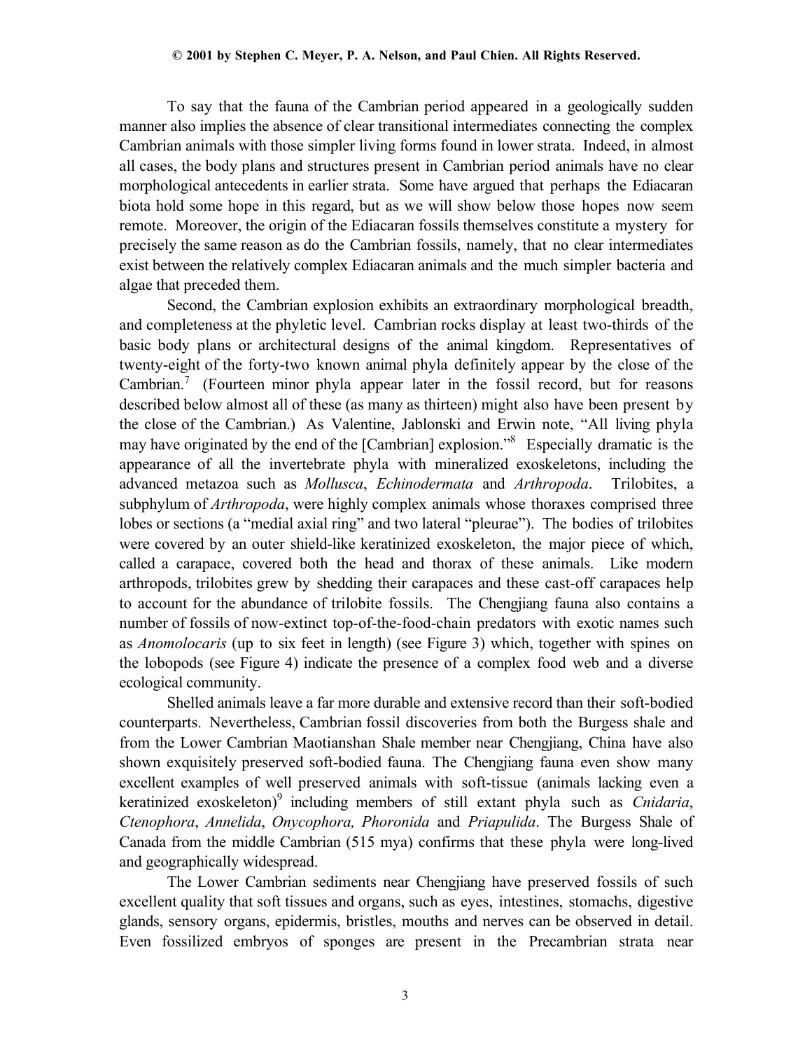To say that the fauna of the Cambrian period appeared in a geologically sudden manner also implies the absence of clear transitional intermediates connecting the complex Cambrian animals with those simpler living forms found in lower strata. Indeed, in almost all cases, the body plans and structures present in Cambrian period animals have no clear morphological antecedents in earlier strata. Some have argued that perhaps the Ediacaran biota hold some hope in this regard, but as we will show below those hopes now seem remote. Moreover, the origin of the Ediacaran fossils themselves constitute a mystery for precisely the same reason as do the Cambrian fossils, namely, that no clear intermediates exist between the relatively complex Ediacaran animals and the much simpler bacteria and algae that preceded them.

Second, the Cambrian explosion exhibits an extraordinary morphological breadth, and completeness at the phyletic level. Cambrian rocks display at least two-thirds of the basic body plans or architectural designs of the animal kingdom. Representatives of twenty-eight of the forty-two known animal phyla definitely appear by the close of the Cambrian.[7] (Fourteen minor phyla appear later in the fossil record, but for reasons described below almost all of these (as many as thirteen) might also have been present by the close of the Cambrian.) As Valentine, Jablonski and Erwin note, "All living phyla may have originated by the end of the [Cambrian] explosion."[8] Especially dramatic is the appearance of all the invertebrate phyla with mineralized exoskeletons, including the advanced metazoa such as *Mollusca*, *Echinodermata* and *Arthropoda*. Trilobites, a subphylum of *Arthropoda*, were highly complex animals whose thoraxes comprised three lobes or sections (a "medial axial ring" and two lateral "pleurae"). The bodies of trilobites were covered by an outer shield-like keratinized exoskeleton, the major piece of which, called a carapace, covered both the head and thorax of these animals. Like modern arthropods, trilobites grew by shedding their carapaces and these cast-off carapaces help to account for the abundance of trilobite fossils. The Chengjiang fauna also contains a number of fossils of now-extinct top-of-the-food-chain predators with exotic names such as *Anomolocaris* (up to six feet in length) (see Figure 3) which, together with spines on the lobopods (see Figure 4) indicate the presence of a complex food web and a diverse ecological community.

Shelled animals leave a far more durable and extensive record than their soft-bodied counterparts. Nevertheless, Cambrian fossil discoveries from both the Burgess shale and from the Lower Cambrian Maotianshan Shale member near Chengjiang, China have also shown exquisitely preserved soft-bodied fauna. The Chengjiang fauna even show many excellent examples of well preserved animals with soft-tissue (animals lacking even a keratinized exoskeleton)[9] including members of still extant phyla such as *Cnidaria*, *Ctenophora*, *Annelida*, *Onycophora, Phoronida* and *Priapulida*. The Burgess Shale of Canada from the middle Cambrian (515 mya) confirms that these phyla were long-lived and geographically widespread.

The Lower Cambrian sediments near Chengjiang have preserved fossils of such excellent quality that soft tissues and organs, such as eyes, intestines, stomachs, digestive glands, sensory organs, epidermis, bristles, mouths and nerves can be observed in detail. Even fossilized embryos of sponges are present in the Precambrian strata near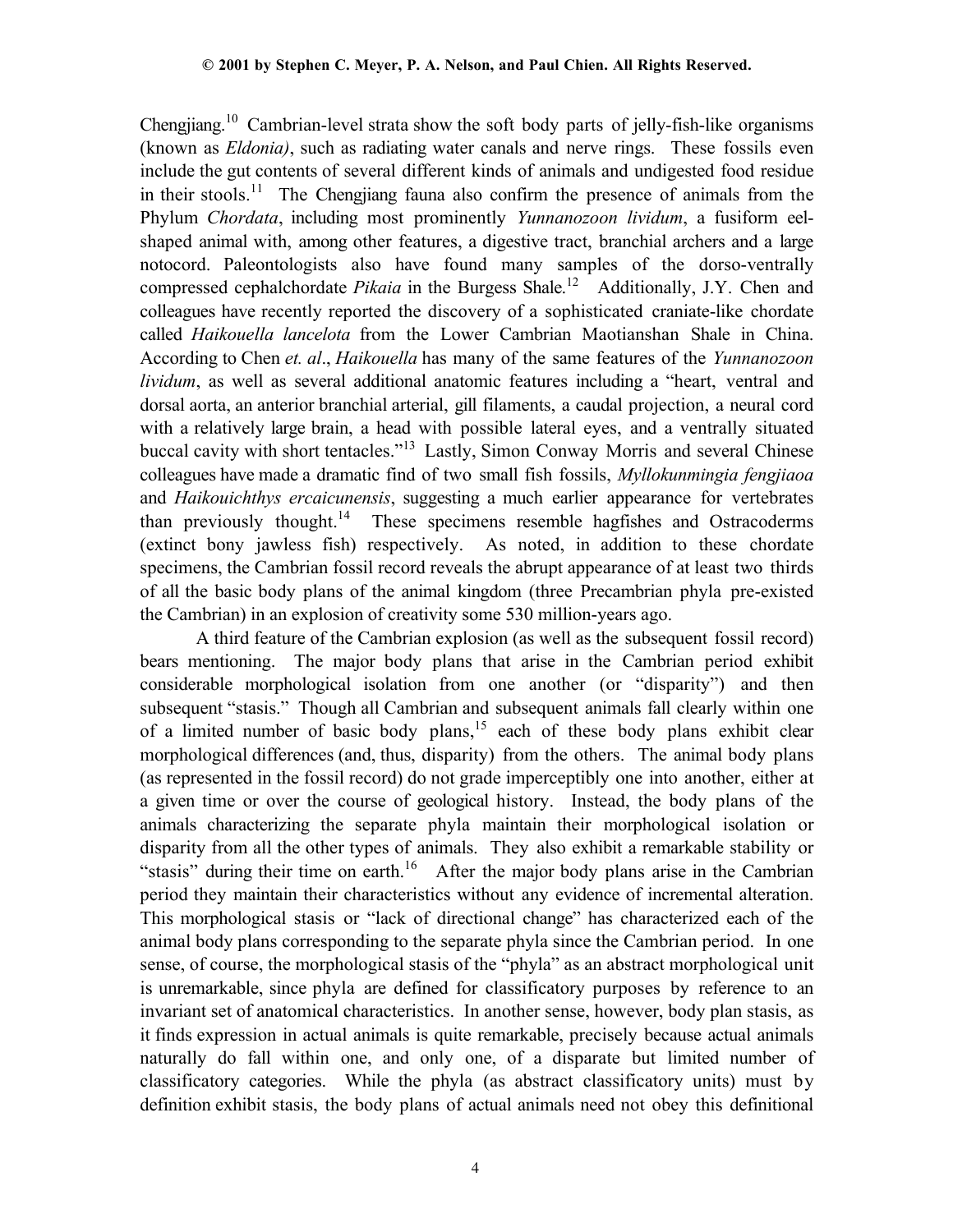Chengjiang.[10] Cambrian-level strata show the soft body parts of jelly-fish-like organisms (known as *Eldonia)*, such as radiating water canals and nerve rings. These fossils even include the gut contents of several different kinds of animals and undigested food residue in their stools.[11] The Chengjiang fauna also confirm the presence of animals from the Phylum *Chordata*, including most prominently *Yunnanozoon lividum*, a fusiform eel-shaped animal with, among other features, a digestive tract, branchial archers and a large notocord. Paleontologists also have found many samples of the dorso-ventrally compressed cephalchordate *Pikaia* in the Burgess Shale.[12] Additionally, J.Y. Chen and colleagues have recently reported the discovery of a sophisticated craniate-like chordate called *Haikouella lancelota* from the Lower Cambrian Maotianshan Shale in China. According to Chen *et. al*., *Haikouella* has many of the same features of the *Yunnanozoon lividum*, as well as several additional anatomic features including a "heart, ventral and dorsal aorta, an anterior branchial arterial, gill filaments, a caudal projection, a neural cord with a relatively large brain, a head with possible lateral eyes, and a ventrally situated buccal cavity with short tentacles."[13] Lastly, Simon Conway Morris and several Chinese colleagues have made a dramatic find of two small fish fossils, *Myllokunmingia fengjiaoa* and *Haikouichthys ercaicunensis*, suggesting a much earlier appearance for vertebrates than previously thought.[14] These specimens resemble hagfishes and Ostracoderms (extinct bony jawless fish) respectively. As noted, in addition to these chordate specimens, the Cambrian fossil record reveals the abrupt appearance of at least two thirds of all the basic body plans of the animal kingdom (three Precambrian phyla pre-existed the Cambrian) in an explosion of creativity some 530 million-years ago.

A third feature of the Cambrian explosion (as well as the subsequent fossil record) bears mentioning. The major body plans that arise in the Cambrian period exhibit considerable morphological isolation from one another (or "disparity") and then subsequent "stasis." Though all Cambrian and subsequent animals fall clearly within one of a limited number of basic body plans,[15] each of these body plans exhibit clear morphological differences (and, thus, disparity) from the others. The animal body plans (as represented in the fossil record) do not grade imperceptibly one into another, either at a given time or over the course of geological history. Instead, the body plans of the animals characterizing the separate phyla maintain their morphological isolation or disparity from all the other types of animals. They also exhibit a remarkable stability or "stasis" during their time on earth.[16] After the major body plans arise in the Cambrian period they maintain their characteristics without any evidence of incremental alteration. This morphological stasis or "lack of directional change" has characterized each of the animal body plans corresponding to the separate phyla since the Cambrian period. In one sense, of course, the morphological stasis of the "phyla" as an abstract morphological unit is unremarkable, since phyla are defined for classificatory purposes by reference to an invariant set of anatomical characteristics. In another sense, however, body plan stasis, as it finds expression in actual animals is quite remarkable, precisely because actual animals naturally do fall within one, and only one, of a disparate but limited number of classificatory categories. While the phyla (as abstract classificatory units) must by definition exhibit stasis, the body plans of actual animals need not obey this definitional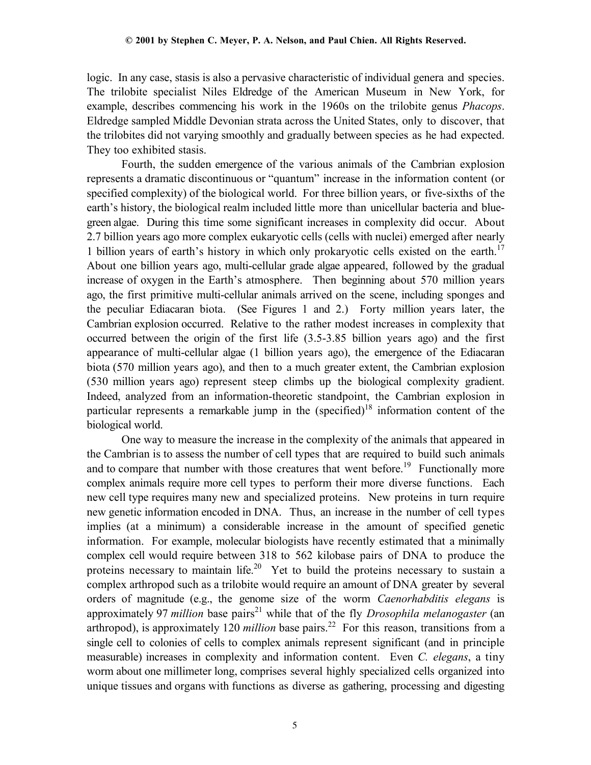logic. In any case, stasis is also a pervasive characteristic of individual genera and species. The trilobite specialist Niles Eldredge of the American Museum in New York, for example, describes commencing his work in the 1960s on the trilobite genus *Phacops*. Eldredge sampled Middle Devonian strata across the United States, only to discover, that the trilobites did not varying smoothly and gradually between species as he had expected. They too exhibited stasis.

Fourth, the sudden emergence of the various animals of the Cambrian explosion represents a dramatic discontinuous or "quantum" increase in the information content (or specified complexity) of the biological world. For three billion years, or five-sixths of the earth's history, the biological realm included little more than unicellular bacteria and blue-green algae. During this time some significant increases in complexity did occur. About 2.7 billion years ago more complex eukaryotic cells (cells with nuclei) emerged after nearly 1 billion years of earth's history in which only prokaryotic cells existed on the earth.[17] About one billion years ago, multi-cellular grade algae appeared, followed by the gradual increase of oxygen in the Earth's atmosphere. Then beginning about 570 million years ago, the first primitive multi-cellular animals arrived on the scene, including sponges and the peculiar Ediacaran biota. (See Figures 1 and 2.) Forty million years later, the Cambrian explosion occurred. Relative to the rather modest increases in complexity that occurred between the origin of the first life (3.5-3.85 billion years ago) and the first appearance of multi-cellular algae (1 billion years ago), the emergence of the Ediacaran biota (570 million years ago), and then to a much greater extent, the Cambrian explosion (530 million years ago) represent steep climbs up the biological complexity gradient. Indeed, analyzed from an information-theoretic standpoint, the Cambrian explosion in particular represents a remarkable jump in the (specified)[18] information content of the biological world.

One way to measure the increase in the complexity of the animals that appeared in the Cambrian is to assess the number of cell types that are required to build such animals and to compare that number with those creatures that went before.[19] Functionally more complex animals require more cell types to perform their more diverse functions. Each new cell type requires many new and specialized proteins. New proteins in turn require new genetic information encoded in DNA. Thus, an increase in the number of cell types implies (at a minimum) a considerable increase in the amount of specified genetic information. For example, molecular biologists have recently estimated that a minimally complex cell would require between 318 to 562 kilobase pairs of DNA to produce the proteins necessary to maintain life.[20] Yet to build the proteins necessary to sustain a complex arthropod such as a trilobite would require an amount of DNA greater by several orders of magnitude (e.g., the genome size of the worm *Caenorhabditis elegans* is approximately 97 *million* base pairs[21] while that of the fly *Drosophila melanogaster* (an arthropod), is approximately 120 *million* base pairs.[22] For this reason, transitions from a single cell to colonies of cells to complex animals represent significant (and in principle measurable) increases in complexity and information content. Even *C. elegans*, a tiny worm about one millimeter long, comprises several highly specialized cells organized into unique tissues and organs with functions as diverse as gathering, processing and digesting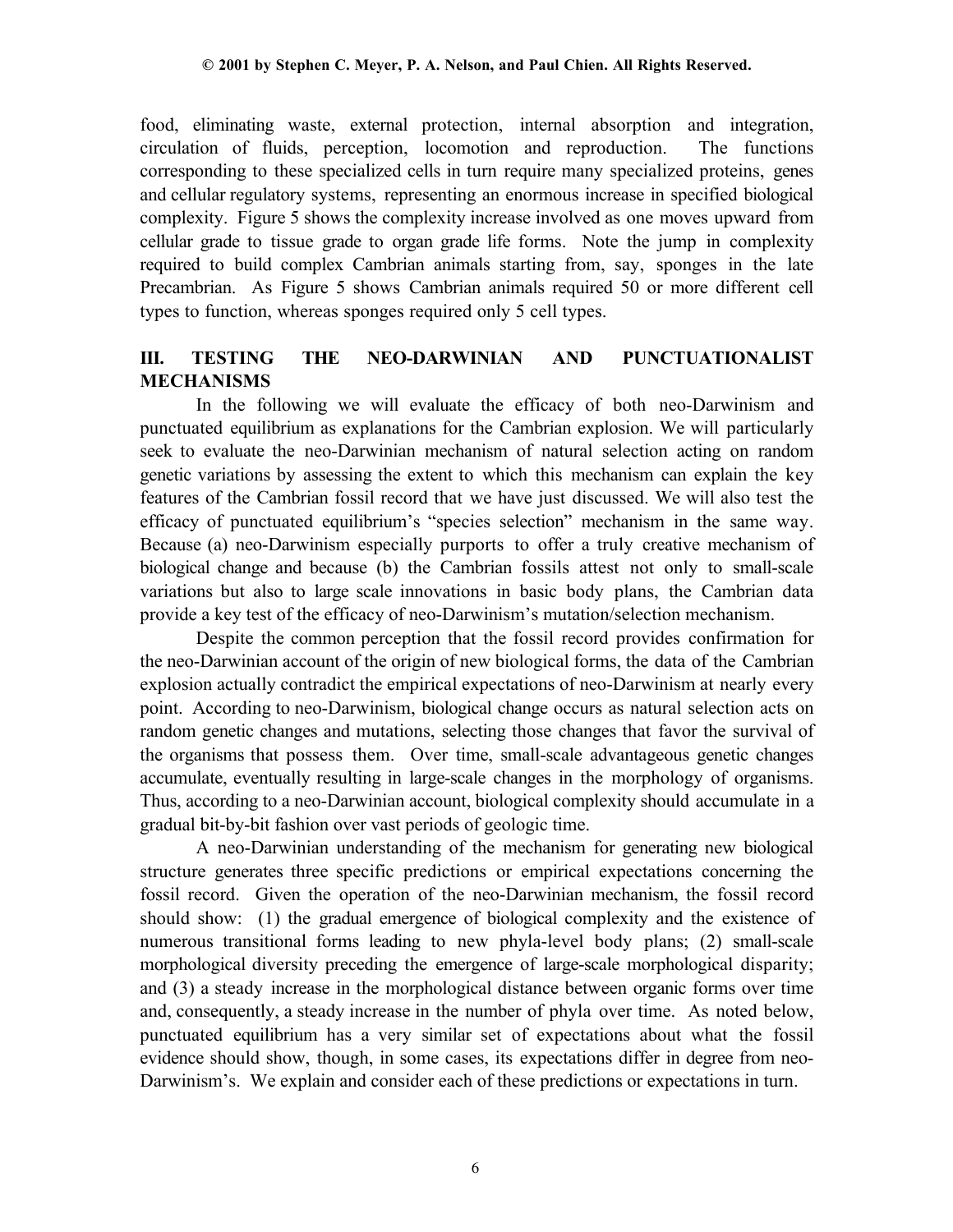food, eliminating waste, external protection, internal absorption and integration, circulation of fluids, perception, locomotion and reproduction. The functions corresponding to these specialized cells in turn require many specialized proteins, genes and cellular regulatory systems, representing an enormous increase in specified biological complexity. Figure 5 shows the complexity increase involved as one moves upward from cellular grade to tissue grade to organ grade life forms. Note the jump in complexity required to build complex Cambrian animals starting from, say, sponges in the late Precambrian. As Figure 5 shows Cambrian animals required 50 or more different cell types to function, whereas sponges required only 5 cell types.

## III. TESTING THE NEO-DARWINIAN AND PUNCTUATIONALIST MECHANISMS

In the following we will evaluate the efficacy of both neo-Darwinism and punctuated equilibrium as explanations for the Cambrian explosion. We will particularly seek to evaluate the neo-Darwinian mechanism of natural selection acting on random genetic variations by assessing the extent to which this mechanism can explain the key features of the Cambrian fossil record that we have just discussed. We will also test the efficacy of punctuated equilibrium's "species selection" mechanism in the same way. Because (a) neo-Darwinism especially purports to offer a truly creative mechanism of biological change and because (b) the Cambrian fossils attest not only to small-scale variations but also to large scale innovations in basic body plans, the Cambrian data provide a key test of the efficacy of neo-Darwinism's mutation/selection mechanism.

Despite the common perception that the fossil record provides confirmation for the neo-Darwinian account of the origin of new biological forms, the data of the Cambrian explosion actually contradict the empirical expectations of neo-Darwinism at nearly every point. According to neo-Darwinism, biological change occurs as natural selection acts on random genetic changes and mutations, selecting those changes that favor the survival of the organisms that possess them. Over time, small-scale advantageous genetic changes accumulate, eventually resulting in large-scale changes in the morphology of organisms. Thus, according to a neo-Darwinian account, biological complexity should accumulate in a gradual bit-by-bit fashion over vast periods of geologic time.

A neo-Darwinian understanding of the mechanism for generating new biological structure generates three specific predictions or empirical expectations concerning the fossil record. Given the operation of the neo-Darwinian mechanism, the fossil record should show: (1) the gradual emergence of biological complexity and the existence of numerous transitional forms leading to new phyla-level body plans; (2) small-scale morphological diversity preceding the emergence of large-scale morphological disparity; and (3) a steady increase in the morphological distance between organic forms over time and, consequently, a steady increase in the number of phyla over time. As noted below, punctuated equilibrium has a very similar set of expectations about what the fossil evidence should show, though, in some cases, its expectations differ in degree from neo-Darwinism's. We explain and consider each of these predictions or expectations in turn.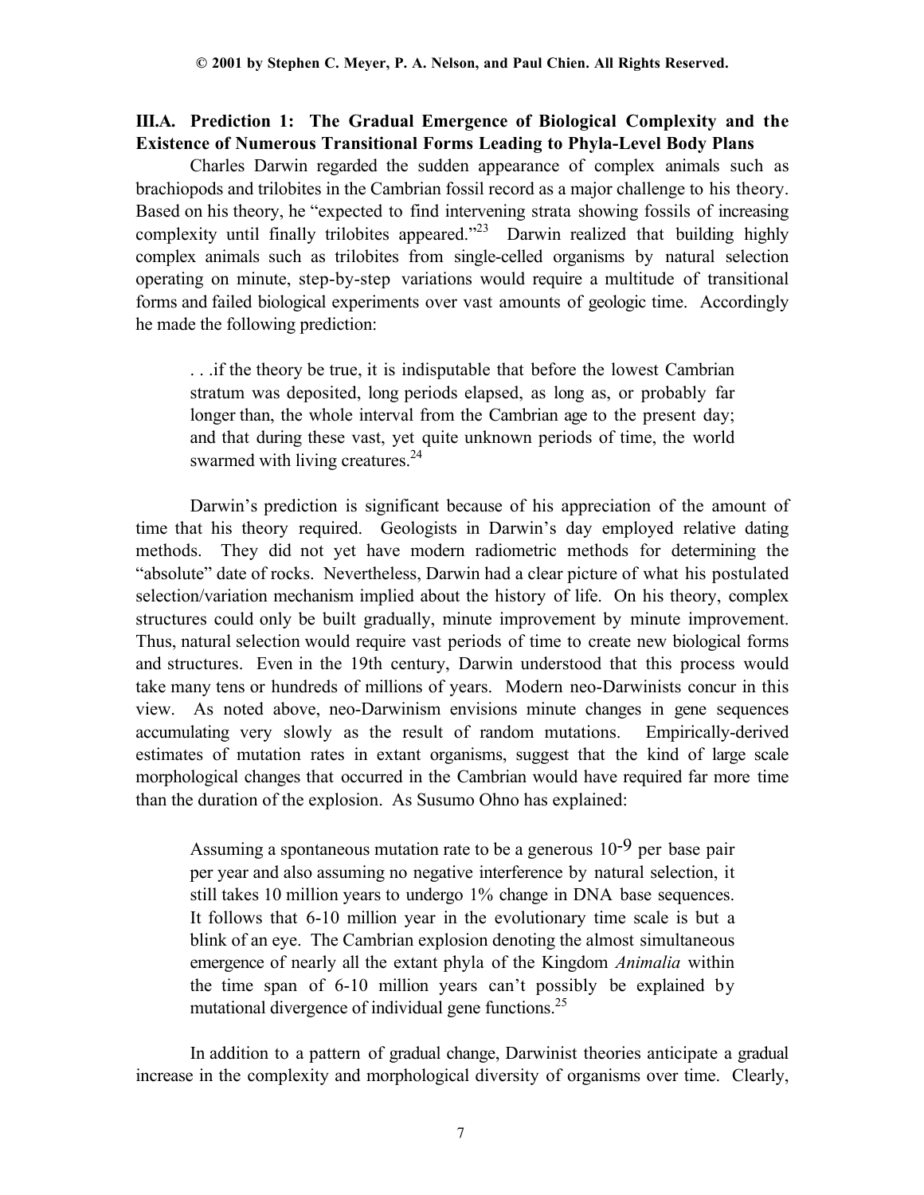### III.A. Prediction 1: The Gradual Emergence of Biological Complexity and the Existence of Numerous Transitional Forms Leading to Phyla-Level Body Plans

Charles Darwin regarded the sudden appearance of complex animals such as brachiopods and trilobites in the Cambrian fossil record as a major challenge to his theory. Based on his theory, he "expected to find intervening strata showing fossils of increasing complexity until finally trilobites appeared."[23] Darwin realized that building highly complex animals such as trilobites from single-celled organisms by natural selection operating on minute, step-by-step variations would require a multitude of transitional forms and failed biological experiments over vast amounts of geologic time. Accordingly he made the following prediction:

> . . .if the theory be true, it is indisputable that before the lowest Cambrian stratum was deposited, long periods elapsed, as long as, or probably far longer than, the whole interval from the Cambrian age to the present day; and that during these vast, yet quite unknown periods of time, the world swarmed with living creatures.[24]

Darwin's prediction is significant because of his appreciation of the amount of time that his theory required. Geologists in Darwin's day employed relative dating methods. They did not yet have modern radiometric methods for determining the "absolute" date of rocks. Nevertheless, Darwin had a clear picture of what his postulated selection/variation mechanism implied about the history of life. On his theory, complex structures could only be built gradually, minute improvement by minute improvement. Thus, natural selection would require vast periods of time to create new biological forms and structures. Even in the 19th century, Darwin understood that this process would take many tens or hundreds of millions of years. Modern neo-Darwinists concur in this view. As noted above, neo-Darwinism envisions minute changes in gene sequences accumulating very slowly as the result of random mutations. Empirically-derived estimates of mutation rates in extant organisms, suggest that the kind of large scale morphological changes that occurred in the Cambrian would have required far more time than the duration of the explosion. As Susumo Ohno has explained:

> Assuming a spontaneous mutation rate to be a generous $10^{-9}$ per base pair per year and also assuming no negative interference by natural selection, it still takes 10 million years to undergo 1% change in DNA base sequences. It follows that 6-10 million year in the evolutionary time scale is but a blink of an eye. The Cambrian explosion denoting the almost simultaneous emergence of nearly all the extant phyla of the Kingdom *Animalia* within the time span of 6-10 million years can't possibly be explained by mutational divergence of individual gene functions.[25]

In addition to a pattern of gradual change, Darwinist theories anticipate a gradual increase in the complexity and morphological diversity of organisms over time. Clearly,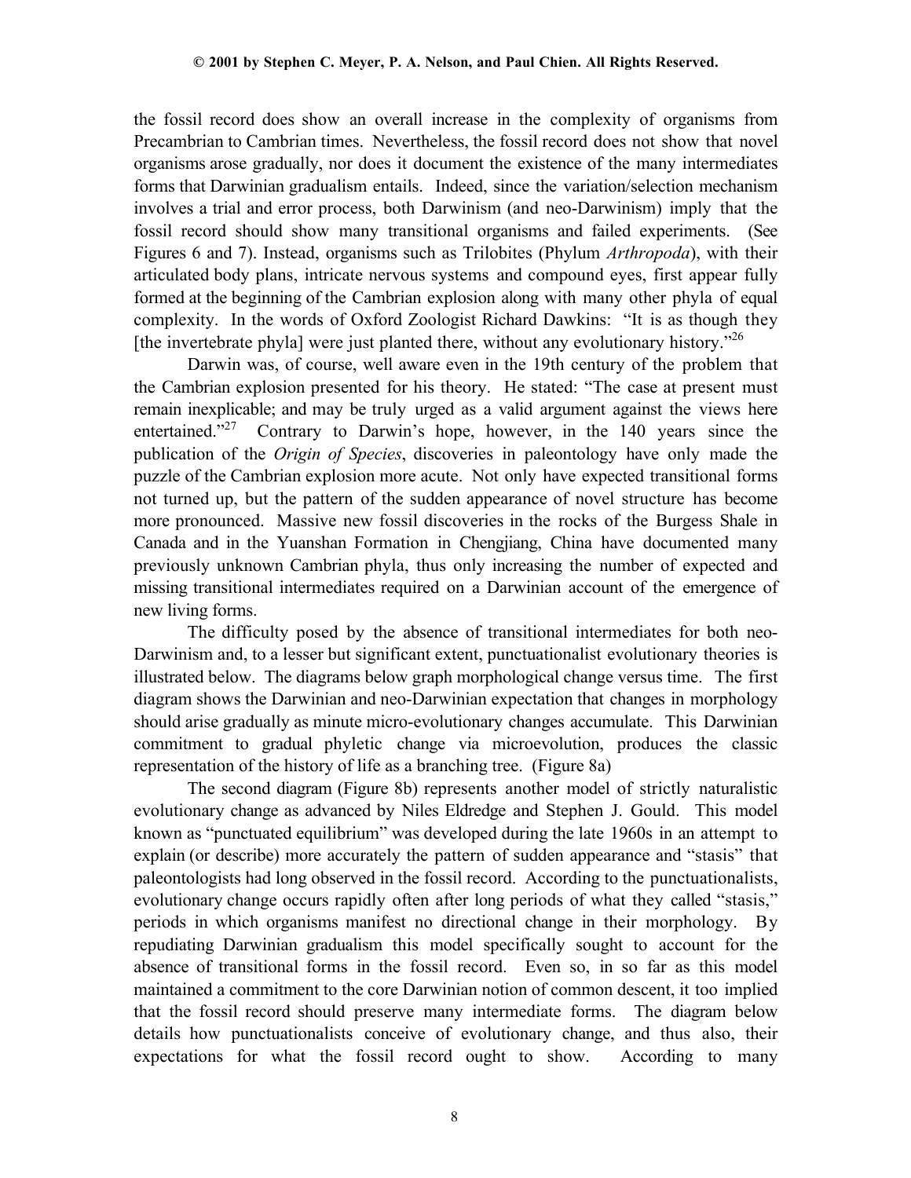the fossil record does show an overall increase in the complexity of organisms from Precambrian to Cambrian times. Nevertheless, the fossil record does not show that novel organisms arose gradually, nor does it document the existence of the many intermediates forms that Darwinian gradualism entails. Indeed, since the variation/selection mechanism involves a trial and error process, both Darwinism (and neo-Darwinism) imply that the fossil record should show many transitional organisms and failed experiments. (See Figures 6 and 7). Instead, organisms such as Trilobites (Phylum *Arthropoda*), with their articulated body plans, intricate nervous systems and compound eyes, first appear fully formed at the beginning of the Cambrian explosion along with many other phyla of equal complexity. In the words of Oxford Zoologist Richard Dawkins: "It is as though they [the invertebrate phyla] were just planted there, without any evolutionary history."[26]

Darwin was, of course, well aware even in the 19th century of the problem that the Cambrian explosion presented for his theory. He stated: "The case at present must remain inexplicable; and may be truly urged as a valid argument against the views here entertained."[27] Contrary to Darwin's hope, however, in the 140 years since the publication of the *Origin of Species*, discoveries in paleontology have only made the puzzle of the Cambrian explosion more acute. Not only have expected transitional forms not turned up, but the pattern of the sudden appearance of novel structure has become more pronounced. Massive new fossil discoveries in the rocks of the Burgess Shale in Canada and in the Yuanshan Formation in Chengjiang, China have documented many previously unknown Cambrian phyla, thus only increasing the number of expected and missing transitional intermediates required on a Darwinian account of the emergence of new living forms.

The difficulty posed by the absence of transitional intermediates for both neo-Darwinism and, to a lesser but significant extent, punctuationalist evolutionary theories is illustrated below. The diagrams below graph morphological change versus time. The first diagram shows the Darwinian and neo-Darwinian expectation that changes in morphology should arise gradually as minute micro-evolutionary changes accumulate. This Darwinian commitment to gradual phyletic change via microevolution, produces the classic representation of the history of life as a branching tree. (Figure 8a)

The second diagram (Figure 8b) represents another model of strictly naturalistic evolutionary change as advanced by Niles Eldredge and Stephen J. Gould. This model known as "punctuated equilibrium" was developed during the late 1960s in an attempt to explain (or describe) more accurately the pattern of sudden appearance and "stasis" that paleontologists had long observed in the fossil record. According to the punctuationalists, evolutionary change occurs rapidly often after long periods of what they called "stasis," periods in which organisms manifest no directional change in their morphology. By repudiating Darwinian gradualism this model specifically sought to account for the absence of transitional forms in the fossil record. Even so, in so far as this model maintained a commitment to the core Darwinian notion of common descent, it too implied that the fossil record should preserve many intermediate forms. The diagram below details how punctuationalists conceive of evolutionary change, and thus also, their expectations for what the fossil record ought to show. According to many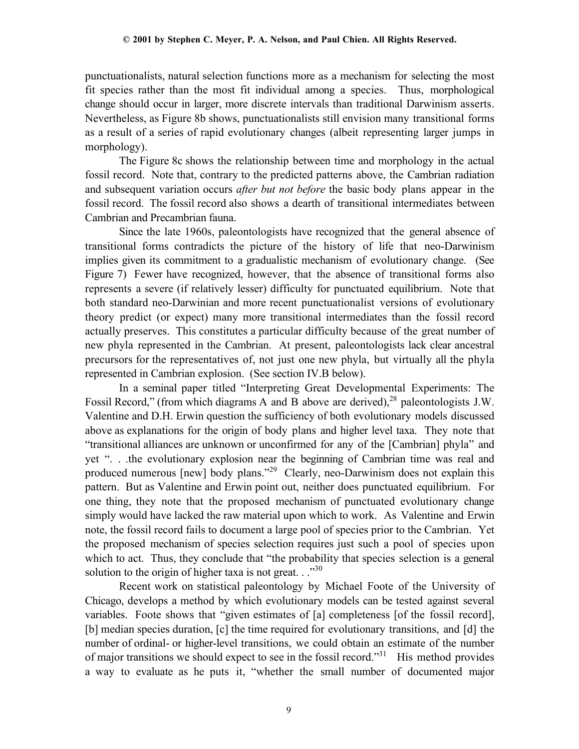punctuationalists, natural selection functions more as a mechanism for selecting the most fit species rather than the most fit individual among a species. Thus, morphological change should occur in larger, more discrete intervals than traditional Darwinism asserts. Nevertheless, as Figure 8b shows, punctuationalists still envision many transitional forms as a result of a series of rapid evolutionary changes (albeit representing larger jumps in morphology).

The Figure 8c shows the relationship between time and morphology in the actual fossil record. Note that, contrary to the predicted patterns above, the Cambrian radiation and subsequent variation occurs *after but not before* the basic body plans appear in the fossil record. The fossil record also shows a dearth of transitional intermediates between Cambrian and Precambrian fauna.

Since the late 1960s, paleontologists have recognized that the general absence of transitional forms contradicts the picture of the history of life that neo-Darwinism implies given its commitment to a gradualistic mechanism of evolutionary change. (See Figure 7) Fewer have recognized, however, that the absence of transitional forms also represents a severe (if relatively lesser) difficulty for punctuated equilibrium. Note that both standard neo-Darwinian and more recent punctuationalist versions of evolutionary theory predict (or expect) many more transitional intermediates than the fossil record actually preserves. This constitutes a particular difficulty because of the great number of new phyla represented in the Cambrian. At present, paleontologists lack clear ancestral precursors for the representatives of, not just one new phyla, but virtually all the phyla represented in Cambrian explosion. (See section IV.B below).

In a seminal paper titled "Interpreting Great Developmental Experiments: The Fossil Record," (from which diagrams A and B above are derived),[28] paleontologists J.W. Valentine and D.H. Erwin question the sufficiency of both evolutionary models discussed above as explanations for the origin of body plans and higher level taxa. They note that "transitional alliances are unknown or unconfirmed for any of the [Cambrian] phyla" and yet ". . .the evolutionary explosion near the beginning of Cambrian time was real and produced numerous [new] body plans."[29] Clearly, neo-Darwinism does not explain this pattern. But as Valentine and Erwin point out, neither does punctuated equilibrium. For one thing, they note that the proposed mechanism of punctuated evolutionary change simply would have lacked the raw material upon which to work. As Valentine and Erwin note, the fossil record fails to document a large pool of species prior to the Cambrian. Yet the proposed mechanism of species selection requires just such a pool of species upon which to act. Thus, they conclude that "the probability that species selection is a general solution to the origin of higher taxa is not great. . ."[30]

Recent work on statistical paleontology by Michael Foote of the University of Chicago, develops a method by which evolutionary models can be tested against several variables. Foote shows that "given estimates of [a] completeness [of the fossil record], [b] median species duration, [c] the time required for evolutionary transitions, and [d] the number of ordinal- or higher-level transitions, we could obtain an estimate of the number of major transitions we should expect to see in the fossil record."[31] His method provides a way to evaluate as he puts it, "whether the small number of documented major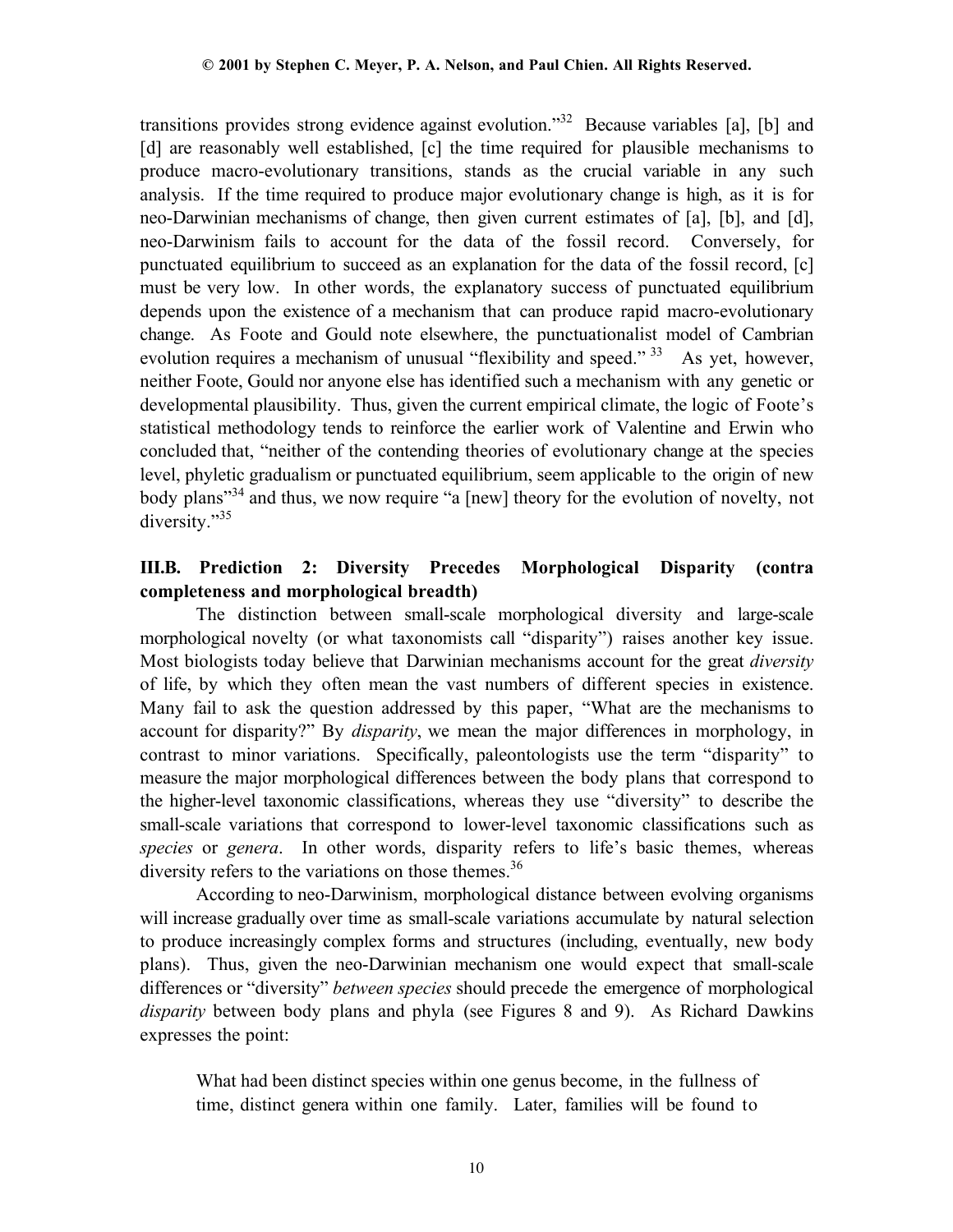transitions provides strong evidence against evolution."[32] Because variables [a], [b] and [d] are reasonably well established, [c] the time required for plausible mechanisms to produce macro-evolutionary transitions, stands as the crucial variable in any such analysis. If the time required to produce major evolutionary change is high, as it is for neo-Darwinian mechanisms of change, then given current estimates of [a], [b], and [d], neo-Darwinism fails to account for the data of the fossil record. Conversely, for punctuated equilibrium to succeed as an explanation for the data of the fossil record, [c] must be very low. In other words, the explanatory success of punctuated equilibrium depends upon the existence of a mechanism that can produce rapid macro-evolutionary change. As Foote and Gould note elsewhere, the punctuationalist model of Cambrian evolution requires a mechanism of unusual "flexibility and speed." [33] As yet, however, neither Foote, Gould nor anyone else has identified such a mechanism with any genetic or developmental plausibility. Thus, given the current empirical climate, the logic of Foote's statistical methodology tends to reinforce the earlier work of Valentine and Erwin who concluded that, "neither of the contending theories of evolutionary change at the species level, phyletic gradualism or punctuated equilibrium, seem applicable to the origin of new body plans"[34] and thus, we now require "a [new] theory for the evolution of novelty, not diversity."[35]

### III.B. Prediction 2: Diversity Precedes Morphological Disparity (contra completeness and morphological breadth)

The distinction between small-scale morphological diversity and large-scale morphological novelty (or what taxonomists call "disparity") raises another key issue. Most biologists today believe that Darwinian mechanisms account for the great *diversity* of life, by which they often mean the vast numbers of different species in existence. Many fail to ask the question addressed by this paper, "What are the mechanisms to account for disparity?" By *disparity*, we mean the major differences in morphology, in contrast to minor variations. Specifically, paleontologists use the term "disparity" to measure the major morphological differences between the body plans that correspond to the higher-level taxonomic classifications, whereas they use "diversity" to describe the small-scale variations that correspond to lower-level taxonomic classifications such as *species* or *genera*. In other words, disparity refers to life's basic themes, whereas diversity refers to the variations on those themes.[36]

According to neo-Darwinism, morphological distance between evolving organisms will increase gradually over time as small-scale variations accumulate by natural selection to produce increasingly complex forms and structures (including, eventually, new body plans). Thus, given the neo-Darwinian mechanism one would expect that small-scale differences or "diversity" *between species* should precede the emergence of morphological *disparity* between body plans and phyla (see Figures 8 and 9). As Richard Dawkins expresses the point:

> What had been distinct species within one genus become, in the fullness of time, distinct genera within one family. Later, families will be found to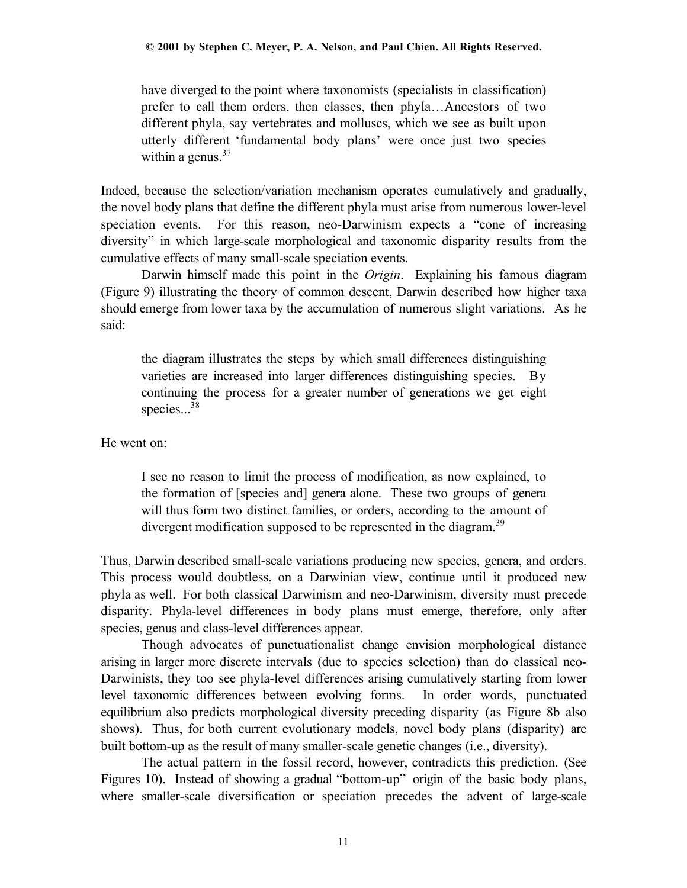> have diverged to the point where taxonomists (specialists in classification) prefer to call them orders, then classes, then phyla…Ancestors of two different phyla, say vertebrates and molluscs, which we see as built upon utterly different 'fundamental body plans' were once just two species within a genus.[37]

Indeed, because the selection/variation mechanism operates cumulatively and gradually, the novel body plans that define the different phyla must arise from numerous lower-level speciation events. For this reason, neo-Darwinism expects a "cone of increasing diversity" in which large-scale morphological and taxonomic disparity results from the cumulative effects of many small-scale speciation events.

Darwin himself made this point in the *Origin*. Explaining his famous diagram (Figure 9) illustrating the theory of common descent, Darwin described how higher taxa should emerge from lower taxa by the accumulation of numerous slight variations. As he said:

> the diagram illustrates the steps by which small differences distinguishing varieties are increased into larger differences distinguishing species. By continuing the process for a greater number of generations we get eight species...[38]

He went on:

> I see no reason to limit the process of modification, as now explained, to the formation of [species and] genera alone. These two groups of genera will thus form two distinct families, or orders, according to the amount of divergent modification supposed to be represented in the diagram.[39]

Thus, Darwin described small-scale variations producing new species, genera, and orders. This process would doubtless, on a Darwinian view, continue until it produced new phyla as well. For both classical Darwinism and neo-Darwinism, diversity must precede disparity. Phyla-level differences in body plans must emerge, therefore, only after species, genus and class-level differences appear.

Though advocates of punctuationalist change envision morphological distance arising in larger more discrete intervals (due to species selection) than do classical neo-Darwinists, they too see phyla-level differences arising cumulatively starting from lower level taxonomic differences between evolving forms. In order words, punctuated equilibrium also predicts morphological diversity preceding disparity (as Figure 8b also shows). Thus, for both current evolutionary models, novel body plans (disparity) are built bottom-up as the result of many smaller-scale genetic changes (i.e., diversity).

The actual pattern in the fossil record, however, contradicts this prediction. (See Figures 10). Instead of showing a gradual "bottom-up" origin of the basic body plans, where smaller-scale diversification or speciation precedes the advent of large-scale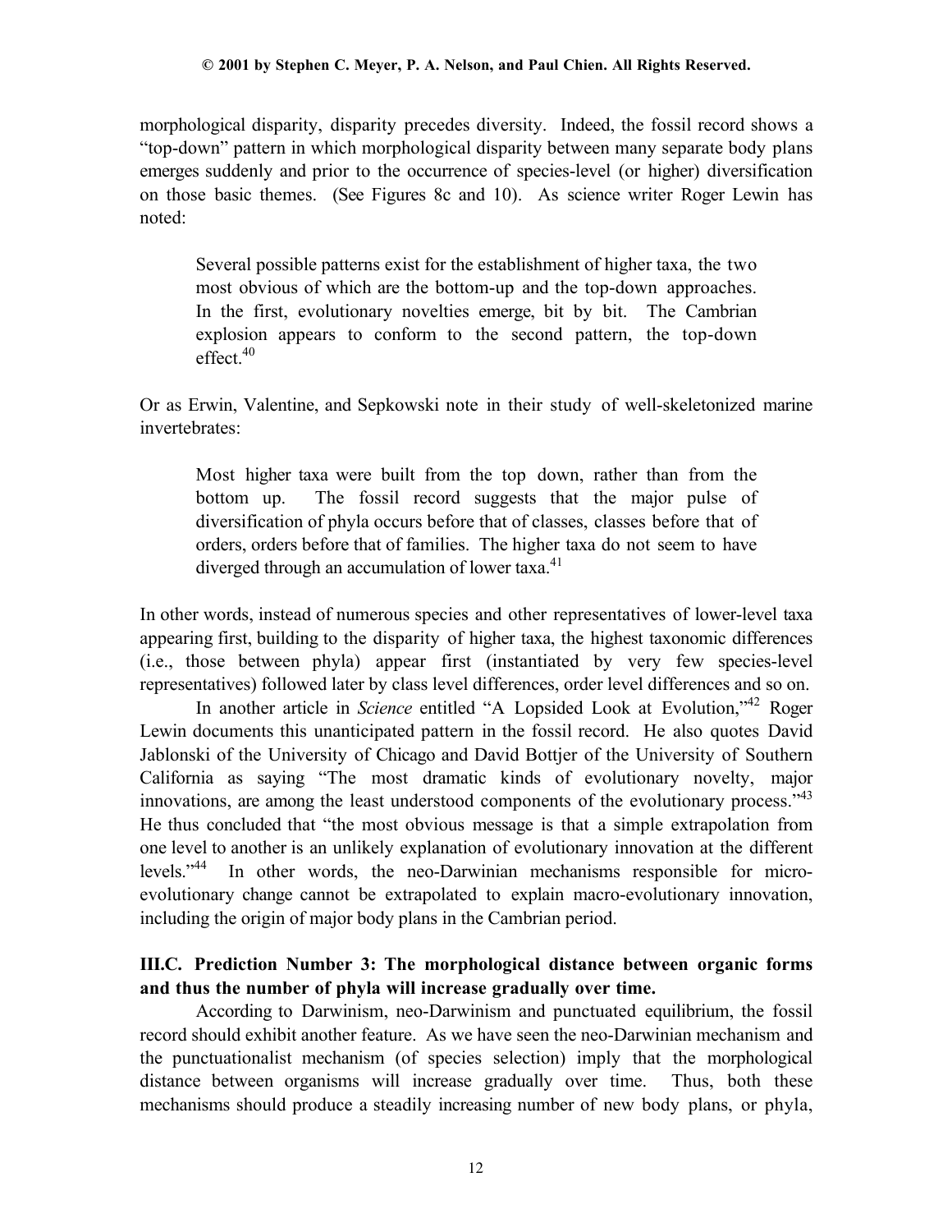morphological disparity, disparity precedes diversity. Indeed, the fossil record shows a "top-down" pattern in which morphological disparity between many separate body plans emerges suddenly and prior to the occurrence of species-level (or higher) diversification on those basic themes. (See Figures 8c and 10). As science writer Roger Lewin has noted:

> Several possible patterns exist for the establishment of higher taxa, the two most obvious of which are the bottom-up and the top-down approaches. In the first, evolutionary novelties emerge, bit by bit. The Cambrian explosion appears to conform to the second pattern, the top-down effect.[40]

Or as Erwin, Valentine, and Sepkowski note in their study of well-skeletonized marine invertebrates:

> Most higher taxa were built from the top down, rather than from the bottom up. The fossil record suggests that the major pulse of diversification of phyla occurs before that of classes, classes before that of orders, orders before that of families. The higher taxa do not seem to have diverged through an accumulation of lower taxa.[41]

In other words, instead of numerous species and other representatives of lower-level taxa appearing first, building to the disparity of higher taxa, the highest taxonomic differences (i.e., those between phyla) appear first (instantiated by very few species-level representatives) followed later by class level differences, order level differences and so on.

In another article in *Science* entitled "A Lopsided Look at Evolution,"[42] Roger Lewin documents this unanticipated pattern in the fossil record. He also quotes David Jablonski of the University of Chicago and David Bottjer of the University of Southern California as saying "The most dramatic kinds of evolutionary novelty, major innovations, are among the least understood components of the evolutionary process."[43] He thus concluded that "the most obvious message is that a simple extrapolation from one level to another is an unlikely explanation of evolutionary innovation at the different levels."[44] In other words, the neo-Darwinian mechanisms responsible for micro-evolutionary change cannot be extrapolated to explain macro-evolutionary innovation, including the origin of major body plans in the Cambrian period.

### III.C. Prediction Number 3: The morphological distance between organic forms and thus the number of phyla will increase gradually over time.

According to Darwinism, neo-Darwinism and punctuated equilibrium, the fossil record should exhibit another feature. As we have seen the neo-Darwinian mechanism and the punctuationalist mechanism (of species selection) imply that the morphological distance between organisms will increase gradually over time. Thus, both these mechanisms should produce a steadily increasing number of new body plans, or phyla,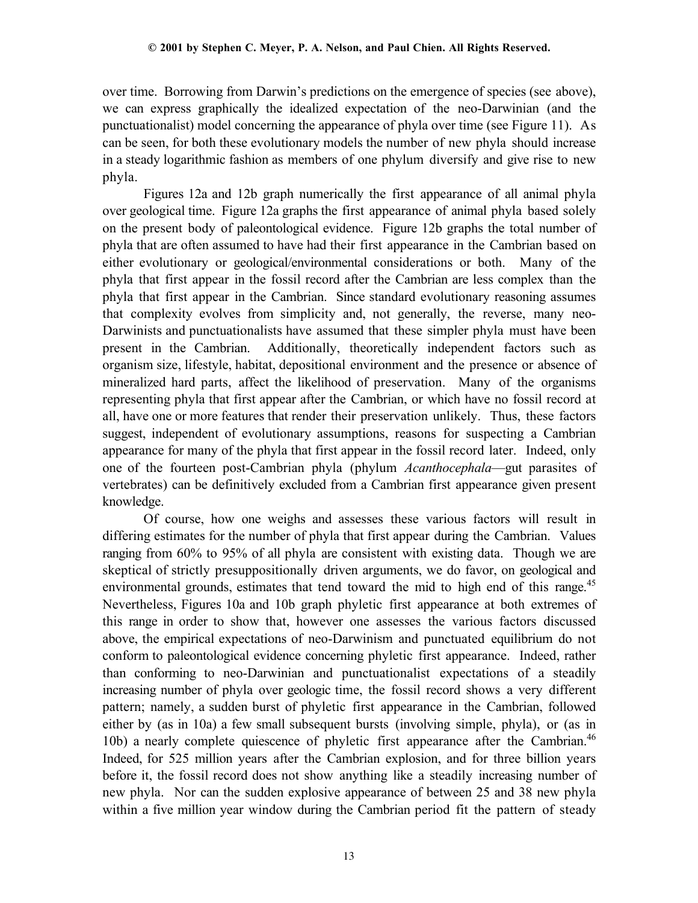over time. Borrowing from Darwin's predictions on the emergence of species (see above), we can express graphically the idealized expectation of the neo-Darwinian (and the punctuationalist) model concerning the appearance of phyla over time (see Figure 11). As can be seen, for both these evolutionary models the number of new phyla should increase in a steady logarithmic fashion as members of one phylum diversify and give rise to new phyla.

Figures 12a and 12b graph numerically the first appearance of all animal phyla over geological time. Figure 12a graphs the first appearance of animal phyla based solely on the present body of paleontological evidence. Figure 12b graphs the total number of phyla that are often assumed to have had their first appearance in the Cambrian based on either evolutionary or geological/environmental considerations or both. Many of the phyla that first appear in the fossil record after the Cambrian are less complex than the phyla that first appear in the Cambrian. Since standard evolutionary reasoning assumes that complexity evolves from simplicity and, not generally, the reverse, many neo-Darwinists and punctuationalists have assumed that these simpler phyla must have been present in the Cambrian. Additionally, theoretically independent factors such as organism size, lifestyle, habitat, depositional environment and the presence or absence of mineralized hard parts, affect the likelihood of preservation. Many of the organisms representing phyla that first appear after the Cambrian, or which have no fossil record at all, have one or more features that render their preservation unlikely. Thus, these factors suggest, independent of evolutionary assumptions, reasons for suspecting a Cambrian appearance for many of the phyla that first appear in the fossil record later. Indeed, only one of the fourteen post-Cambrian phyla (phylum *Acanthocephala*—gut parasites of vertebrates) can be definitively excluded from a Cambrian first appearance given present knowledge.

Of course, how one weighs and assesses these various factors will result in differing estimates for the number of phyla that first appear during the Cambrian. Values ranging from 60% to 95% of all phyla are consistent with existing data. Though we are skeptical of strictly presuppositionally driven arguments, we do favor, on geological and environmental grounds, estimates that tend toward the mid to high end of this range.[45] Nevertheless, Figures 10a and 10b graph phyletic first appearance at both extremes of this range in order to show that, however one assesses the various factors discussed above, the empirical expectations of neo-Darwinism and punctuated equilibrium do not conform to paleontological evidence concerning phyletic first appearance. Indeed, rather than conforming to neo-Darwinian and punctuationalist expectations of a steadily increasing number of phyla over geologic time, the fossil record shows a very different pattern; namely, a sudden burst of phyletic first appearance in the Cambrian, followed either by (as in 10a) a few small subsequent bursts (involving simple, phyla), or (as in 10b) a nearly complete quiescence of phyletic first appearance after the Cambrian.[46] Indeed, for 525 million years after the Cambrian explosion, and for three billion years before it, the fossil record does not show anything like a steadily increasing number of new phyla. Nor can the sudden explosive appearance of between 25 and 38 new phyla within a five million year window during the Cambrian period fit the pattern of steady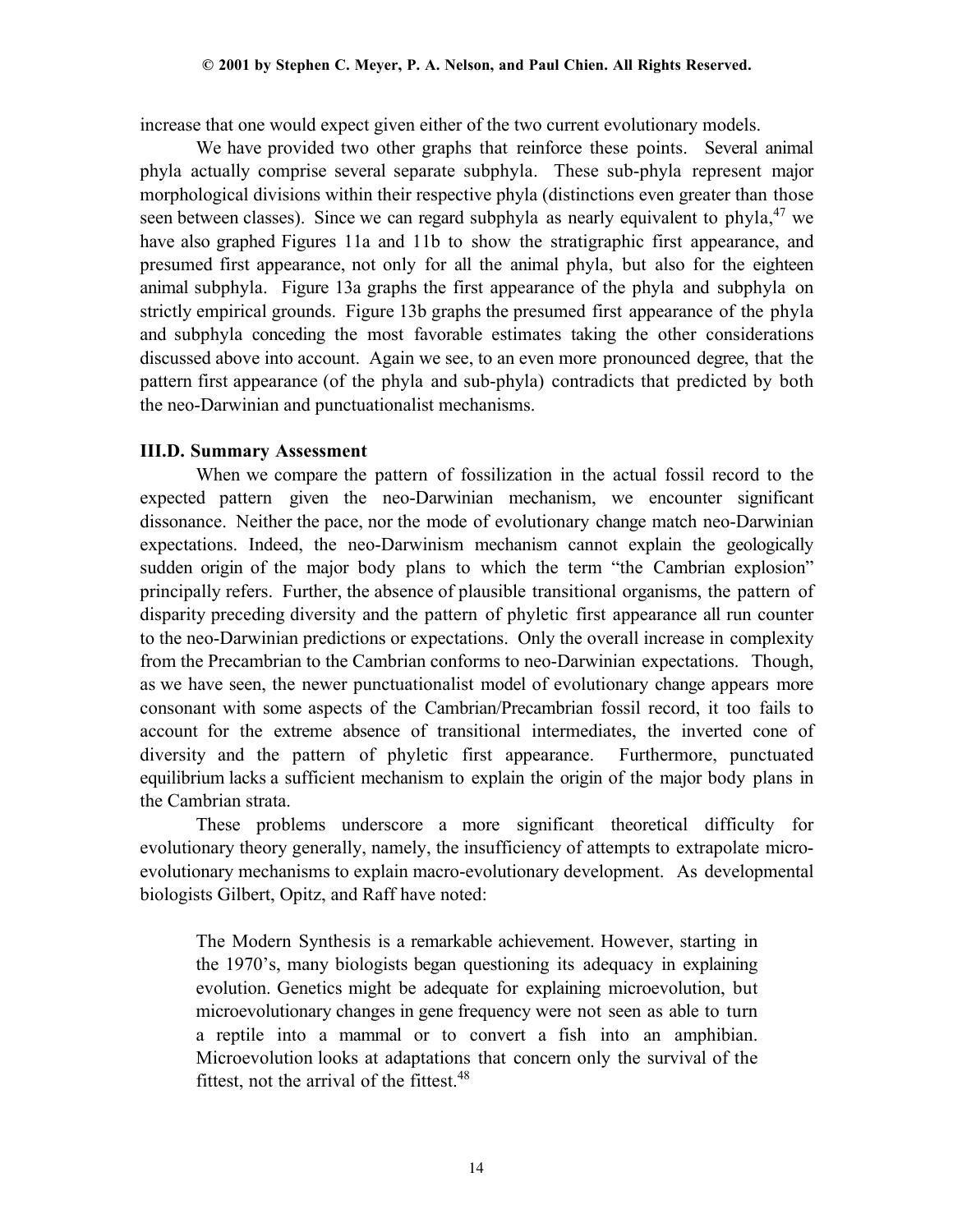increase that one would expect given either of the two current evolutionary models.

We have provided two other graphs that reinforce these points. Several animal phyla actually comprise several separate subphyla. These sub-phyla represent major morphological divisions within their respective phyla (distinctions even greater than those seen between classes). Since we can regard subphyla as nearly equivalent to phyla,[47] we have also graphed Figures 11a and 11b to show the stratigraphic first appearance, and presumed first appearance, not only for all the animal phyla, but also for the eighteen animal subphyla. Figure 13a graphs the first appearance of the phyla and subphyla on strictly empirical grounds. Figure 13b graphs the presumed first appearance of the phyla and subphyla conceding the most favorable estimates taking the other considerations discussed above into account. Again we see, to an even more pronounced degree, that the pattern first appearance (of the phyla and sub-phyla) contradicts that predicted by both the neo-Darwinian and punctuationalist mechanisms.

### III.D. Summary Assessment

When we compare the pattern of fossilization in the actual fossil record to the expected pattern given the neo-Darwinian mechanism, we encounter significant dissonance. Neither the pace, nor the mode of evolutionary change match neo-Darwinian expectations. Indeed, the neo-Darwinism mechanism cannot explain the geologically sudden origin of the major body plans to which the term "the Cambrian explosion" principally refers. Further, the absence of plausible transitional organisms, the pattern of disparity preceding diversity and the pattern of phyletic first appearance all run counter to the neo-Darwinian predictions or expectations. Only the overall increase in complexity from the Precambrian to the Cambrian conforms to neo-Darwinian expectations. Though, as we have seen, the newer punctuationalist model of evolutionary change appears more consonant with some aspects of the Cambrian/Precambrian fossil record, it too fails to account for the extreme absence of transitional intermediates, the inverted cone of diversity and the pattern of phyletic first appearance. Furthermore, punctuated equilibrium lacks a sufficient mechanism to explain the origin of the major body plans in the Cambrian strata.

These problems underscore a more significant theoretical difficulty for evolutionary theory generally, namely, the insufficiency of attempts to extrapolate micro-evolutionary mechanisms to explain macro-evolutionary development. As developmental biologists Gilbert, Opitz, and Raff have noted:

> The Modern Synthesis is a remarkable achievement. However, starting in the 1970's, many biologists began questioning its adequacy in explaining evolution. Genetics might be adequate for explaining microevolution, but microevolutionary changes in gene frequency were not seen as able to turn a reptile into a mammal or to convert a fish into an amphibian. Microevolution looks at adaptations that concern only the survival of the fittest, not the arrival of the fittest.[48]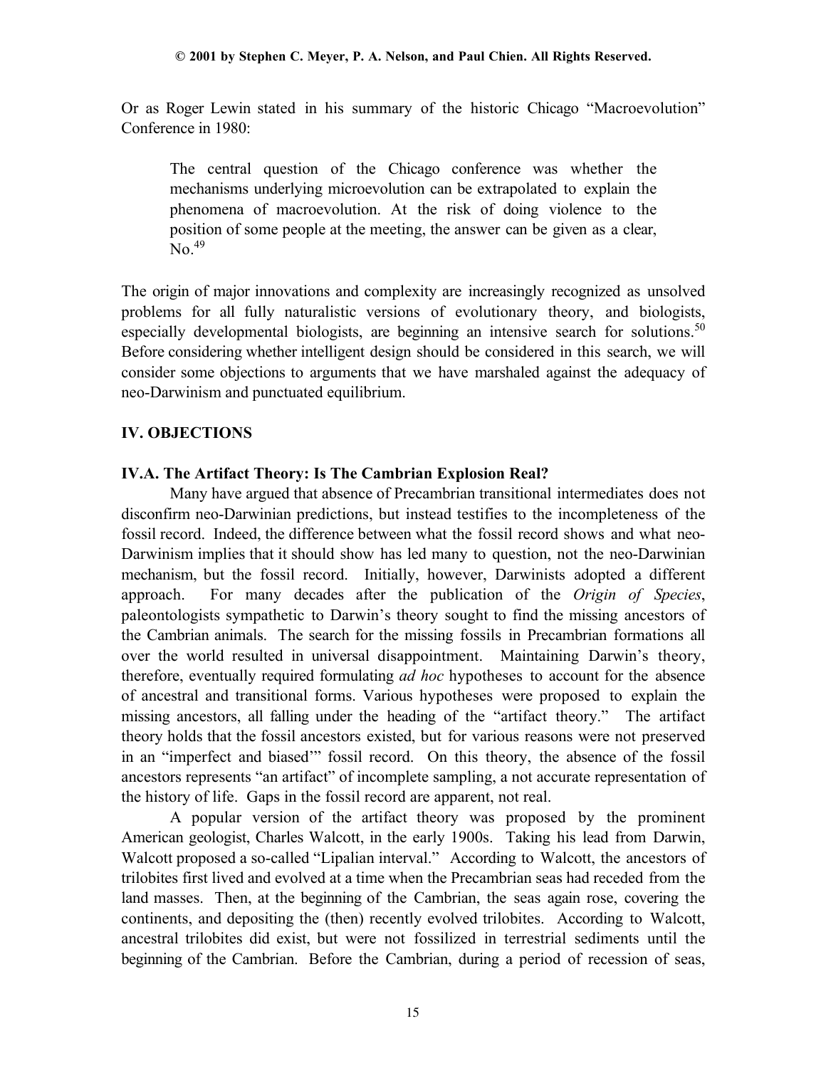Or as Roger Lewin stated in his summary of the historic Chicago "Macroevolution" Conference in 1980:

> The central question of the Chicago conference was whether the mechanisms underlying microevolution can be extrapolated to explain the phenomena of macroevolution. At the risk of doing violence to the position of some people at the meeting, the answer can be given as a clear, No.[49]

The origin of major innovations and complexity are increasingly recognized as unsolved problems for all fully naturalistic versions of evolutionary theory, and biologists, especially developmental biologists, are beginning an intensive search for solutions.[50] Before considering whether intelligent design should be considered in this search, we will consider some objections to arguments that we have marshaled against the adequacy of neo-Darwinism and punctuated equilibrium.

## IV. OBJECTIONS

### IV.A. The Artifact Theory: Is The Cambrian Explosion Real?

Many have argued that absence of Precambrian transitional intermediates does not disconfirm neo-Darwinian predictions, but instead testifies to the incompleteness of the fossil record. Indeed, the difference between what the fossil record shows and what neo-Darwinism implies that it should show has led many to question, not the neo-Darwinian mechanism, but the fossil record. Initially, however, Darwinists adopted a different approach. For many decades after the publication of the *Origin of Species*, paleontologists sympathetic to Darwin's theory sought to find the missing ancestors of the Cambrian animals. The search for the missing fossils in Precambrian formations all over the world resulted in universal disappointment. Maintaining Darwin's theory, therefore, eventually required formulating *ad hoc* hypotheses to account for the absence of ancestral and transitional forms. Various hypotheses were proposed to explain the missing ancestors, all falling under the heading of the "artifact theory." The artifact theory holds that the fossil ancestors existed, but for various reasons were not preserved in an "imperfect and biased'" fossil record. On this theory, the absence of the fossil ancestors represents "an artifact" of incomplete sampling, a not accurate representation of the history of life. Gaps in the fossil record are apparent, not real.

A popular version of the artifact theory was proposed by the prominent American geologist, Charles Walcott, in the early 1900s. Taking his lead from Darwin, Walcott proposed a so-called "Lipalian interval." According to Walcott, the ancestors of trilobites first lived and evolved at a time when the Precambrian seas had receded from the land masses. Then, at the beginning of the Cambrian, the seas again rose, covering the continents, and depositing the (then) recently evolved trilobites. According to Walcott, ancestral trilobites did exist, but were not fossilized in terrestrial sediments until the beginning of the Cambrian. Before the Cambrian, during a period of recession of seas,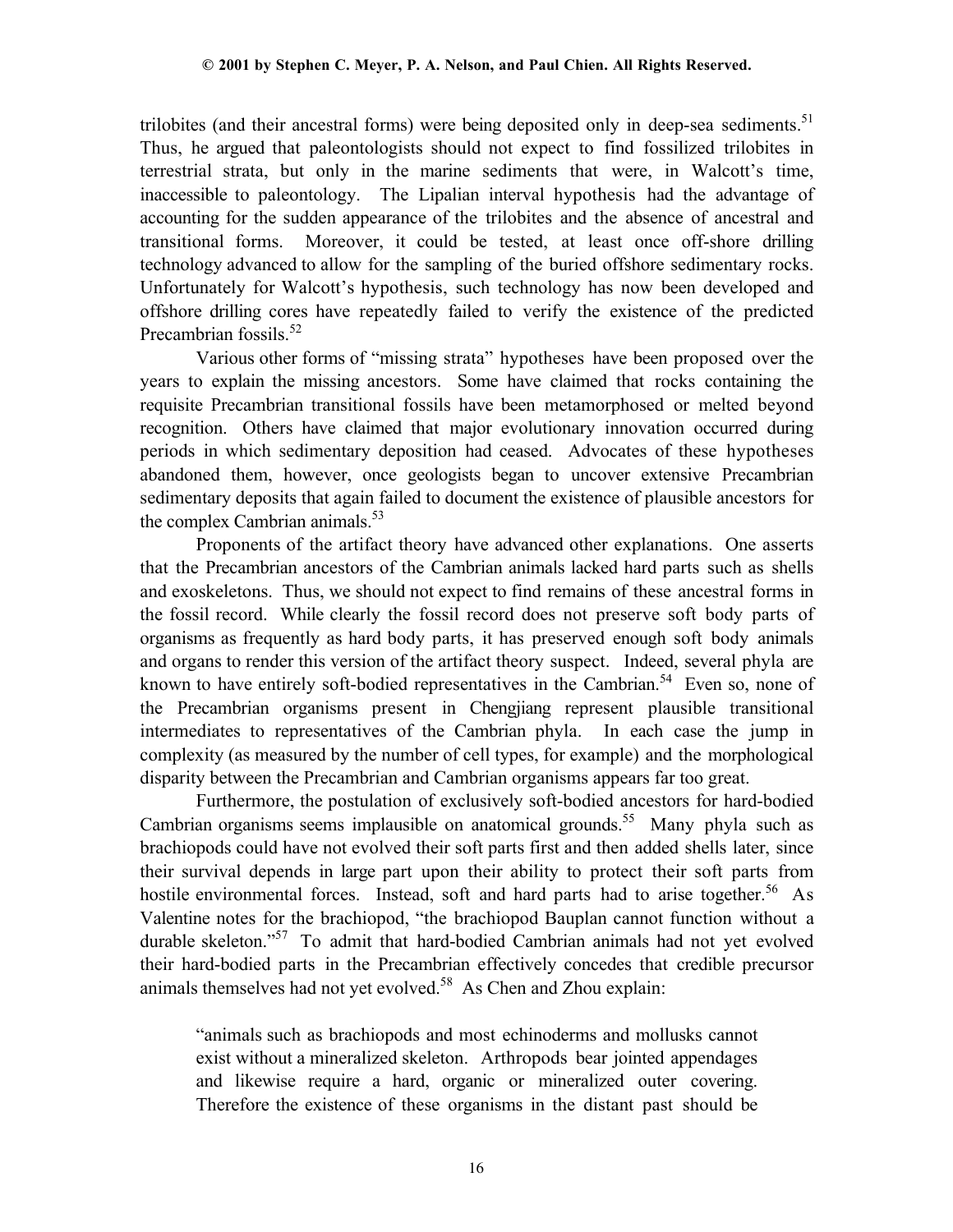trilobites (and their ancestral forms) were being deposited only in deep-sea sediments.[51] Thus, he argued that paleontologists should not expect to find fossilized trilobites in terrestrial strata, but only in the marine sediments that were, in Walcott's time, inaccessible to paleontology. The Lipalian interval hypothesis had the advantage of accounting for the sudden appearance of the trilobites and the absence of ancestral and transitional forms. Moreover, it could be tested, at least once off-shore drilling technology advanced to allow for the sampling of the buried offshore sedimentary rocks. Unfortunately for Walcott's hypothesis, such technology has now been developed and offshore drilling cores have repeatedly failed to verify the existence of the predicted Precambrian fossils.[52]

Various other forms of "missing strata" hypotheses have been proposed over the years to explain the missing ancestors. Some have claimed that rocks containing the requisite Precambrian transitional fossils have been metamorphosed or melted beyond recognition. Others have claimed that major evolutionary innovation occurred during periods in which sedimentary deposition had ceased. Advocates of these hypotheses abandoned them, however, once geologists began to uncover extensive Precambrian sedimentary deposits that again failed to document the existence of plausible ancestors for the complex Cambrian animals.[53]

Proponents of the artifact theory have advanced other explanations. One asserts that the Precambrian ancestors of the Cambrian animals lacked hard parts such as shells and exoskeletons. Thus, we should not expect to find remains of these ancestral forms in the fossil record. While clearly the fossil record does not preserve soft body parts of organisms as frequently as hard body parts, it has preserved enough soft body animals and organs to render this version of the artifact theory suspect. Indeed, several phyla are known to have entirely soft-bodied representatives in the Cambrian.[54] Even so, none of the Precambrian organisms present in Chengjiang represent plausible transitional intermediates to representatives of the Cambrian phyla. In each case the jump in complexity (as measured by the number of cell types, for example) and the morphological disparity between the Precambrian and Cambrian organisms appears far too great.

Furthermore, the postulation of exclusively soft-bodied ancestors for hard-bodied Cambrian organisms seems implausible on anatomical grounds.[55] Many phyla such as brachiopods could have not evolved their soft parts first and then added shells later, since their survival depends in large part upon their ability to protect their soft parts from hostile environmental forces. Instead, soft and hard parts had to arise together.[56] As Valentine notes for the brachiopod, "the brachiopod Bauplan cannot function without a durable skeleton."[57] To admit that hard-bodied Cambrian animals had not yet evolved their hard-bodied parts in the Precambrian effectively concedes that credible precursor animals themselves had not yet evolved.[58] As Chen and Zhou explain:

> "animals such as brachiopods and most echinoderms and mollusks cannot exist without a mineralized skeleton. Arthropods bear jointed appendages and likewise require a hard, organic or mineralized outer covering. Therefore the existence of these organisms in the distant past should be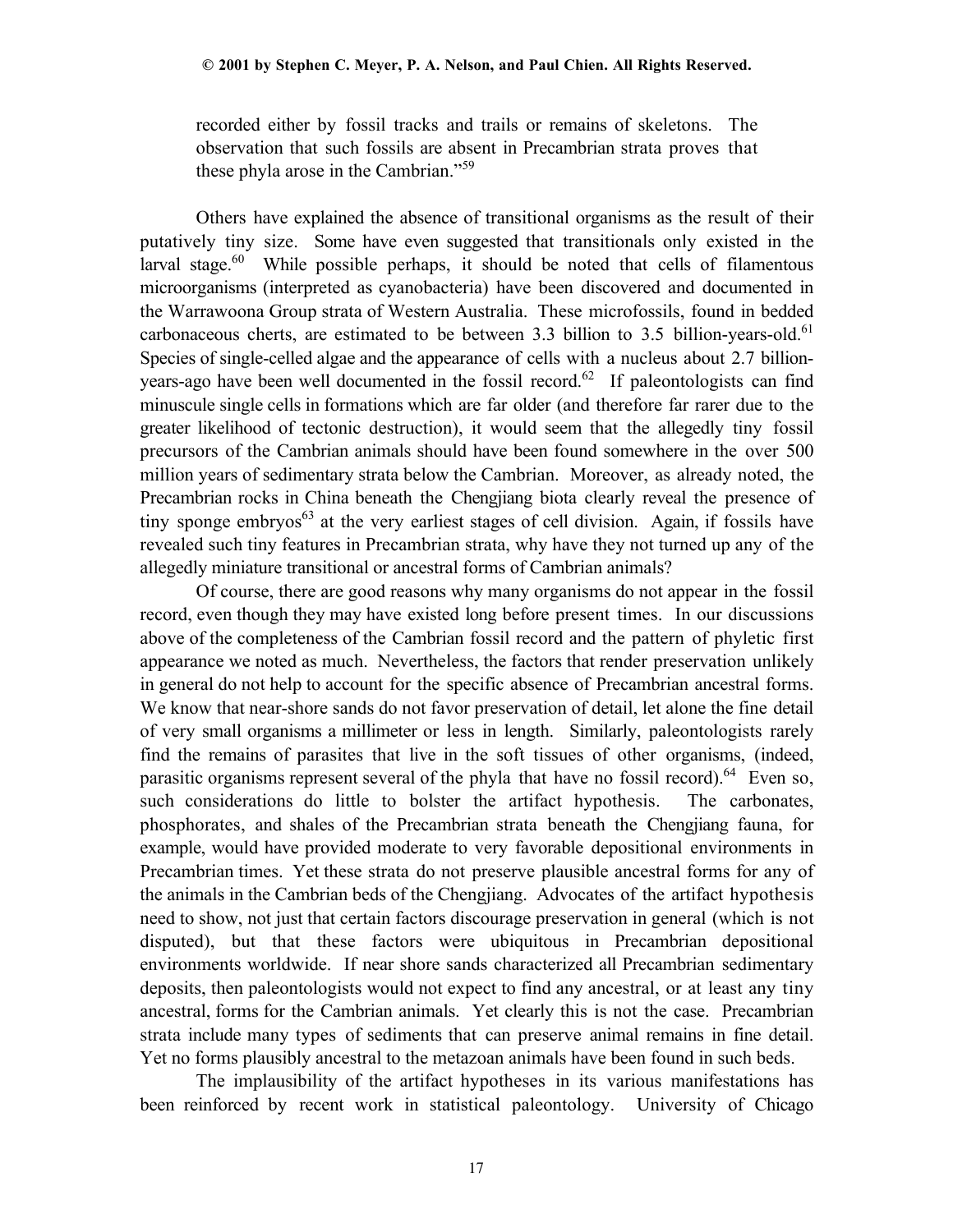> recorded either by fossil tracks and trails or remains of skeletons. The observation that such fossils are absent in Precambrian strata proves that these phyla arose in the Cambrian."[59]

Others have explained the absence of transitional organisms as the result of their putatively tiny size. Some have even suggested that transitionals only existed in the larval stage.[60] While possible perhaps, it should be noted that cells of filamentous microorganisms (interpreted as cyanobacteria) have been discovered and documented in the Warrawoona Group strata of Western Australia. These microfossils, found in bedded carbonaceous cherts, are estimated to be between 3.3 billion to 3.5 billion-years-old.[61] Species of single-celled algae and the appearance of cells with a nucleus about 2.7 billion-years-ago have been well documented in the fossil record.[62] If paleontologists can find minuscule single cells in formations which are far older (and therefore far rarer due to the greater likelihood of tectonic destruction), it would seem that the allegedly tiny fossil precursors of the Cambrian animals should have been found somewhere in the over 500 million years of sedimentary strata below the Cambrian. Moreover, as already noted, the Precambrian rocks in China beneath the Chengjiang biota clearly reveal the presence of tiny sponge embryos[63] at the very earliest stages of cell division. Again, if fossils have revealed such tiny features in Precambrian strata, why have they not turned up any of the allegedly miniature transitional or ancestral forms of Cambrian animals?

Of course, there are good reasons why many organisms do not appear in the fossil record, even though they may have existed long before present times. In our discussions above of the completeness of the Cambrian fossil record and the pattern of phyletic first appearance we noted as much. Nevertheless, the factors that render preservation unlikely in general do not help to account for the specific absence of Precambrian ancestral forms. We know that near-shore sands do not favor preservation of detail, let alone the fine detail of very small organisms a millimeter or less in length. Similarly, paleontologists rarely find the remains of parasites that live in the soft tissues of other organisms, (indeed, parasitic organisms represent several of the phyla that have no fossil record).[64] Even so, such considerations do little to bolster the artifact hypothesis. The carbonates, phosphorates, and shales of the Precambrian strata beneath the Chengjiang fauna, for example, would have provided moderate to very favorable depositional environments in Precambrian times. Yet these strata do not preserve plausible ancestral forms for any of the animals in the Cambrian beds of the Chengjiang. Advocates of the artifact hypothesis need to show, not just that certain factors discourage preservation in general (which is not disputed), but that these factors were ubiquitous in Precambrian depositional environments worldwide. If near shore sands characterized all Precambrian sedimentary deposits, then paleontologists would not expect to find any ancestral, or at least any tiny ancestral, forms for the Cambrian animals. Yet clearly this is not the case. Precambrian strata include many types of sediments that can preserve animal remains in fine detail. Yet no forms plausibly ancestral to the metazoan animals have been found in such beds.

The implausibility of the artifact hypotheses in its various manifestations has been reinforced by recent work in statistical paleontology. University of Chicago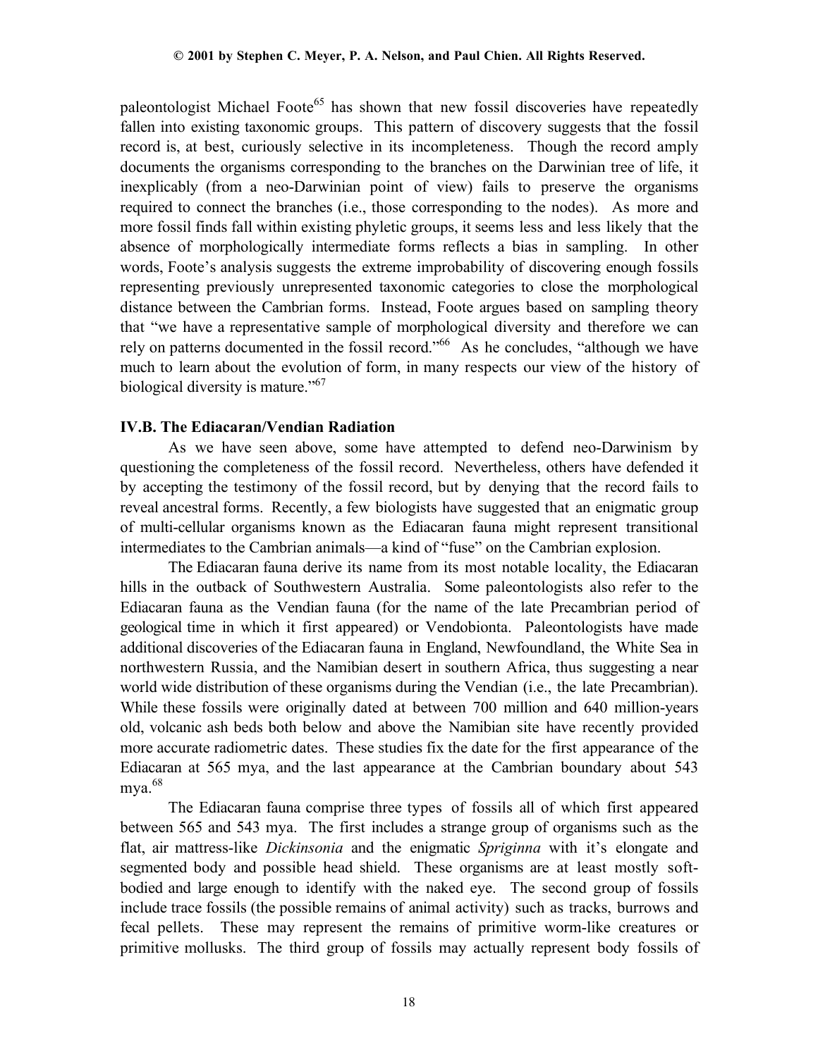paleontologist Michael Foote[65] has shown that new fossil discoveries have repeatedly fallen into existing taxonomic groups. This pattern of discovery suggests that the fossil record is, at best, curiously selective in its incompleteness. Though the record amply documents the organisms corresponding to the branches on the Darwinian tree of life, it inexplicably (from a neo-Darwinian point of view) fails to preserve the organisms required to connect the branches (i.e., those corresponding to the nodes). As more and more fossil finds fall within existing phyletic groups, it seems less and less likely that the absence of morphologically intermediate forms reflects a bias in sampling. In other words, Foote's analysis suggests the extreme improbability of discovering enough fossils representing previously unrepresented taxonomic categories to close the morphological distance between the Cambrian forms. Instead, Foote argues based on sampling theory that "we have a representative sample of morphological diversity and therefore we can rely on patterns documented in the fossil record."[66] As he concludes, "although we have much to learn about the evolution of form, in many respects our view of the history of biological diversity is mature."[67]

### IV.B. The Ediacaran/Vendian Radiation

As we have seen above, some have attempted to defend neo-Darwinism by questioning the completeness of the fossil record. Nevertheless, others have defended it by accepting the testimony of the fossil record, but by denying that the record fails to reveal ancestral forms. Recently, a few biologists have suggested that an enigmatic group of multi-cellular organisms known as the Ediacaran fauna might represent transitional intermediates to the Cambrian animals—a kind of "fuse" on the Cambrian explosion.

The Ediacaran fauna derive its name from its most notable locality, the Ediacaran hills in the outback of Southwestern Australia. Some paleontologists also refer to the Ediacaran fauna as the Vendian fauna (for the name of the late Precambrian period of geological time in which it first appeared) or Vendobionta. Paleontologists have made additional discoveries of the Ediacaran fauna in England, Newfoundland, the White Sea in northwestern Russia, and the Namibian desert in southern Africa, thus suggesting a near world wide distribution of these organisms during the Vendian (i.e., the late Precambrian). While these fossils were originally dated at between 700 million and 640 million-years old, volcanic ash beds both below and above the Namibian site have recently provided more accurate radiometric dates. These studies fix the date for the first appearance of the Ediacaran at 565 mya, and the last appearance at the Cambrian boundary about 543 mya.[68]

The Ediacaran fauna comprise three types of fossils all of which first appeared between 565 and 543 mya. The first includes a strange group of organisms such as the flat, air mattress-like *Dickinsonia* and the enigmatic *Spriginna* with it's elongate and segmented body and possible head shield. These organisms are at least mostly soft-bodied and large enough to identify with the naked eye. The second group of fossils include trace fossils (the possible remains of animal activity) such as tracks, burrows and fecal pellets. These may represent the remains of primitive worm-like creatures or primitive mollusks. The third group of fossils may actually represent body fossils of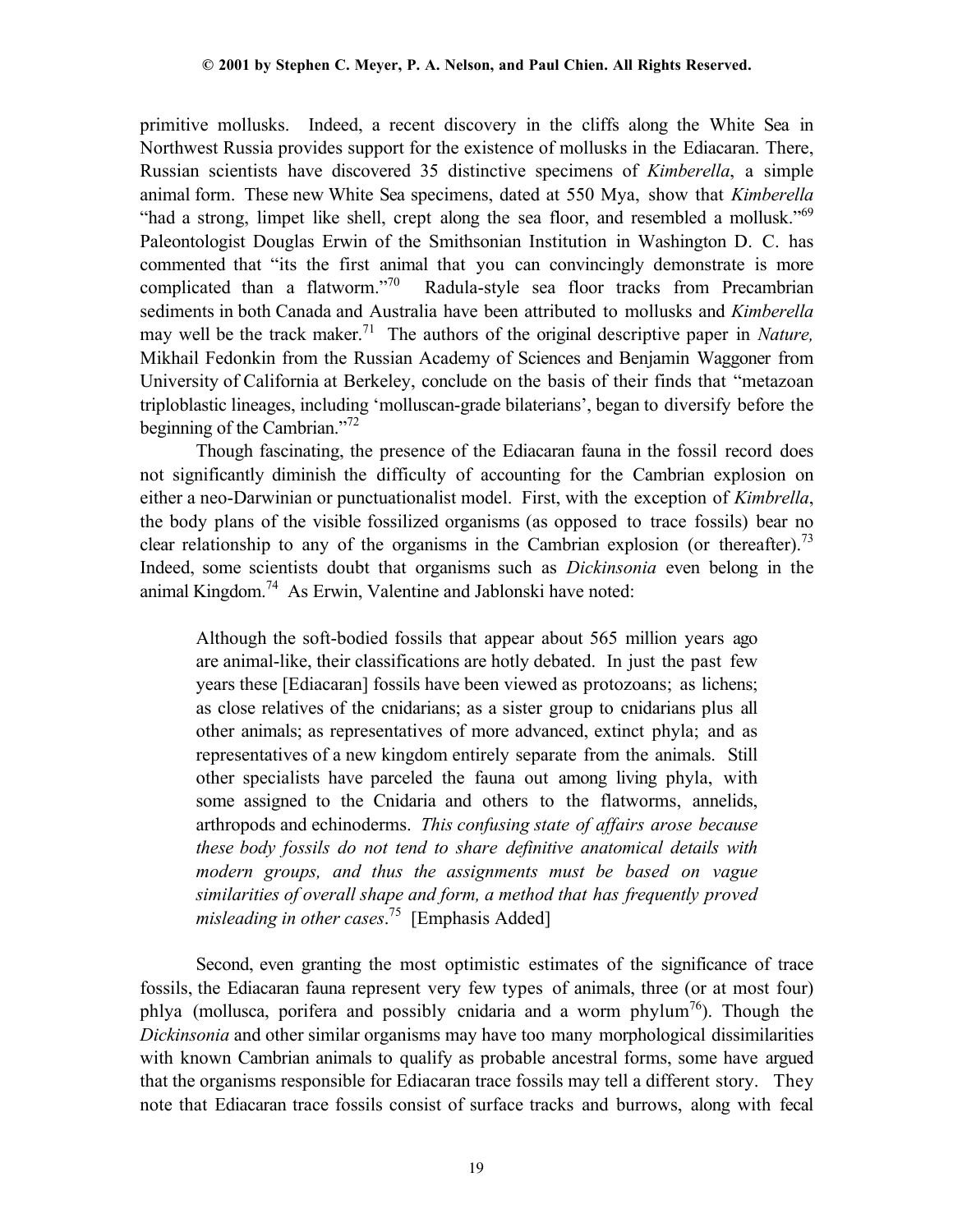primitive mollusks. Indeed, a recent discovery in the cliffs along the White Sea in Northwest Russia provides support for the existence of mollusks in the Ediacaran. There, Russian scientists have discovered 35 distinctive specimens of *Kimberella*, a simple animal form. These new White Sea specimens, dated at 550 Mya, show that *Kimberella* "had a strong, limpet like shell, crept along the sea floor, and resembled a mollusk."[69] Paleontologist Douglas Erwin of the Smithsonian Institution in Washington D. C. has commented that "its the first animal that you can convincingly demonstrate is more complicated than a flatworm."[70] Radula-style sea floor tracks from Precambrian sediments in both Canada and Australia have been attributed to mollusks and *Kimberella* may well be the track maker.[71] The authors of the original descriptive paper in *Nature,* Mikhail Fedonkin from the Russian Academy of Sciences and Benjamin Waggoner from University of California at Berkeley, conclude on the basis of their finds that "metazoan triploblastic lineages, including 'molluscan-grade bilaterians', began to diversify before the beginning of the Cambrian."[72]

Though fascinating, the presence of the Ediacaran fauna in the fossil record does not significantly diminish the difficulty of accounting for the Cambrian explosion on either a neo-Darwinian or punctuationalist model. First, with the exception of *Kimbrella*, the body plans of the visible fossilized organisms (as opposed to trace fossils) bear no clear relationship to any of the organisms in the Cambrian explosion (or thereafter).[73] Indeed, some scientists doubt that organisms such as *Dickinsonia* even belong in the animal Kingdom.[74] As Erwin, Valentine and Jablonski have noted:

> Although the soft-bodied fossils that appear about 565 million years ago are animal-like, their classifications are hotly debated. In just the past few years these [Ediacaran] fossils have been viewed as protozoans; as lichens; as close relatives of the cnidarians; as a sister group to cnidarians plus all other animals; as representatives of more advanced, extinct phyla; and as representatives of a new kingdom entirely separate from the animals. Still other specialists have parceled the fauna out among living phyla, with some assigned to the Cnidaria and others to the flatworms, annelids, arthropods and echinoderms. *This confusing state of affairs arose because these body fossils do not tend to share definitive anatomical details with modern groups, and thus the assignments must be based on vague similarities of overall shape and form, a method that has frequently proved misleading in other cases*.[75] [Emphasis Added]

Second, even granting the most optimistic estimates of the significance of trace fossils, the Ediacaran fauna represent very few types of animals, three (or at most four) phlya (mollusca, porifera and possibly cnidaria and a worm phylum[76]). Though the *Dickinsonia* and other similar organisms may have too many morphological dissimilarities with known Cambrian animals to qualify as probable ancestral forms, some have argued that the organisms responsible for Ediacaran trace fossils may tell a different story. They note that Ediacaran trace fossils consist of surface tracks and burrows, along with fecal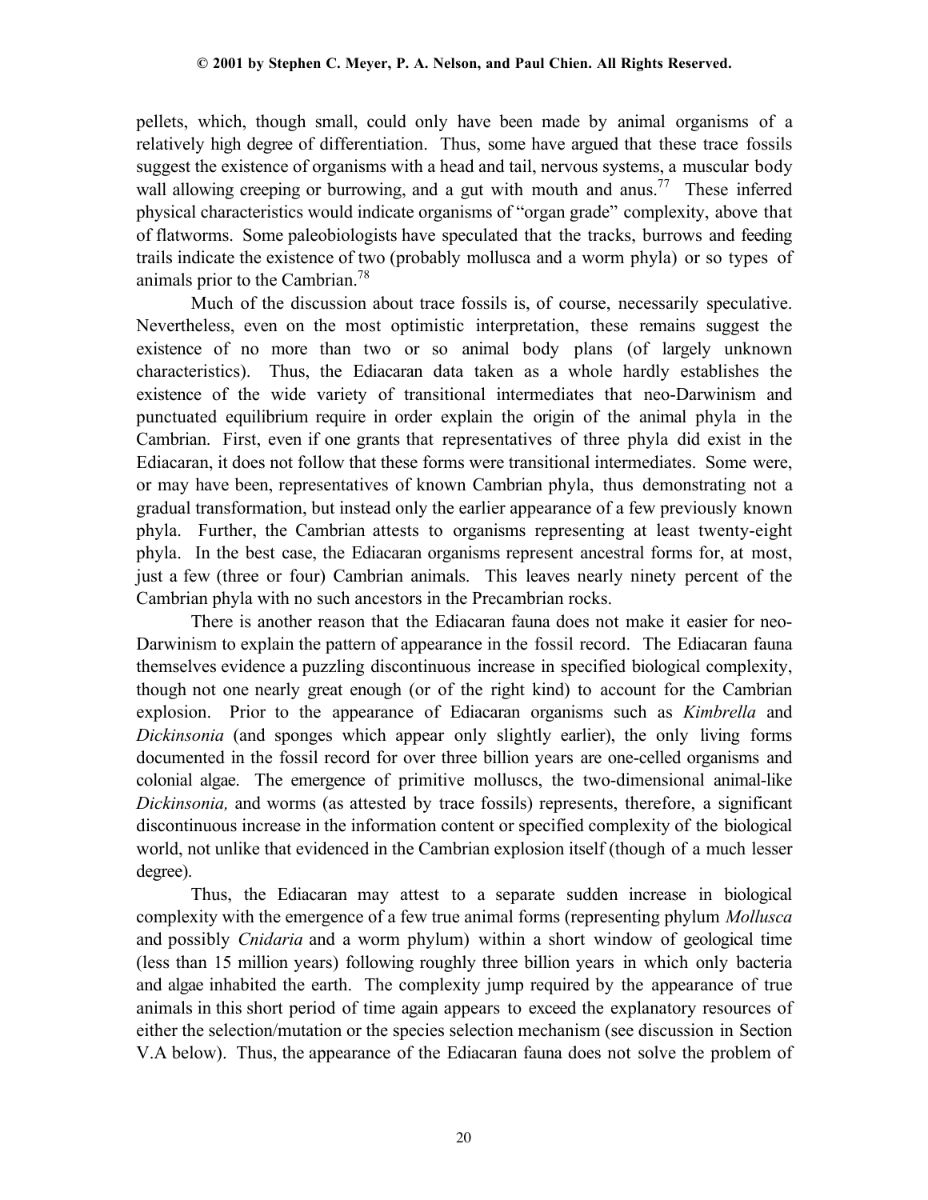pellets, which, though small, could only have been made by animal organisms of a relatively high degree of differentiation. Thus, some have argued that these trace fossils suggest the existence of organisms with a head and tail, nervous systems, a muscular body wall allowing creeping or burrowing, and a gut with mouth and anus.[77] These inferred physical characteristics would indicate organisms of "organ grade" complexity, above that of flatworms. Some paleobiologists have speculated that the tracks, burrows and feeding trails indicate the existence of two (probably mollusca and a worm phyla) or so types of animals prior to the Cambrian.[78]

Much of the discussion about trace fossils is, of course, necessarily speculative. Nevertheless, even on the most optimistic interpretation, these remains suggest the existence of no more than two or so animal body plans (of largely unknown characteristics). Thus, the Ediacaran data taken as a whole hardly establishes the existence of the wide variety of transitional intermediates that neo-Darwinism and punctuated equilibrium require in order explain the origin of the animal phyla in the Cambrian. First, even if one grants that representatives of three phyla did exist in the Ediacaran, it does not follow that these forms were transitional intermediates. Some were, or may have been, representatives of known Cambrian phyla, thus demonstrating not a gradual transformation, but instead only the earlier appearance of a few previously known phyla. Further, the Cambrian attests to organisms representing at least twenty-eight phyla. In the best case, the Ediacaran organisms represent ancestral forms for, at most, just a few (three or four) Cambrian animals. This leaves nearly ninety percent of the Cambrian phyla with no such ancestors in the Precambrian rocks.

There is another reason that the Ediacaran fauna does not make it easier for neo-Darwinism to explain the pattern of appearance in the fossil record. The Ediacaran fauna themselves evidence a puzzling discontinuous increase in specified biological complexity, though not one nearly great enough (or of the right kind) to account for the Cambrian explosion. Prior to the appearance of Ediacaran organisms such as *Kimbrella* and *Dickinsonia* (and sponges which appear only slightly earlier), the only living forms documented in the fossil record for over three billion years are one-celled organisms and colonial algae. The emergence of primitive molluscs, the two-dimensional animal-like *Dickinsonia,* and worms (as attested by trace fossils) represents, therefore, a significant discontinuous increase in the information content or specified complexity of the biological world, not unlike that evidenced in the Cambrian explosion itself (though of a much lesser degree).

Thus, the Ediacaran may attest to a separate sudden increase in biological complexity with the emergence of a few true animal forms (representing phylum *Mollusca* and possibly *Cnidaria* and a worm phylum) within a short window of geological time (less than 15 million years) following roughly three billion years in which only bacteria and algae inhabited the earth. The complexity jump required by the appearance of true animals in this short period of time again appears to exceed the explanatory resources of either the selection/mutation or the species selection mechanism (see discussion in Section V.A below). Thus, the appearance of the Ediacaran fauna does not solve the problem of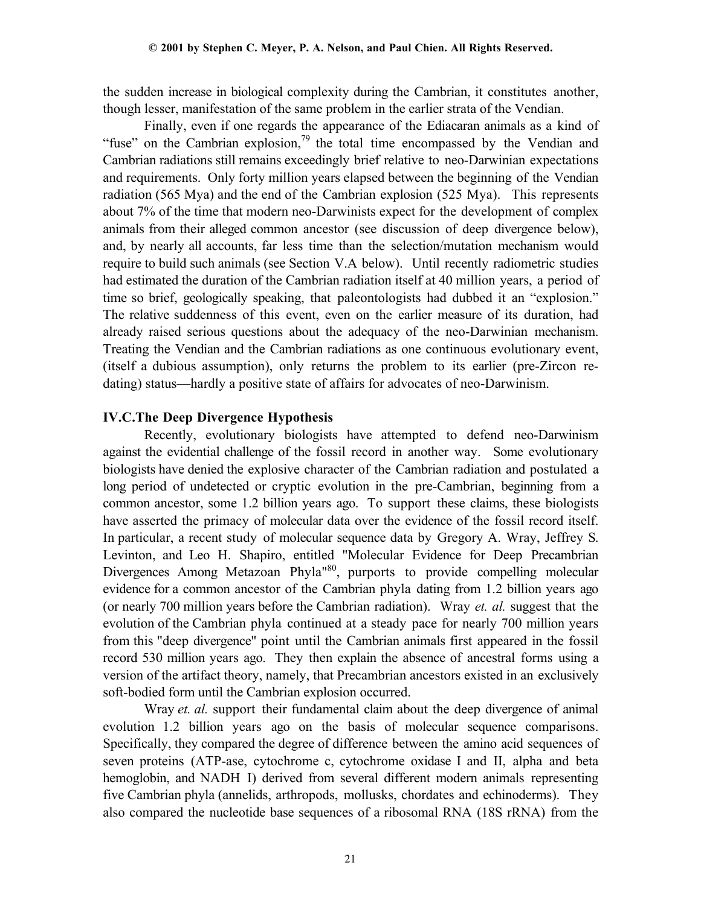the sudden increase in biological complexity during the Cambrian, it constitutes another, though lesser, manifestation of the same problem in the earlier strata of the Vendian.

Finally, even if one regards the appearance of the Ediacaran animals as a kind of "fuse" on the Cambrian explosion,[79] the total time encompassed by the Vendian and Cambrian radiations still remains exceedingly brief relative to neo-Darwinian expectations and requirements. Only forty million years elapsed between the beginning of the Vendian radiation (565 Mya) and the end of the Cambrian explosion (525 Mya). This represents about 7% of the time that modern neo-Darwinists expect for the development of complex animals from their alleged common ancestor (see discussion of deep divergence below), and, by nearly all accounts, far less time than the selection/mutation mechanism would require to build such animals (see Section V.A below). Until recently radiometric studies had estimated the duration of the Cambrian radiation itself at 40 million years, a period of time so brief, geologically speaking, that paleontologists had dubbed it an "explosion." The relative suddenness of this event, even on the earlier measure of its duration, had already raised serious questions about the adequacy of the neo-Darwinian mechanism. Treating the Vendian and the Cambrian radiations as one continuous evolutionary event, (itself a dubious assumption), only returns the problem to its earlier (pre-Zircon re-dating) status—hardly a positive state of affairs for advocates of neo-Darwinism.

### IV.C. The Deep Divergence Hypothesis

Recently, evolutionary biologists have attempted to defend neo-Darwinism against the evidential challenge of the fossil record in another way. Some evolutionary biologists have denied the explosive character of the Cambrian radiation and postulated a long period of undetected or cryptic evolution in the pre-Cambrian, beginning from a common ancestor, some 1.2 billion years ago. To support these claims, these biologists have asserted the primacy of molecular data over the evidence of the fossil record itself. In particular, a recent study of molecular sequence data by Gregory A. Wray, Jeffrey S. Levinton, and Leo H. Shapiro, entitled "Molecular Evidence for Deep Precambrian Divergences Among Metazoan Phyla"[80], purports to provide compelling molecular evidence for a common ancestor of the Cambrian phyla dating from 1.2 billion years ago (or nearly 700 million years before the Cambrian radiation). Wray *et. al.* suggest that the evolution of the Cambrian phyla continued at a steady pace for nearly 700 million years from this "deep divergence" point until the Cambrian animals first appeared in the fossil record 530 million years ago. They then explain the absence of ancestral forms using a version of the artifact theory, namely, that Precambrian ancestors existed in an exclusively soft-bodied form until the Cambrian explosion occurred.

Wray *et. al.* support their fundamental claim about the deep divergence of animal evolution 1.2 billion years ago on the basis of molecular sequence comparisons. Specifically, they compared the degree of difference between the amino acid sequences of seven proteins (ATP-ase, cytochrome c, cytochrome oxidase I and II, alpha and beta hemoglobin, and NADH I) derived from several different modern animals representing five Cambrian phyla (annelids, arthropods, mollusks, chordates and echinoderms). They also compared the nucleotide base sequences of a ribosomal RNA (18S rRNA) from the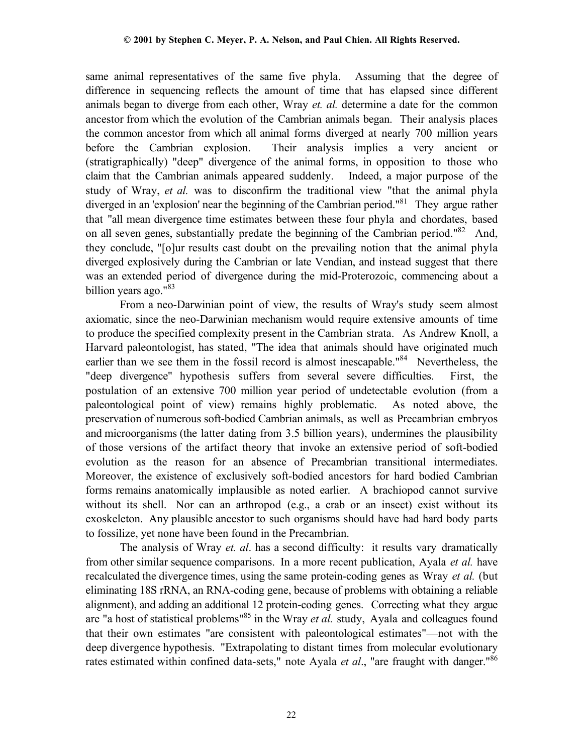same animal representatives of the same five phyla. Assuming that the degree of difference in sequencing reflects the amount of time that has elapsed since different animals began to diverge from each other, Wray *et. al.* determine a date for the common ancestor from which the evolution of the Cambrian animals began. Their analysis places the common ancestor from which all animal forms diverged at nearly 700 million years before the Cambrian explosion. Their analysis implies a very ancient or (stratigraphically) "deep" divergence of the animal forms, in opposition to those who claim that the Cambrian animals appeared suddenly. Indeed, a major purpose of the study of Wray, *et al.* was to disconfirm the traditional view "that the animal phyla diverged in an 'explosion' near the beginning of the Cambrian period."[81] They argue rather that "all mean divergence time estimates between these four phyla and chordates, based on all seven genes, substantially predate the beginning of the Cambrian period."[82] And, they conclude, "[o]ur results cast doubt on the prevailing notion that the animal phyla diverged explosively during the Cambrian or late Vendian, and instead suggest that there was an extended period of divergence during the mid-Proterozoic, commencing about a billion years ago."[83]

From a neo-Darwinian point of view, the results of Wray's study seem almost axiomatic, since the neo-Darwinian mechanism would require extensive amounts of time to produce the specified complexity present in the Cambrian strata. As Andrew Knoll, a Harvard paleontologist, has stated, "The idea that animals should have originated much earlier than we see them in the fossil record is almost inescapable."[84] Nevertheless, the "deep divergence" hypothesis suffers from several severe difficulties. First, the postulation of an extensive 700 million year period of undetectable evolution (from a paleontological point of view) remains highly problematic. As noted above, the preservation of numerous soft-bodied Cambrian animals, as well as Precambrian embryos and microorganisms (the latter dating from 3.5 billion years), undermines the plausibility of those versions of the artifact theory that invoke an extensive period of soft-bodied evolution as the reason for an absence of Precambrian transitional intermediates. Moreover, the existence of exclusively soft-bodied ancestors for hard bodied Cambrian forms remains anatomically implausible as noted earlier. A brachiopod cannot survive without its shell. Nor can an arthropod (e.g., a crab or an insect) exist without its exoskeleton. Any plausible ancestor to such organisms should have had hard body parts to fossilize, yet none have been found in the Precambrian.

The analysis of Wray *et. al*. has a second difficulty: it results vary dramatically from other similar sequence comparisons. In a more recent publication, Ayala *et al.* have recalculated the divergence times, using the same protein-coding genes as Wray *et al.* (but eliminating 18S rRNA, an RNA-coding gene, because of problems with obtaining a reliable alignment), and adding an additional 12 protein-coding genes. Correcting what they argue are "a host of statistical problems"[85] in the Wray *et al.* study, Ayala and colleagues found that their own estimates "are consistent with paleontological estimates"—not with the deep divergence hypothesis. "Extrapolating to distant times from molecular evolutionary rates estimated within confined data-sets," note Ayala *et al*., "are fraught with danger."[86]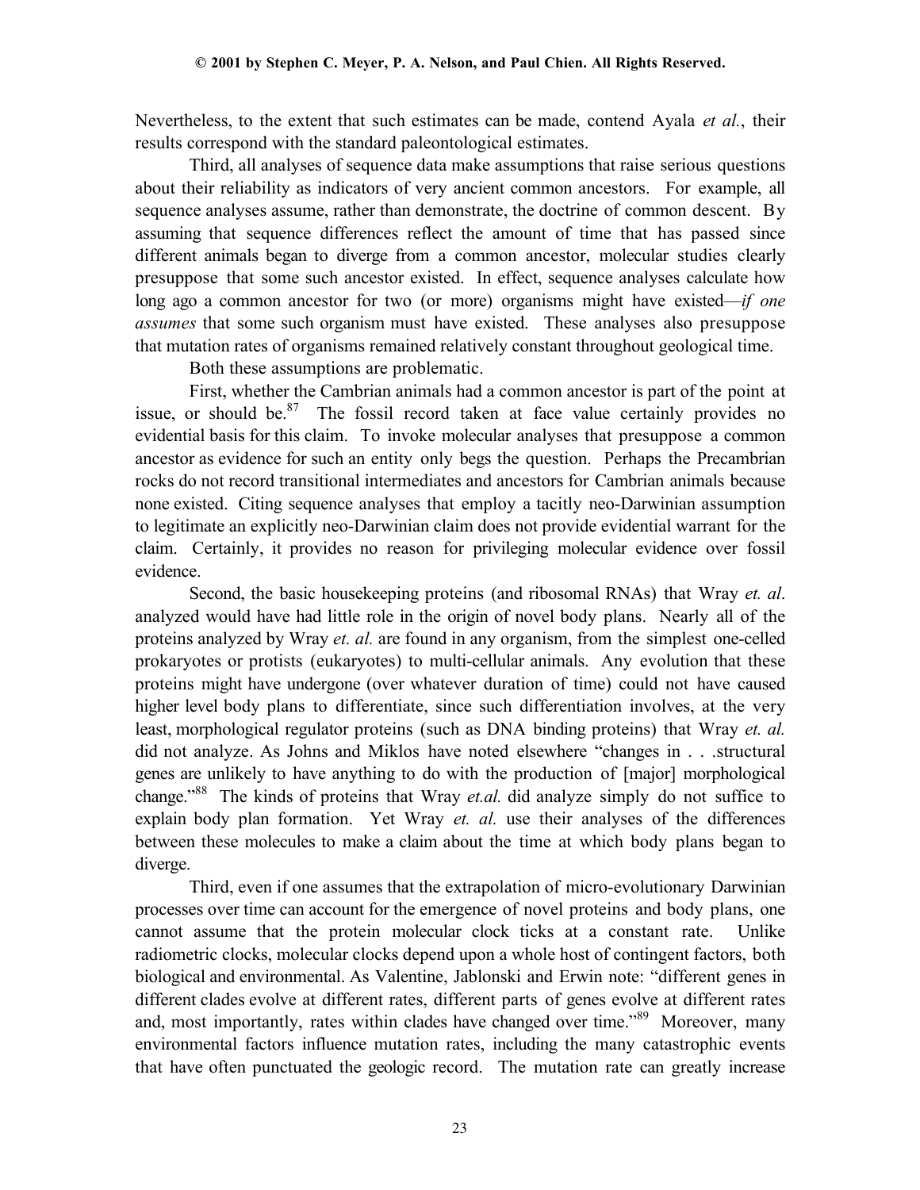Nevertheless, to the extent that such estimates can be made, contend Ayala *et al.*, their results correspond with the standard paleontological estimates.

Third, all analyses of sequence data make assumptions that raise serious questions about their reliability as indicators of very ancient common ancestors. For example, all sequence analyses assume, rather than demonstrate, the doctrine of common descent. By assuming that sequence differences reflect the amount of time that has passed since different animals began to diverge from a common ancestor, molecular studies clearly presuppose that some such ancestor existed. In effect, sequence analyses calculate how long ago a common ancestor for two (or more) organisms might have existed—*if one assumes* that some such organism must have existed. These analyses also presuppose that mutation rates of organisms remained relatively constant throughout geological time.

Both these assumptions are problematic.

First, whether the Cambrian animals had a common ancestor is part of the point at issue, or should be.[87] The fossil record taken at face value certainly provides no evidential basis for this claim. To invoke molecular analyses that presuppose a common ancestor as evidence for such an entity only begs the question. Perhaps the Precambrian rocks do not record transitional intermediates and ancestors for Cambrian animals because none existed. Citing sequence analyses that employ a tacitly neo-Darwinian assumption to legitimate an explicitly neo-Darwinian claim does not provide evidential warrant for the claim. Certainly, it provides no reason for privileging molecular evidence over fossil evidence.

Second, the basic housekeeping proteins (and ribosomal RNAs) that Wray *et. al*. analyzed would have had little role in the origin of novel body plans. Nearly all of the proteins analyzed by Wray *et. al.* are found in any organism, from the simplest one-celled prokaryotes or protists (eukaryotes) to multi-cellular animals. Any evolution that these proteins might have undergone (over whatever duration of time) could not have caused higher level body plans to differentiate, since such differentiation involves, at the very least, morphological regulator proteins (such as DNA binding proteins) that Wray *et. al.* did not analyze. As Johns and Miklos have noted elsewhere "changes in . . .structural genes are unlikely to have anything to do with the production of [major] morphological change."[88] The kinds of proteins that Wray *et.al.* did analyze simply do not suffice to explain body plan formation. Yet Wray *et. al.* use their analyses of the differences between these molecules to make a claim about the time at which body plans began to diverge.

Third, even if one assumes that the extrapolation of micro-evolutionary Darwinian processes over time can account for the emergence of novel proteins and body plans, one cannot assume that the protein molecular clock ticks at a constant rate. Unlike radiometric clocks, molecular clocks depend upon a whole host of contingent factors, both biological and environmental. As Valentine, Jablonski and Erwin note: "different genes in different clades evolve at different rates, different parts of genes evolve at different rates and, most importantly, rates within clades have changed over time."[89] Moreover, many environmental factors influence mutation rates, including the many catastrophic events that have often punctuated the geologic record. The mutation rate can greatly increase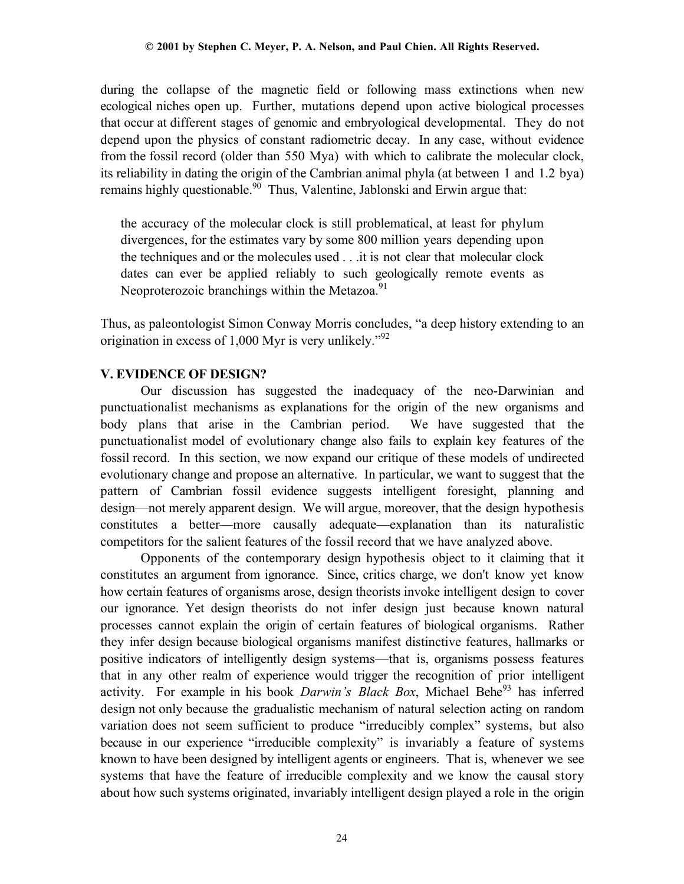during the collapse of the magnetic field or following mass extinctions when new ecological niches open up. Further, mutations depend upon active biological processes that occur at different stages of genomic and embryological developmental. They do not depend upon the physics of constant radiometric decay. In any case, without evidence from the fossil record (older than 550 Mya) with which to calibrate the molecular clock, its reliability in dating the origin of the Cambrian animal phyla (at between 1 and 1.2 bya) remains highly questionable.[90] Thus, Valentine, Jablonski and Erwin argue that:

> the accuracy of the molecular clock is still problematical, at least for phylum divergences, for the estimates vary by some 800 million years depending upon the techniques and or the molecules used . . .it is not clear that molecular clock dates can ever be applied reliably to such geologically remote events as Neoproterozoic branchings within the Metazoa.[91]

Thus, as paleontologist Simon Conway Morris concludes, "a deep history extending to an origination in excess of 1,000 Myr is very unlikely."[92]

### V. EVIDENCE OF DESIGN?

Our discussion has suggested the inadequacy of the neo-Darwinian and punctuationalist mechanisms as explanations for the origin of the new organisms and body plans that arise in the Cambrian period. We have suggested that the punctuationalist model of evolutionary change also fails to explain key features of the fossil record. In this section, we now expand our critique of these models of undirected evolutionary change and propose an alternative. In particular, we want to suggest that the pattern of Cambrian fossil evidence suggests intelligent foresight, planning and design—not merely apparent design. We will argue, moreover, that the design hypothesis constitutes a better—more causally adequate—explanation than its naturalistic competitors for the salient features of the fossil record that we have analyzed above.

Opponents of the contemporary design hypothesis object to it claiming that it constitutes an argument from ignorance. Since, critics charge, we don't know yet know how certain features of organisms arose, design theorists invoke intelligent design to cover our ignorance. Yet design theorists do not infer design just because known natural processes cannot explain the origin of certain features of biological organisms. Rather they infer design because biological organisms manifest distinctive features, hallmarks or positive indicators of intelligently design systems—that is, organisms possess features that in any other realm of experience would trigger the recognition of prior intelligent activity. For example in his book *Darwin's Black Box*, Michael Behe[93] has inferred design not only because the gradualistic mechanism of natural selection acting on random variation does not seem sufficient to produce "irreducibly complex" systems, but also because in our experience "irreducible complexity" is invariably a feature of systems known to have been designed by intelligent agents or engineers. That is, whenever we see systems that have the feature of irreducible complexity and we know the causal story about how such systems originated, invariably intelligent design played a role in the origin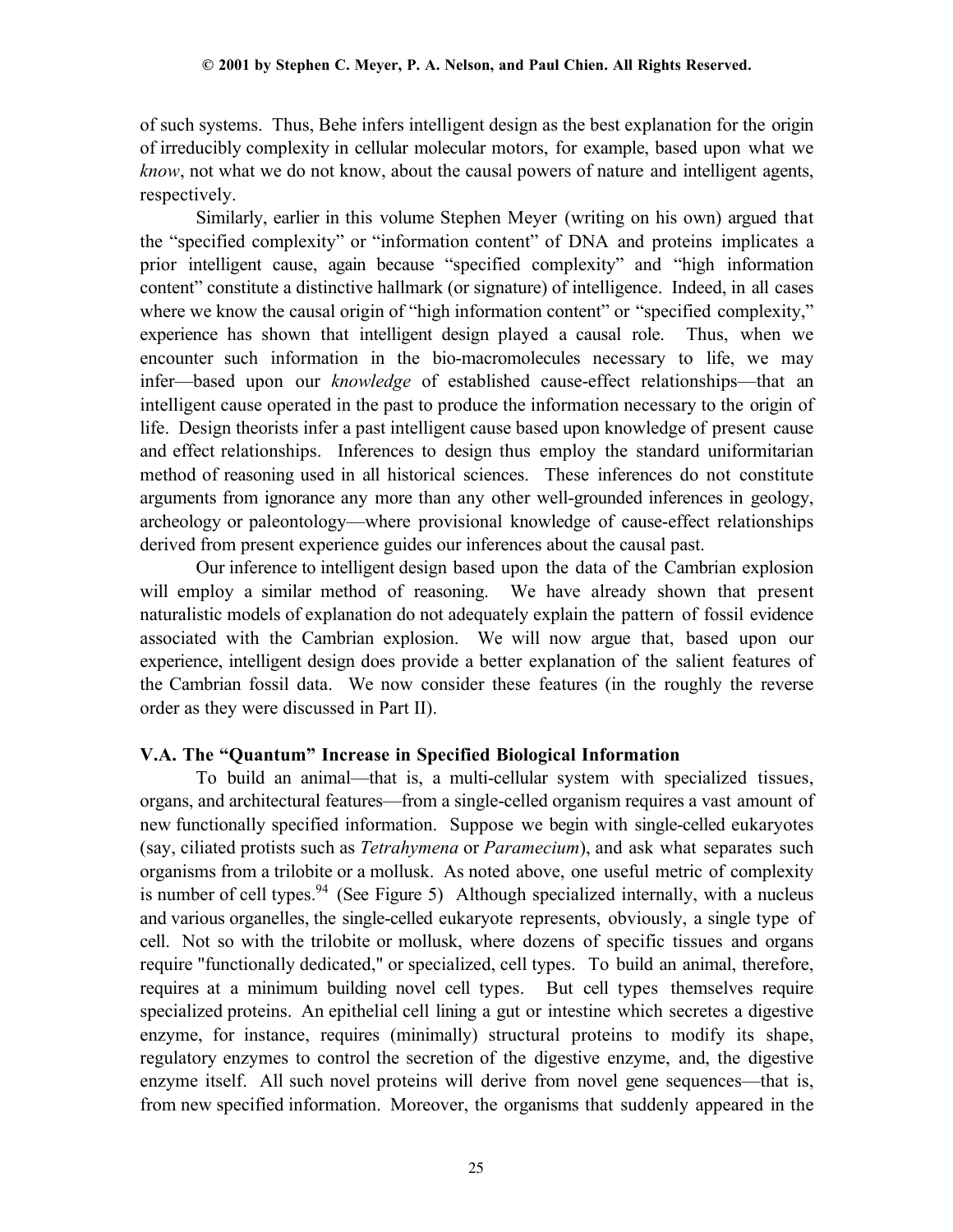of such systems. Thus, Behe infers intelligent design as the best explanation for the origin of irreducibly complexity in cellular molecular motors, for example, based upon what we *know*, not what we do not know, about the causal powers of nature and intelligent agents, respectively.

Similarly, earlier in this volume Stephen Meyer (writing on his own) argued that the "specified complexity" or "information content" of DNA and proteins implicates a prior intelligent cause, again because "specified complexity" and "high information content" constitute a distinctive hallmark (or signature) of intelligence. Indeed, in all cases where we know the causal origin of "high information content" or "specified complexity," experience has shown that intelligent design played a causal role. Thus, when we encounter such information in the bio-macromolecules necessary to life, we may infer—based upon our *knowledge* of established cause-effect relationships—that an intelligent cause operated in the past to produce the information necessary to the origin of life. Design theorists infer a past intelligent cause based upon knowledge of present cause and effect relationships. Inferences to design thus employ the standard uniformitarian method of reasoning used in all historical sciences. These inferences do not constitute arguments from ignorance any more than any other well-grounded inferences in geology, archeology or paleontology—where provisional knowledge of cause-effect relationships derived from present experience guides our inferences about the causal past.

Our inference to intelligent design based upon the data of the Cambrian explosion will employ a similar method of reasoning. We have already shown that present naturalistic models of explanation do not adequately explain the pattern of fossil evidence associated with the Cambrian explosion. We will now argue that, based upon our experience, intelligent design does provide a better explanation of the salient features of the Cambrian fossil data. We now consider these features (in the roughly the reverse order as they were discussed in Part II).

### V.A. The "Quantum" Increase in Specified Biological Information

To build an animal—that is, a multi-cellular system with specialized tissues, organs, and architectural features—from a single-celled organism requires a vast amount of new functionally specified information. Suppose we begin with single-celled eukaryotes (say, ciliated protists such as *Tetrahymena* or *Paramecium*), and ask what separates such organisms from a trilobite or a mollusk. As noted above, one useful metric of complexity is number of cell types.[94] (See Figure 5) Although specialized internally, with a nucleus and various organelles, the single-celled eukaryote represents, obviously, a single type of cell. Not so with the trilobite or mollusk, where dozens of specific tissues and organs require "functionally dedicated," or specialized, cell types. To build an animal, therefore, requires at a minimum building novel cell types. But cell types themselves require specialized proteins. An epithelial cell lining a gut or intestine which secretes a digestive enzyme, for instance, requires (minimally) structural proteins to modify its shape, regulatory enzymes to control the secretion of the digestive enzyme, and, the digestive enzyme itself. All such novel proteins will derive from novel gene sequences—that is, from new specified information. Moreover, the organisms that suddenly appeared in the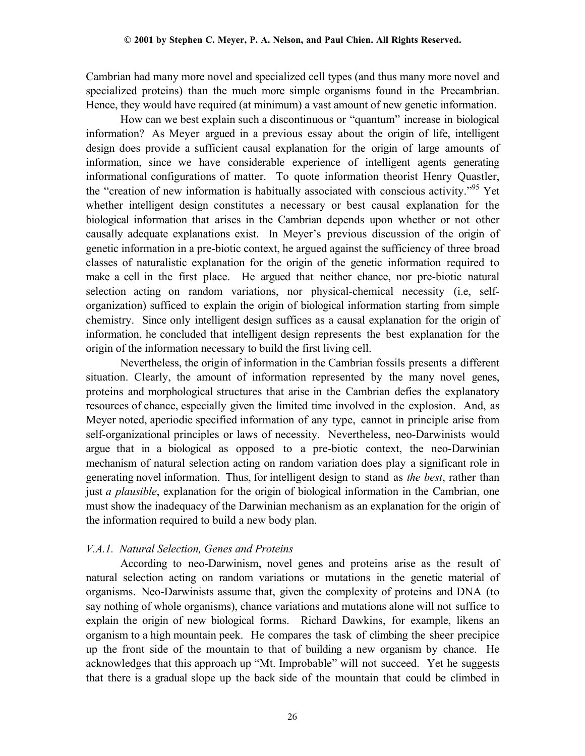Cambrian had many more novel and specialized cell types (and thus many more novel and specialized proteins) than the much more simple organisms found in the Precambrian. Hence, they would have required (at minimum) a vast amount of new genetic information.

How can we best explain such a discontinuous or "quantum" increase in biological information? As Meyer argued in a previous essay about the origin of life, intelligent design does provide a sufficient causal explanation for the origin of large amounts of information, since we have considerable experience of intelligent agents generating informational configurations of matter. To quote information theorist Henry Quastler, the "creation of new information is habitually associated with conscious activity."[95] Yet whether intelligent design constitutes a necessary or best causal explanation for the biological information that arises in the Cambrian depends upon whether or not other causally adequate explanations exist. In Meyer's previous discussion of the origin of genetic information in a pre-biotic context, he argued against the sufficiency of three broad classes of naturalistic explanation for the origin of the genetic information required to make a cell in the first place. He argued that neither chance, nor pre-biotic natural selection acting on random variations, nor physical-chemical necessity (i.e, self-organization) sufficed to explain the origin of biological information starting from simple chemistry. Since only intelligent design suffices as a causal explanation for the origin of information, he concluded that intelligent design represents the best explanation for the origin of the information necessary to build the first living cell.

Nevertheless, the origin of information in the Cambrian fossils presents a different situation. Clearly, the amount of information represented by the many novel genes, proteins and morphological structures that arise in the Cambrian defies the explanatory resources of chance, especially given the limited time involved in the explosion. And, as Meyer noted, aperiodic specified information of any type, cannot in principle arise from self-organizational principles or laws of necessity. Nevertheless, neo-Darwinists would argue that in a biological as opposed to a pre-biotic context, the neo-Darwinian mechanism of natural selection acting on random variation does play a significant role in generating novel information. Thus, for intelligent design to stand as *the best*, rather than just *a plausible*, explanation for the origin of biological information in the Cambrian, one must show the inadequacy of the Darwinian mechanism as an explanation for the origin of the information required to build a new body plan.

### *V.A.1. Natural Selection, Genes and Proteins*

According to neo-Darwinism, novel genes and proteins arise as the result of natural selection acting on random variations or mutations in the genetic material of organisms. Neo-Darwinists assume that, given the complexity of proteins and DNA (to say nothing of whole organisms), chance variations and mutations alone will not suffice to explain the origin of new biological forms. Richard Dawkins, for example, likens an organism to a high mountain peek. He compares the task of climbing the sheer precipice up the front side of the mountain to that of building a new organism by chance. He acknowledges that this approach up "Mt. Improbable" will not succeed. Yet he suggests that there is a gradual slope up the back side of the mountain that could be climbed in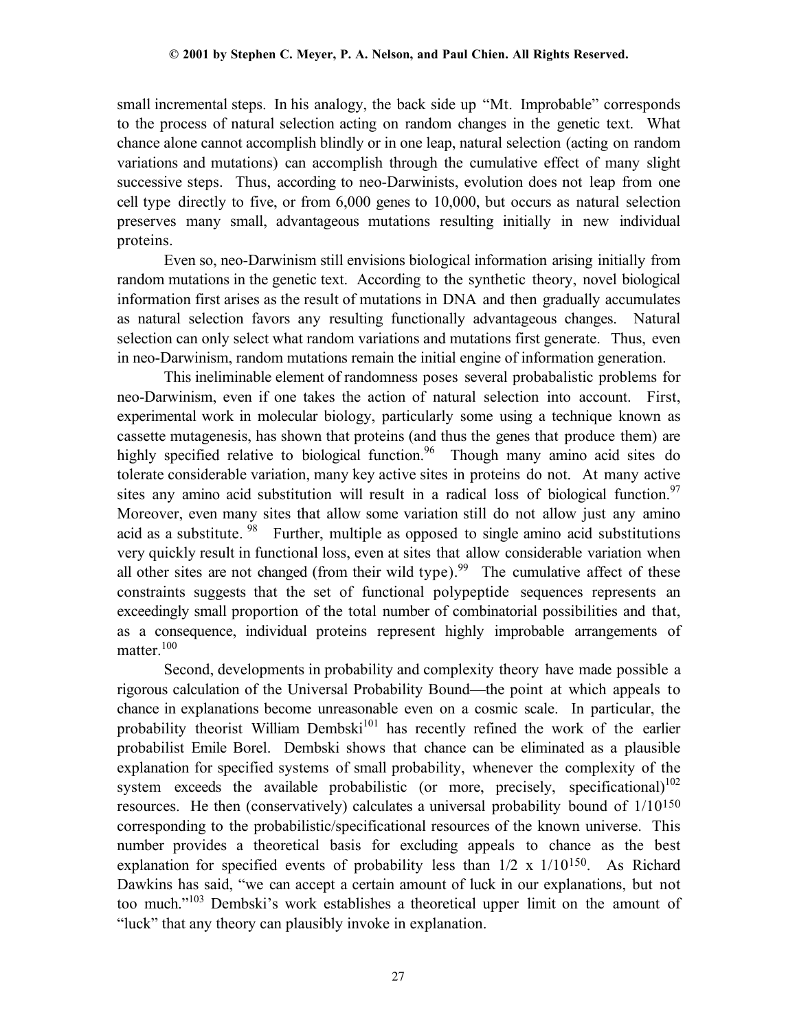small incremental steps. In his analogy, the back side up "Mt. Improbable" corresponds to the process of natural selection acting on random changes in the genetic text. What chance alone cannot accomplish blindly or in one leap, natural selection (acting on random variations and mutations) can accomplish through the cumulative effect of many slight successive steps. Thus, according to neo-Darwinists, evolution does not leap from one cell type directly to five, or from 6,000 genes to 10,000, but occurs as natural selection preserves many small, advantageous mutations resulting initially in new individual proteins.

Even so, neo-Darwinism still envisions biological information arising initially from random mutations in the genetic text. According to the synthetic theory, novel biological information first arises as the result of mutations in DNA and then gradually accumulates as natural selection favors any resulting functionally advantageous changes. Natural selection can only select what random variations and mutations first generate. Thus, even in neo-Darwinism, random mutations remain the initial engine of information generation.

This ineliminable element of randomness poses several probabalistic problems for neo-Darwinism, even if one takes the action of natural selection into account. First, experimental work in molecular biology, particularly some using a technique known as cassette mutagenesis, has shown that proteins (and thus the genes that produce them) are highly specified relative to biological function.[96] Though many amino acid sites do tolerate considerable variation, many key active sites in proteins do not. At many active sites any amino acid substitution will result in a radical loss of biological function.[97] Moreover, even many sites that allow some variation still do not allow just any amino acid as a substitute. [98] Further, multiple as opposed to single amino acid substitutions very quickly result in functional loss, even at sites that allow considerable variation when all other sites are not changed (from their wild type).[99] The cumulative affect of these constraints suggests that the set of functional polypeptide sequences represents an exceedingly small proportion of the total number of combinatorial possibilities and that, as a consequence, individual proteins represent highly improbable arrangements of matter.[100]

Second, developments in probability and complexity theory have made possible a rigorous calculation of the Universal Probability Bound—the point at which appeals to chance in explanations become unreasonable even on a cosmic scale. In particular, the probability theorist William Dembski[101] has recently refined the work of the earlier probabilist Emile Borel. Dembski shows that chance can be eliminated as a plausible explanation for specified systems of small probability, whenever the complexity of the system exceeds the available probabilistic (or more, precisely, specificational)[102] resources. He then (conservatively) calculates a universal probability bound of $1/10^{150}$ corresponding to the probabilistic/specificational resources of the known universe. This number provides a theoretical basis for excluding appeals to chance as the best explanation for specified events of probability less than $1/2 \times 1/10^{150}$. As Richard Dawkins has said, "we can accept a certain amount of luck in our explanations, but not too much."[103] Dembski's work establishes a theoretical upper limit on the amount of "luck" that any theory can plausibly invoke in explanation.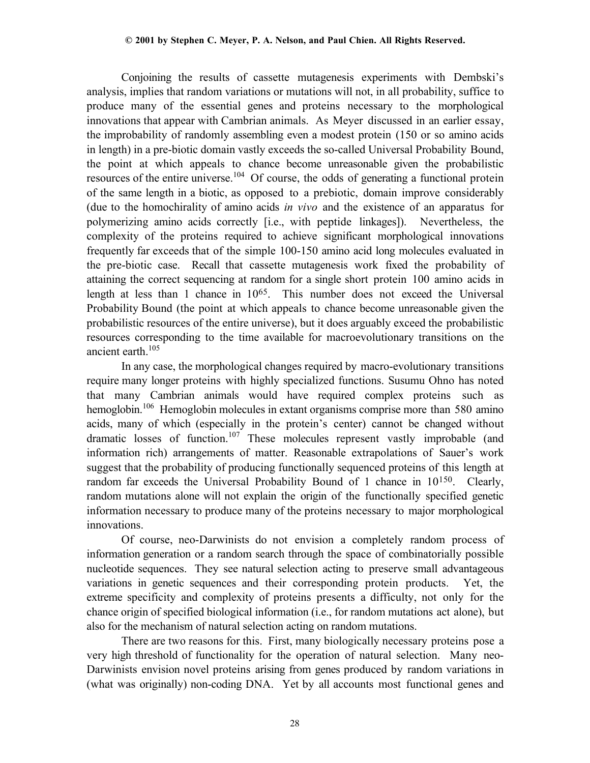Conjoining the results of cassette mutagenesis experiments with Dembski's analysis, implies that random variations or mutations will not, in all probability, suffice to produce many of the essential genes and proteins necessary to the morphological innovations that appear with Cambrian animals. As Meyer discussed in an earlier essay, the improbability of randomly assembling even a modest protein (150 or so amino acids in length) in a pre-biotic domain vastly exceeds the so-called Universal Probability Bound, the point at which appeals to chance become unreasonable given the probabilistic resources of the entire universe.[104] Of course, the odds of generating a functional protein of the same length in a biotic, as opposed to a prebiotic, domain improve considerably (due to the homochirality of amino acids *in vivo* and the existence of an apparatus for polymerizing amino acids correctly [i.e., with peptide linkages]). Nevertheless, the complexity of the proteins required to achieve significant morphological innovations frequently far exceeds that of the simple 100-150 amino acid long molecules evaluated in the pre-biotic case. Recall that cassette mutagenesis work fixed the probability of attaining the correct sequencing at random for a single short protein 100 amino acids in length at less than 1 chance in $10^{65}$. This number does not exceed the Universal Probability Bound (the point at which appeals to chance become unreasonable given the probabilistic resources of the entire universe), but it does arguably exceed the probabilistic resources corresponding to the time available for macroevolutionary transitions on the ancient earth.[105]

In any case, the morphological changes required by macro-evolutionary transitions require many longer proteins with highly specialized functions. Susumu Ohno has noted that many Cambrian animals would have required complex proteins such as hemoglobin.[106] Hemoglobin molecules in extant organisms comprise more than 580 amino acids, many of which (especially in the protein's center) cannot be changed without dramatic losses of function.[107] These molecules represent vastly improbable (and information rich) arrangements of matter. Reasonable extrapolations of Sauer's work suggest that the probability of producing functionally sequenced proteins of this length at random far exceeds the Universal Probability Bound of 1 chance in $10^{150}$. Clearly, random mutations alone will not explain the origin of the functionally specified genetic information necessary to produce many of the proteins necessary to major morphological innovations.

Of course, neo-Darwinists do not envision a completely random process of information generation or a random search through the space of combinatorially possible nucleotide sequences. They see natural selection acting to preserve small advantageous variations in genetic sequences and their corresponding protein products. Yet, the extreme specificity and complexity of proteins presents a difficulty, not only for the chance origin of specified biological information (i.e., for random mutations act alone), but also for the mechanism of natural selection acting on random mutations.

There are two reasons for this. First, many biologically necessary proteins pose a very high threshold of functionality for the operation of natural selection. Many neo-Darwinists envision novel proteins arising from genes produced by random variations in (what was originally) non-coding DNA. Yet by all accounts most functional genes and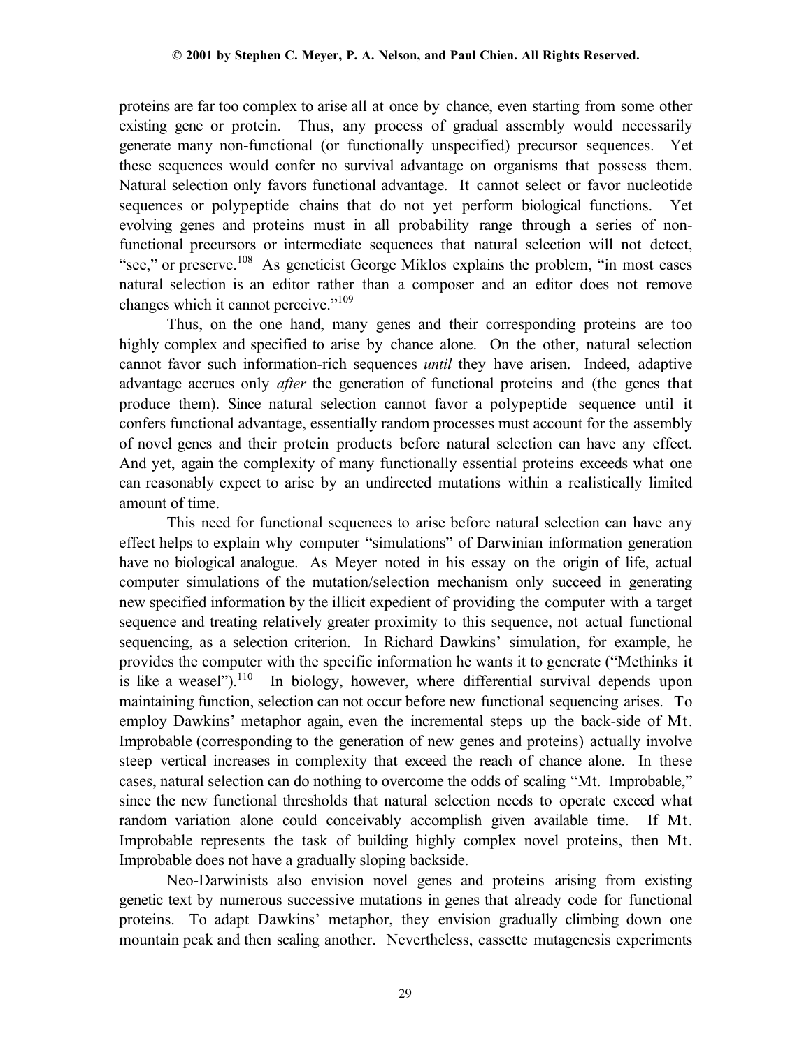proteins are far too complex to arise all at once by chance, even starting from some other existing gene or protein. Thus, any process of gradual assembly would necessarily generate many non-functional (or functionally unspecified) precursor sequences. Yet these sequences would confer no survival advantage on organisms that possess them. Natural selection only favors functional advantage. It cannot select or favor nucleotide sequences or polypeptide chains that do not yet perform biological functions. Yet evolving genes and proteins must in all probability range through a series of non-functional precursors or intermediate sequences that natural selection will not detect, "see," or preserve.[108] As geneticist George Miklos explains the problem, "in most cases natural selection is an editor rather than a composer and an editor does not remove changes which it cannot perceive."[109]

Thus, on the one hand, many genes and their corresponding proteins are too highly complex and specified to arise by chance alone. On the other, natural selection cannot favor such information-rich sequences *until* they have arisen. Indeed, adaptive advantage accrues only *after* the generation of functional proteins and (the genes that produce them). Since natural selection cannot favor a polypeptide sequence until it confers functional advantage, essentially random processes must account for the assembly of novel genes and their protein products before natural selection can have any effect. And yet, again the complexity of many functionally essential proteins exceeds what one can reasonably expect to arise by an undirected mutations within a realistically limited amount of time.

This need for functional sequences to arise before natural selection can have any effect helps to explain why computer "simulations" of Darwinian information generation have no biological analogue. As Meyer noted in his essay on the origin of life, actual computer simulations of the mutation/selection mechanism only succeed in generating new specified information by the illicit expedient of providing the computer with a target sequence and treating relatively greater proximity to this sequence, not actual functional sequencing, as a selection criterion. In Richard Dawkins' simulation, for example, he provides the computer with the specific information he wants it to generate ("Methinks it is like a weasel").[110] In biology, however, where differential survival depends upon maintaining function, selection can not occur before new functional sequencing arises. To employ Dawkins' metaphor again, even the incremental steps up the back-side of Mt. Improbable (corresponding to the generation of new genes and proteins) actually involve steep vertical increases in complexity that exceed the reach of chance alone. In these cases, natural selection can do nothing to overcome the odds of scaling "Mt. Improbable," since the new functional thresholds that natural selection needs to operate exceed what random variation alone could conceivably accomplish given available time. If Mt. Improbable represents the task of building highly complex novel proteins, then Mt. Improbable does not have a gradually sloping backside.

Neo-Darwinists also envision novel genes and proteins arising from existing genetic text by numerous successive mutations in genes that already code for functional proteins. To adapt Dawkins' metaphor, they envision gradually climbing down one mountain peak and then scaling another. Nevertheless, cassette mutagenesis experiments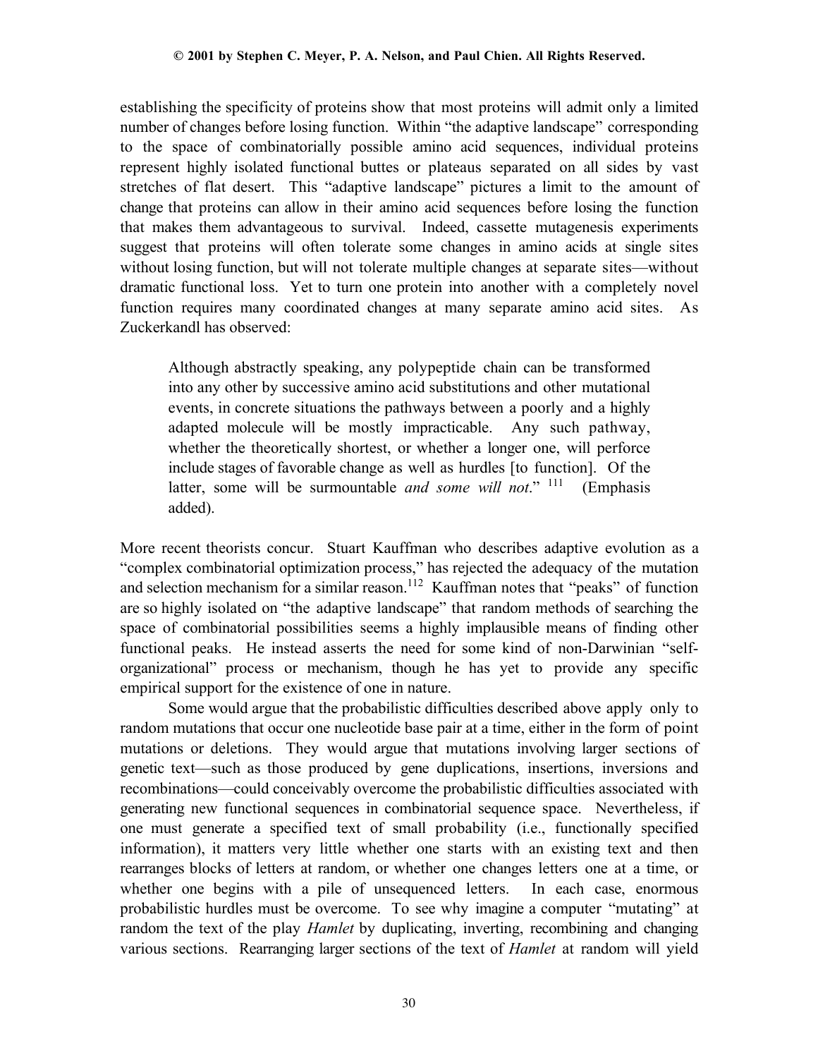establishing the specificity of proteins show that most proteins will admit only a limited number of changes before losing function. Within "the adaptive landscape" corresponding to the space of combinatorially possible amino acid sequences, individual proteins represent highly isolated functional buttes or plateaus separated on all sides by vast stretches of flat desert. This "adaptive landscape" pictures a limit to the amount of change that proteins can allow in their amino acid sequences before losing the function that makes them advantageous to survival. Indeed, cassette mutagenesis experiments suggest that proteins will often tolerate some changes in amino acids at single sites without losing function, but will not tolerate multiple changes at separate sites—without dramatic functional loss. Yet to turn one protein into another with a completely novel function requires many coordinated changes at many separate amino acid sites. As Zuckerkandl has observed:

> Although abstractly speaking, any polypeptide chain can be transformed into any other by successive amino acid substitutions and other mutational events, in concrete situations the pathways between a poorly and a highly adapted molecule will be mostly impracticable. Any such pathway, whether the theoretically shortest, or whether a longer one, will perforce include stages of favorable change as well as hurdles [to function]. Of the latter, some will be surmountable *and some will not*."[111] (Emphasis added).

More recent theorists concur. Stuart Kauffman who describes adaptive evolution as a "complex combinatorial optimization process," has rejected the adequacy of the mutation and selection mechanism for a similar reason.[112] Kauffman notes that "peaks" of function are so highly isolated on "the adaptive landscape" that random methods of searching the space of combinatorial possibilities seems a highly implausible means of finding other functional peaks. He instead asserts the need for some kind of non-Darwinian "self-organizational" process or mechanism, though he has yet to provide any specific empirical support for the existence of one in nature.

Some would argue that the probabilistic difficulties described above apply only to random mutations that occur one nucleotide base pair at a time, either in the form of point mutations or deletions. They would argue that mutations involving larger sections of genetic text—such as those produced by gene duplications, insertions, inversions and recombinations—could conceivably overcome the probabilistic difficulties associated with generating new functional sequences in combinatorial sequence space. Nevertheless, if one must generate a specified text of small probability (i.e., functionally specified information), it matters very little whether one starts with an existing text and then rearranges blocks of letters at random, or whether one changes letters one at a time, or whether one begins with a pile of unsequenced letters. In each case, enormous probabilistic hurdles must be overcome. To see why imagine a computer "mutating" at random the text of the play *Hamlet* by duplicating, inverting, recombining and changing various sections. Rearranging larger sections of the text of *Hamlet* at random will yield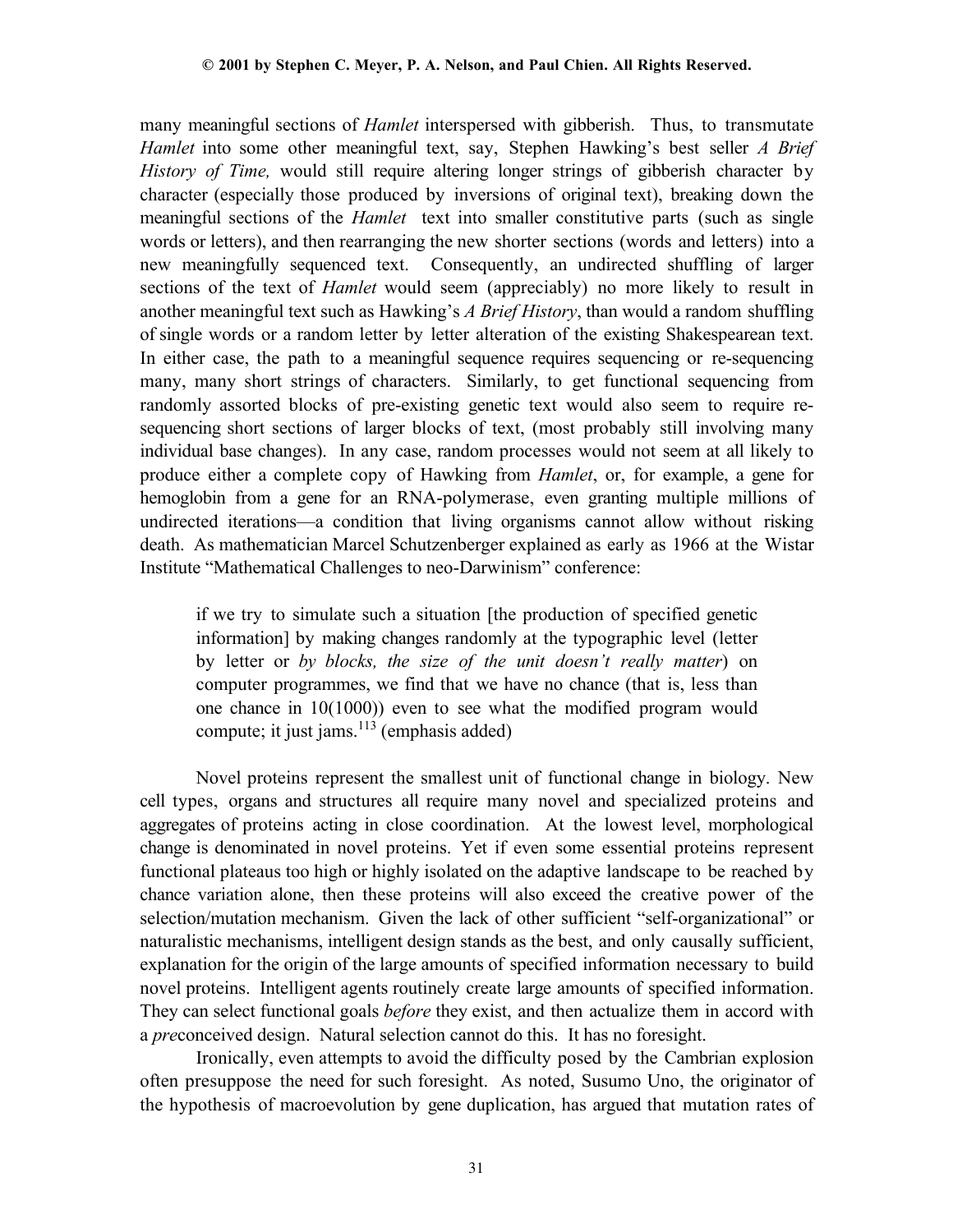many meaningful sections of *Hamlet* interspersed with gibberish. Thus, to transmutate *Hamlet* into some other meaningful text, say, Stephen Hawking's best seller *A Brief History of Time,* would still require altering longer strings of gibberish character by character (especially those produced by inversions of original text), breaking down the meaningful sections of the *Hamlet* text into smaller constitutive parts (such as single words or letters), and then rearranging the new shorter sections (words and letters) into a new meaningfully sequenced text. Consequently, an undirected shuffling of larger sections of the text of *Hamlet* would seem (appreciably) no more likely to result in another meaningful text such as Hawking's *A Brief History*, than would a random shuffling of single words or a random letter by letter alteration of the existing Shakespearean text. In either case, the path to a meaningful sequence requires sequencing or re-sequencing many, many short strings of characters. Similarly, to get functional sequencing from randomly assorted blocks of pre-existing genetic text would also seem to require re-sequencing short sections of larger blocks of text, (most probably still involving many individual base changes). In any case, random processes would not seem at all likely to produce either a complete copy of Hawking from *Hamlet*, or, for example, a gene for hemoglobin from a gene for an RNA-polymerase, even granting multiple millions of undirected iterations—a condition that living organisms cannot allow without risking death. As mathematician Marcel Schutzenberger explained as early as 1966 at the Wistar Institute "Mathematical Challenges to neo-Darwinism" conference:

> if we try to simulate such a situation [the production of specified genetic information] by making changes randomly at the typographic level (letter by letter or *by blocks, the size of the unit doesn't really matter*) on computer programmes, we find that we have no chance (that is, less than one chance in 10(1000)) even to see what the modified program would compute; it just jams.[113] (emphasis added)

Novel proteins represent the smallest unit of functional change in biology. New cell types, organs and structures all require many novel and specialized proteins and aggregates of proteins acting in close coordination. At the lowest level, morphological change is denominated in novel proteins. Yet if even some essential proteins represent functional plateaus too high or highly isolated on the adaptive landscape to be reached by chance variation alone, then these proteins will also exceed the creative power of the selection/mutation mechanism. Given the lack of other sufficient "self-organizational" or naturalistic mechanisms, intelligent design stands as the best, and only causally sufficient, explanation for the origin of the large amounts of specified information necessary to build novel proteins. Intelligent agents routinely create large amounts of specified information. They can select functional goals *before* they exist, and then actualize them in accord with a *pre*conceived design. Natural selection cannot do this. It has no foresight.

Ironically, even attempts to avoid the difficulty posed by the Cambrian explosion often presuppose the need for such foresight. As noted, Susumo Uno, the originator of the hypothesis of macroevolution by gene duplication, has argued that mutation rates of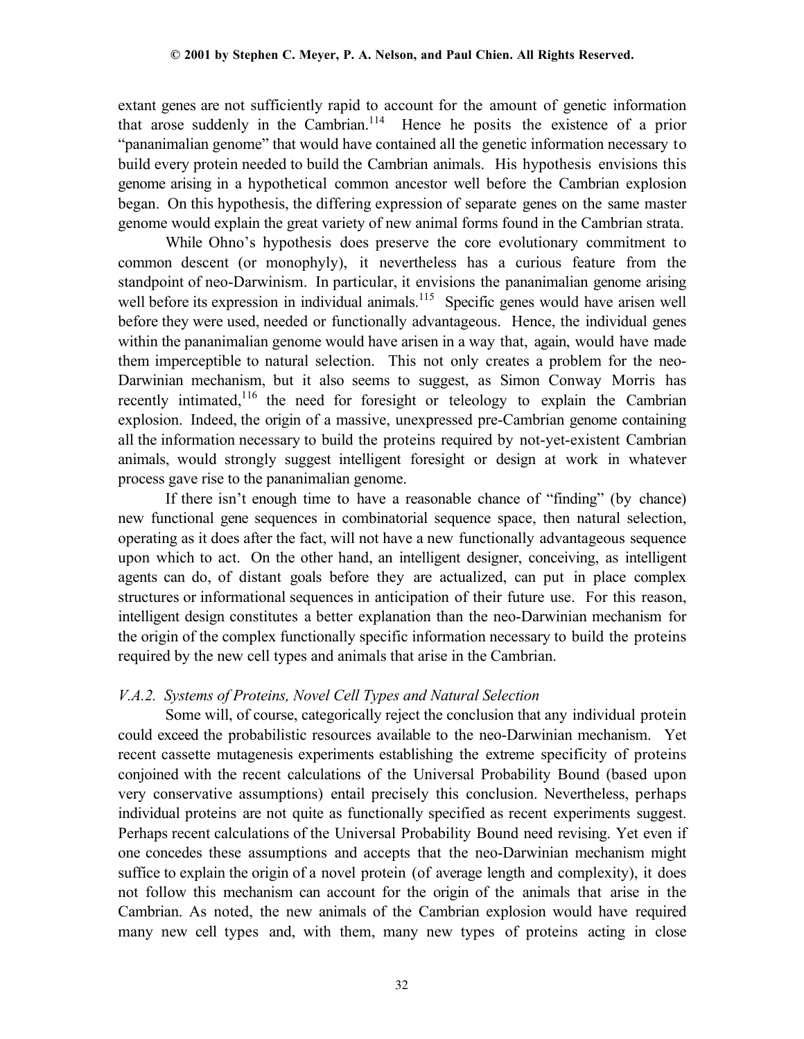extant genes are not sufficiently rapid to account for the amount of genetic information that arose suddenly in the Cambrian.[114] Hence he posits the existence of a prior "pananimalian genome" that would have contained all the genetic information necessary to build every protein needed to build the Cambrian animals. His hypothesis envisions this genome arising in a hypothetical common ancestor well before the Cambrian explosion began. On this hypothesis, the differing expression of separate genes on the same master genome would explain the great variety of new animal forms found in the Cambrian strata.

While Ohno's hypothesis does preserve the core evolutionary commitment to common descent (or monophyly), it nevertheless has a curious feature from the standpoint of neo-Darwinism. In particular, it envisions the pananimalian genome arising well before its expression in individual animals.[115] Specific genes would have arisen well before they were used, needed or functionally advantageous. Hence, the individual genes within the pananimalian genome would have arisen in a way that, again, would have made them imperceptible to natural selection. This not only creates a problem for the neo-Darwinian mechanism, but it also seems to suggest, as Simon Conway Morris has recently intimated,[116] the need for foresight or teleology to explain the Cambrian explosion. Indeed, the origin of a massive, unexpressed pre-Cambrian genome containing all the information necessary to build the proteins required by not-yet-existent Cambrian animals, would strongly suggest intelligent foresight or design at work in whatever process gave rise to the pananimalian genome.

If there isn't enough time to have a reasonable chance of "finding" (by chance) new functional gene sequences in combinatorial sequence space, then natural selection, operating as it does after the fact, will not have a new functionally advantageous sequence upon which to act. On the other hand, an intelligent designer, conceiving, as intelligent agents can do, of distant goals before they are actualized, can put in place complex structures or informational sequences in anticipation of their future use. For this reason, intelligent design constitutes a better explanation than the neo-Darwinian mechanism for the origin of the complex functionally specific information necessary to build the proteins required by the new cell types and animals that arise in the Cambrian.

### *V.A.2. Systems of Proteins, Novel Cell Types and Natural Selection*

Some will, of course, categorically reject the conclusion that any individual protein could exceed the probabilistic resources available to the neo-Darwinian mechanism. Yet recent cassette mutagenesis experiments establishing the extreme specificity of proteins conjoined with the recent calculations of the Universal Probability Bound (based upon very conservative assumptions) entail precisely this conclusion. Nevertheless, perhaps individual proteins are not quite as functionally specified as recent experiments suggest. Perhaps recent calculations of the Universal Probability Bound need revising. Yet even if one concedes these assumptions and accepts that the neo-Darwinian mechanism might suffice to explain the origin of a novel protein (of average length and complexity), it does not follow this mechanism can account for the origin of the animals that arise in the Cambrian. As noted, the new animals of the Cambrian explosion would have required many new cell types and, with them, many new types of proteins acting in close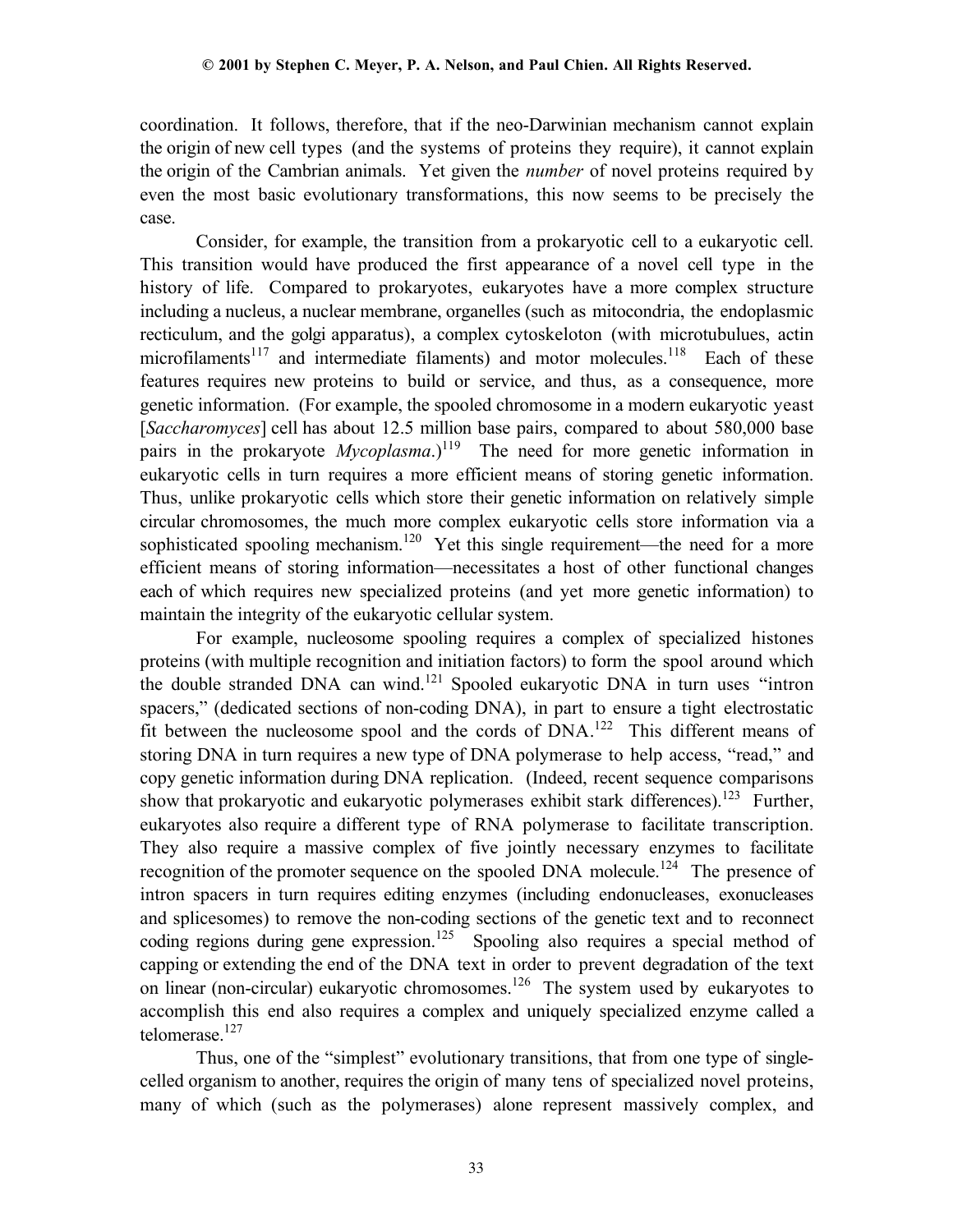coordination. It follows, therefore, that if the neo-Darwinian mechanism cannot explain the origin of new cell types (and the systems of proteins they require), it cannot explain the origin of the Cambrian animals. Yet given the *number* of novel proteins required by even the most basic evolutionary transformations, this now seems to be precisely the case.

Consider, for example, the transition from a prokaryotic cell to a eukaryotic cell. This transition would have produced the first appearance of a novel cell type in the history of life. Compared to prokaryotes, eukaryotes have a more complex structure including a nucleus, a nuclear membrane, organelles (such as mitochondria, the endoplasmic recticulum, and the golgi apparatus), a complex cytoskeloton (with microtubulues, actin microfilaments[117] and intermediate filaments) and motor molecules.[118] Each of these features requires new proteins to build or service, and thus, as a consequence, more genetic information. (For example, the spooled chromosome in a modern eukaryotic yeast [*Saccharomyces*] cell has about 12.5 million base pairs, compared to about 580,000 base pairs in the prokaryote *Mycoplasma*.)[119] The need for more genetic information in eukaryotic cells in turn requires a more efficient means of storing genetic information. Thus, unlike prokaryotic cells which store their genetic information on relatively simple circular chromosomes, the much more complex eukaryotic cells store information via a sophisticated spooling mechanism.[120] Yet this single requirement—the need for a more efficient means of storing information—necessitates a host of other functional changes each of which requires new specialized proteins (and yet more genetic information) to maintain the integrity of the eukaryotic cellular system.

For example, nucleosome spooling requires a complex of specialized histones proteins (with multiple recognition and initiation factors) to form the spool around which the double stranded DNA can wind.[121] Spooled eukaryotic DNA in turn uses "intron spacers," (dedicated sections of non-coding DNA), in part to ensure a tight electrostatic fit between the nucleosome spool and the cords of DNA.[122] This different means of storing DNA in turn requires a new type of DNA polymerase to help access, "read," and copy genetic information during DNA replication. (Indeed, recent sequence comparisons show that prokaryotic and eukaryotic polymerases exhibit stark differences).[123] Further, eukaryotes also require a different type of RNA polymerase to facilitate transcription. They also require a massive complex of five jointly necessary enzymes to facilitate recognition of the promoter sequence on the spooled DNA molecule.[124] The presence of intron spacers in turn requires editing enzymes (including endonucleases, exonucleases and splicesomes) to remove the non-coding sections of the genetic text and to reconnect coding regions during gene expression.[125] Spooling also requires a special method of capping or extending the end of the DNA text in order to prevent degradation of the text on linear (non-circular) eukaryotic chromosomes.[126] The system used by eukaryotes to accomplish this end also requires a complex and uniquely specialized enzyme called a telomerase.[127]

Thus, one of the "simplest" evolutionary transitions, that from one type of single-celled organism to another, requires the origin of many tens of specialized novel proteins, many of which (such as the polymerases) alone represent massively complex, and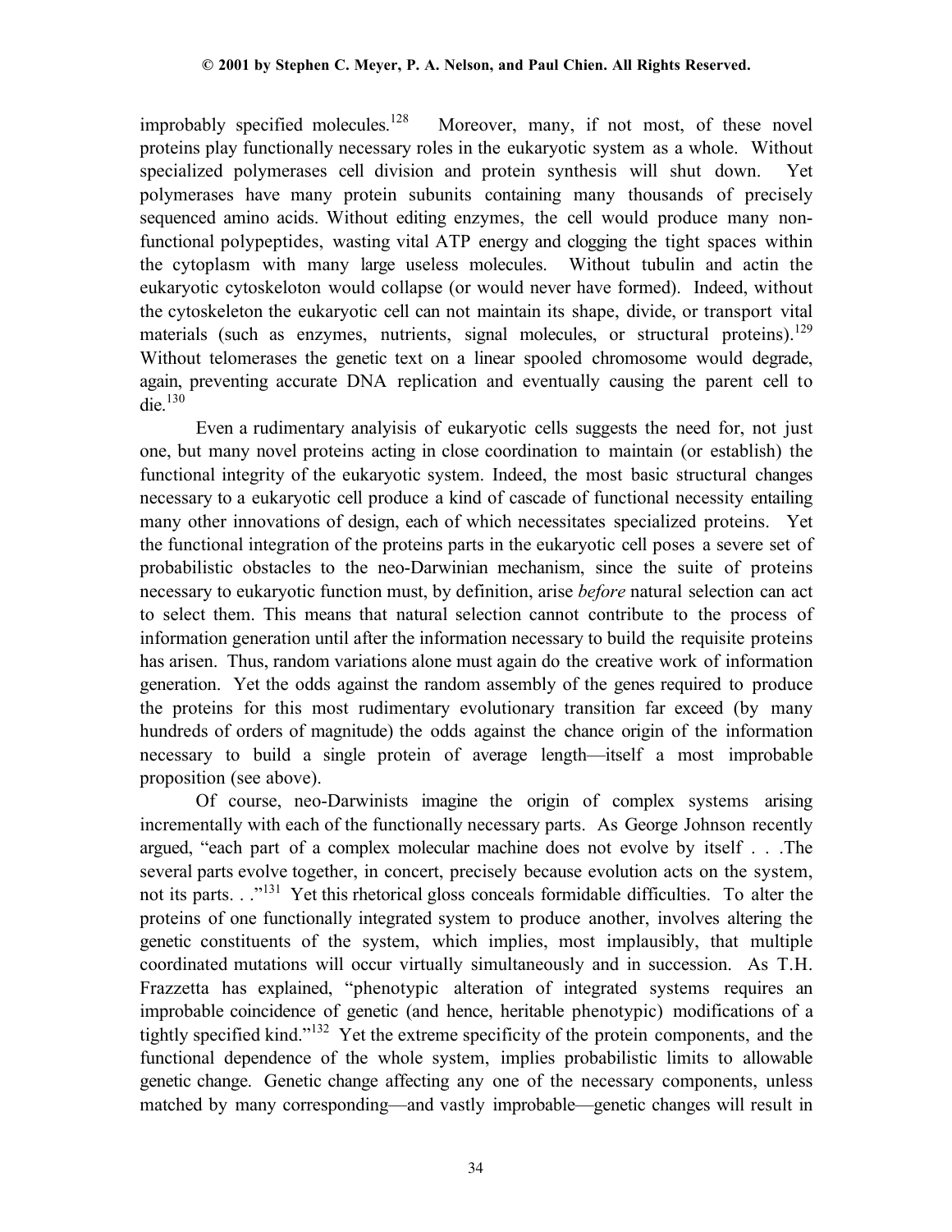improbably specified molecules.[128] Moreover, many, if not most, of these novel proteins play functionally necessary roles in the eukaryotic system as a whole. Without specialized polymerases cell division and protein synthesis will shut down. Yet polymerases have many protein subunits containing many thousands of precisely sequenced amino acids. Without editing enzymes, the cell would produce many non-functional polypeptides, wasting vital ATP energy and clogging the tight spaces within the cytoplasm with many large useless molecules. Without tubulin and actin the eukaryotic cytoskeloton would collapse (or would never have formed). Indeed, without the cytoskeleton the eukaryotic cell can not maintain its shape, divide, or transport vital materials (such as enzymes, nutrients, signal molecules, or structural proteins).[129] Without telomerases the genetic text on a linear spooled chromosome would degrade, again, preventing accurate DNA replication and eventually causing the parent cell to die.[130]

Even a rudimentary analyisis of eukaryotic cells suggests the need for, not just one, but many novel proteins acting in close coordination to maintain (or establish) the functional integrity of the eukaryotic system. Indeed, the most basic structural changes necessary to a eukaryotic cell produce a kind of cascade of functional necessity entailing many other innovations of design, each of which necessitates specialized proteins. Yet the functional integration of the proteins parts in the eukaryotic cell poses a severe set of probabilistic obstacles to the neo-Darwinian mechanism, since the suite of proteins necessary to eukaryotic function must, by definition, arise *before* natural selection can act to select them. This means that natural selection cannot contribute to the process of information generation until after the information necessary to build the requisite proteins has arisen. Thus, random variations alone must again do the creative work of information generation. Yet the odds against the random assembly of the genes required to produce the proteins for this most rudimentary evolutionary transition far exceed (by many hundreds of orders of magnitude) the odds against the chance origin of the information necessary to build a single protein of average length—itself a most improbable proposition (see above).

Of course, neo-Darwinists imagine the origin of complex systems arising incrementally with each of the functionally necessary parts. As George Johnson recently argued, "each part of a complex molecular machine does not evolve by itself . . .The several parts evolve together, in concert, precisely because evolution acts on the system, not its parts. . ."[131] Yet this rhetorical gloss conceals formidable difficulties. To alter the proteins of one functionally integrated system to produce another, involves altering the genetic constituents of the system, which implies, most implausibly, that multiple coordinated mutations will occur virtually simultaneously and in succession. As T.H. Frazzetta has explained, "phenotypic alteration of integrated systems requires an improbable coincidence of genetic (and hence, heritable phenotypic) modifications of a tightly specified kind."[132] Yet the extreme specificity of the protein components, and the functional dependence of the whole system, implies probabilistic limits to allowable genetic change. Genetic change affecting any one of the necessary components, unless matched by many corresponding—and vastly improbable—genetic changes will result in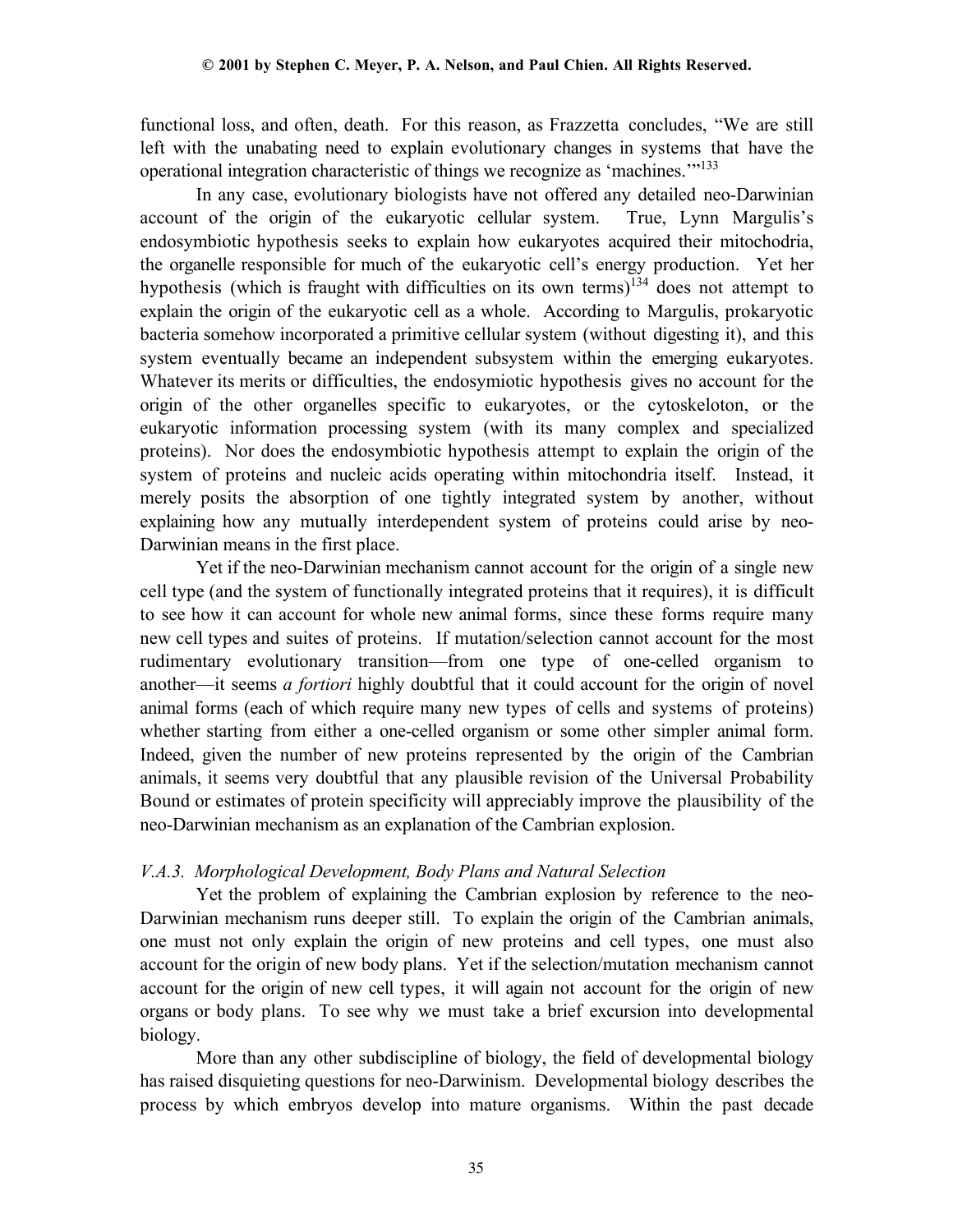functional loss, and often, death. For this reason, as Frazzetta concludes, "We are still left with the unabating need to explain evolutionary changes in systems that have the operational integration characteristic of things we recognize as 'machines.'"[133]

In any case, evolutionary biologists have not offered any detailed neo-Darwinian account of the origin of the eukaryotic cellular system. True, Lynn Margulis's endosymbiotic hypothesis seeks to explain how eukaryotes acquired their mitochondria, the organelle responsible for much of the eukaryotic cell's energy production. Yet her hypothesis (which is fraught with difficulties on its own terms)[134] does not attempt to explain the origin of the eukaryotic cell as a whole. According to Margulis, prokaryotic bacteria somehow incorporated a primitive cellular system (without digesting it), and this system eventually became an independent subsystem within the emerging eukaryotes. Whatever its merits or difficulties, the endosymiotic hypothesis gives no account for the origin of the other organelles specific to eukaryotes, or the cytoskeloton, or the eukaryotic information processing system (with its many complex and specialized proteins). Nor does the endosymbiotic hypothesis attempt to explain the origin of the system of proteins and nucleic acids operating within mitochondria itself. Instead, it merely posits the absorption of one tightly integrated system by another, without explaining how any mutually interdependent system of proteins could arise by neo-Darwinian means in the first place.

Yet if the neo-Darwinian mechanism cannot account for the origin of a single new cell type (and the system of functionally integrated proteins that it requires), it is difficult to see how it can account for whole new animal forms, since these forms require many new cell types and suites of proteins. If mutation/selection cannot account for the most rudimentary evolutionary transition—from one type of one-celled organism to another—it seems *a fortiori* highly doubtful that it could account for the origin of novel animal forms (each of which require many new types of cells and systems of proteins) whether starting from either a one-celled organism or some other simpler animal form. Indeed, given the number of new proteins represented by the origin of the Cambrian animals, it seems very doubtful that any plausible revision of the Universal Probability Bound or estimates of protein specificity will appreciably improve the plausibility of the neo-Darwinian mechanism as an explanation of the Cambrian explosion.

### *V.A.3. Morphological Development, Body Plans and Natural Selection*

Yet the problem of explaining the Cambrian explosion by reference to the neo-Darwinian mechanism runs deeper still. To explain the origin of the Cambrian animals, one must not only explain the origin of new proteins and cell types, one must also account for the origin of new body plans. Yet if the selection/mutation mechanism cannot account for the origin of new cell types, it will again not account for the origin of new organs or body plans. To see why we must take a brief excursion into developmental biology.

More than any other subdiscipline of biology, the field of developmental biology has raised disquieting questions for neo-Darwinism. Developmental biology describes the process by which embryos develop into mature organisms. Within the past decade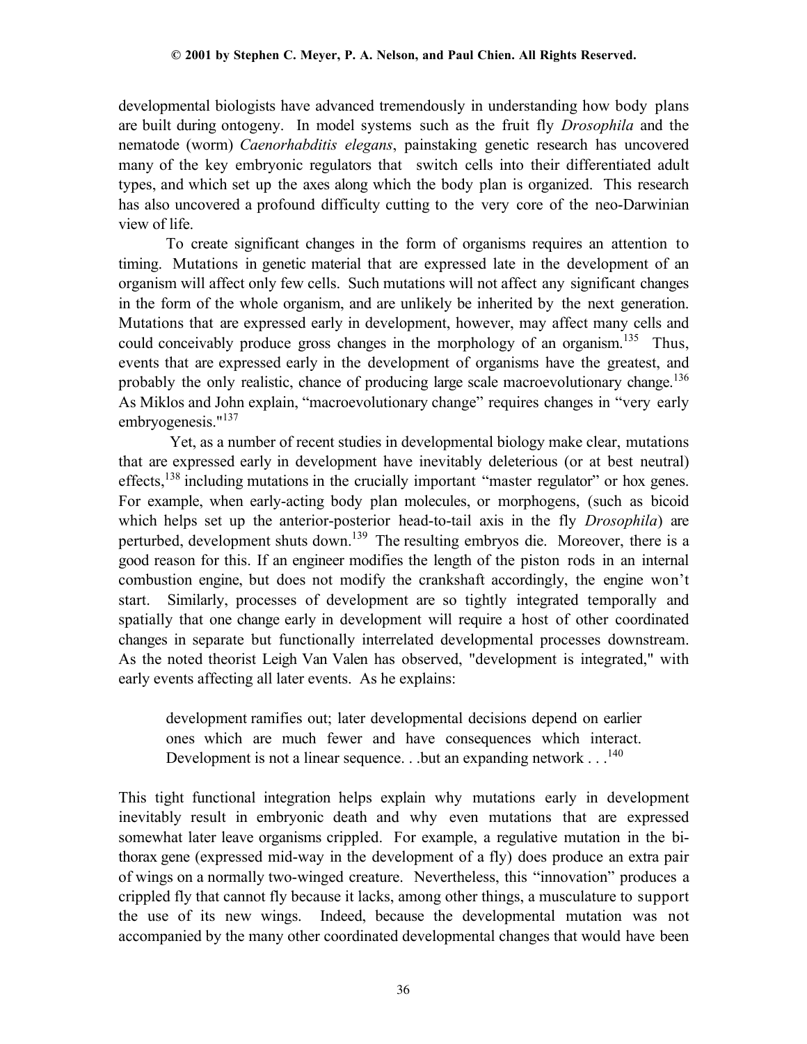developmental biologists have advanced tremendously in understanding how body plans are built during ontogeny. In model systems such as the fruit fly *Drosophila* and the nematode (worm) *Caenorhabditis elegans*, painstaking genetic research has uncovered many of the key embryonic regulators that switch cells into their differentiated adult types, and which set up the axes along which the body plan is organized. This research has also uncovered a profound difficulty cutting to the very core of the neo-Darwinian view of life.

To create significant changes in the form of organisms requires an attention to timing. Mutations in genetic material that are expressed late in the development of an organism will affect only few cells. Such mutations will not affect any significant changes in the form of the whole organism, and are unlikely be inherited by the next generation. Mutations that are expressed early in development, however, may affect many cells and could conceivably produce gross changes in the morphology of an organism.[135] Thus, events that are expressed early in the development of organisms have the greatest, and probably the only realistic, chance of producing large scale macroevolutionary change.[136] As Miklos and John explain, "macroevolutionary change" requires changes in "very early embryogenesis."[137]

Yet, as a number of recent studies in developmental biology make clear, mutations that are expressed early in development have inevitably deleterious (or at best neutral) effects,[138] including mutations in the crucially important "master regulator" or hox genes. For example, when early-acting body plan molecules, or morphogens, (such as bicoid which helps set up the anterior-posterior head-to-tail axis in the fly *Drosophila*) are perturbed, development shuts down.[139] The resulting embryos die. Moreover, there is a good reason for this. If an engineer modifies the length of the piston rods in an internal combustion engine, but does not modify the crankshaft accordingly, the engine won't start. Similarly, processes of development are so tightly integrated temporally and spatially that one change early in development will require a host of other coordinated changes in separate but functionally interrelated developmental processes downstream. As the noted theorist Leigh Van Valen has observed, "development is integrated," with early events affecting all later events. As he explains:

> development ramifies out; later developmental decisions depend on earlier ones which are much fewer and have consequences which interact. Development is not a linear sequence. . .but an expanding network . . .[140]

This tight functional integration helps explain why mutations early in development inevitably result in embryonic death and why even mutations that are expressed somewhat later leave organisms crippled. For example, a regulative mutation in the bi-thorax gene (expressed mid-way in the development of a fly) does produce an extra pair of wings on a normally two-winged creature. Nevertheless, this "innovation" produces a crippled fly that cannot fly because it lacks, among other things, a musculature to support the use of its new wings. Indeed, because the developmental mutation was not accompanied by the many other coordinated developmental changes that would have been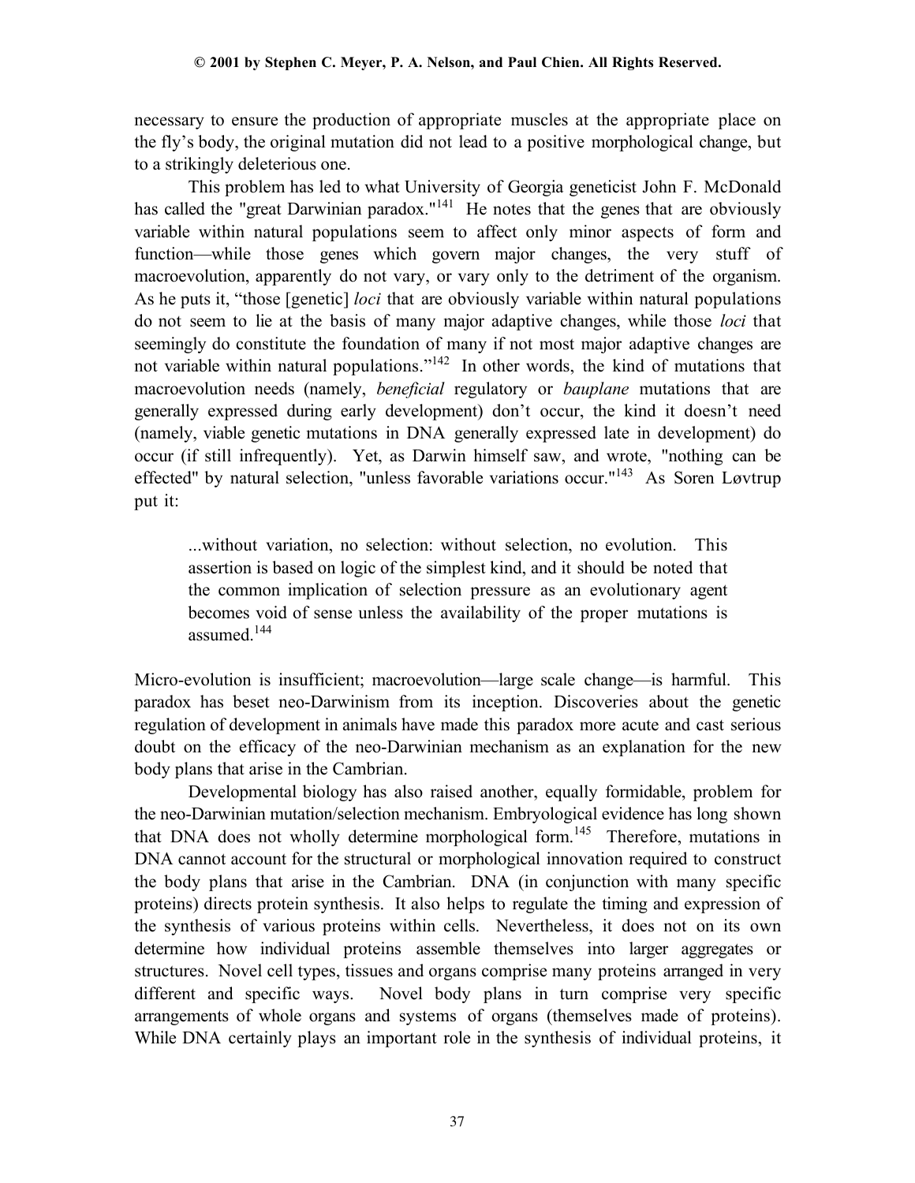necessary to ensure the production of appropriate muscles at the appropriate place on the fly's body, the original mutation did not lead to a positive morphological change, but to a strikingly deleterious one.

This problem has led to what University of Georgia geneticist John F. McDonald has called the "great Darwinian paradox."[141] He notes that the genes that are obviously variable within natural populations seem to affect only minor aspects of form and function—while those genes which govern major changes, the very stuff of macroevolution, apparently do not vary, or vary only to the detriment of the organism. As he puts it, "those [genetic] *loci* that are obviously variable within natural populations do not seem to lie at the basis of many major adaptive changes, while those *loci* that seemingly do constitute the foundation of many if not most major adaptive changes are not variable within natural populations."[142] In other words, the kind of mutations that macroevolution needs (namely, *beneficial* regulatory or *bauplane* mutations that are generally expressed during early development) don't occur, the kind it doesn't need (namely, viable genetic mutations in DNA generally expressed late in development) do occur (if still infrequently). Yet, as Darwin himself saw, and wrote, "nothing can be effected" by natural selection, "unless favorable variations occur."[143] As Soren Løvtrup put it:

> ...without variation, no selection: without selection, no evolution. This assertion is based on logic of the simplest kind, and it should be noted that the common implication of selection pressure as an evolutionary agent becomes void of sense unless the availability of the proper mutations is assumed.[144]

Micro-evolution is insufficient; macroevolution—large scale change—is harmful. This paradox has beset neo-Darwinism from its inception. Discoveries about the genetic regulation of development in animals have made this paradox more acute and cast serious doubt on the efficacy of the neo-Darwinian mechanism as an explanation for the new body plans that arise in the Cambrian.

Developmental biology has also raised another, equally formidable, problem for the neo-Darwinian mutation/selection mechanism. Embryological evidence has long shown that DNA does not wholly determine morphological form.[145] Therefore, mutations in DNA cannot account for the structural or morphological innovation required to construct the body plans that arise in the Cambrian. DNA (in conjunction with many specific proteins) directs protein synthesis. It also helps to regulate the timing and expression of the synthesis of various proteins within cells. Nevertheless, it does not on its own determine how individual proteins assemble themselves into larger aggregates or structures. Novel cell types, tissues and organs comprise many proteins arranged in very different and specific ways. Novel body plans in turn comprise very specific arrangements of whole organs and systems of organs (themselves made of proteins). While DNA certainly plays an important role in the synthesis of individual proteins, it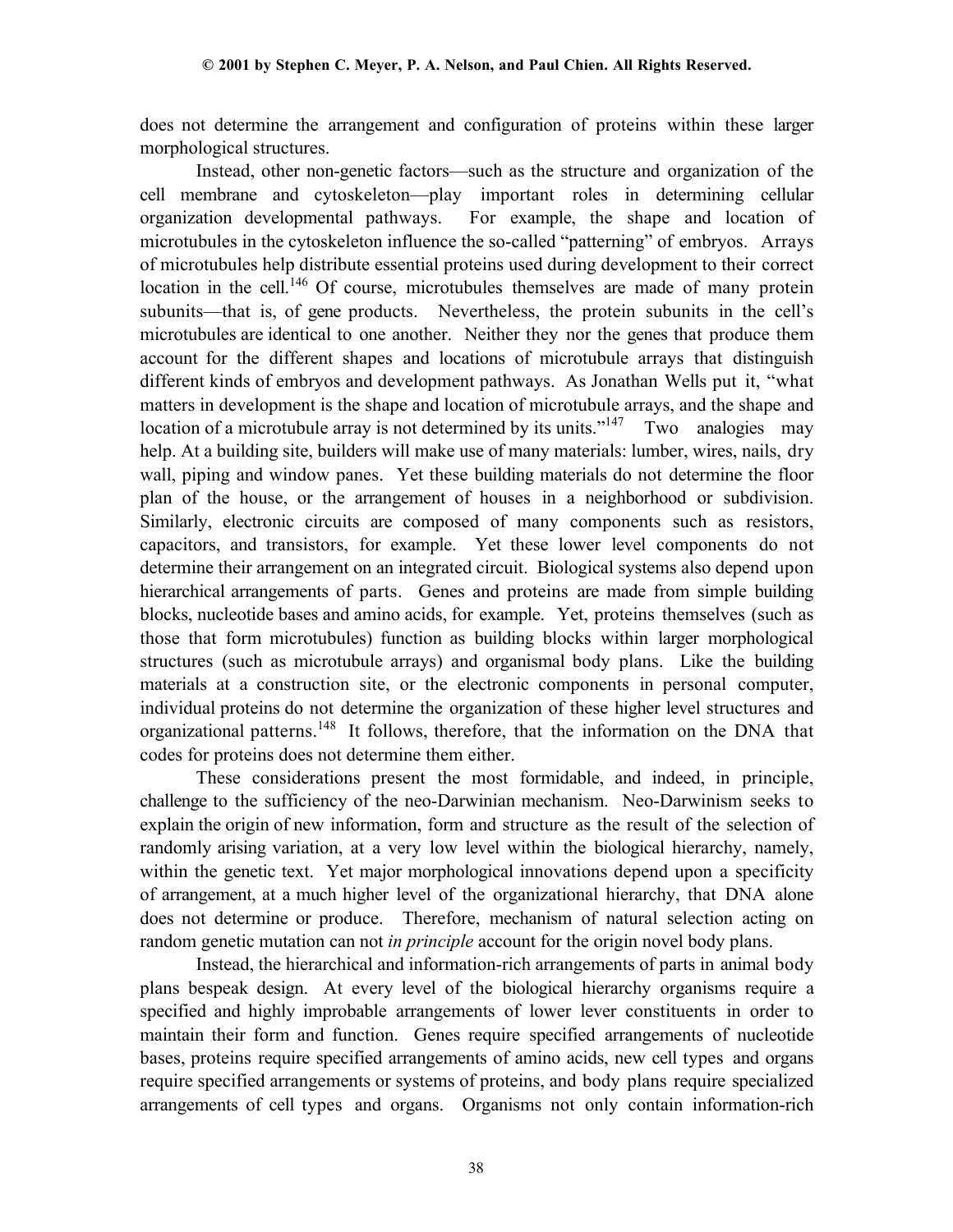does not determine the arrangement and configuration of proteins within these larger morphological structures.

Instead, other non-genetic factors—such as the structure and organization of the cell membrane and cytoskeleton—play important roles in determining cellular organization developmental pathways. For example, the shape and location of microtubules in the cytoskeleton influence the so-called "patterning" of embryos. Arrays of microtubules help distribute essential proteins used during development to their correct location in the cell.[146] Of course, microtubules themselves are made of many protein subunits—that is, of gene products. Nevertheless, the protein subunits in the cell's microtubules are identical to one another. Neither they nor the genes that produce them account for the different shapes and locations of microtubule arrays that distinguish different kinds of embryos and development pathways. As Jonathan Wells put it, "what matters in development is the shape and location of microtubule arrays, and the shape and location of a microtubule array is not determined by its units."[147] Two analogies may help. At a building site, builders will make use of many materials: lumber, wires, nails, dry wall, piping and window panes. Yet these building materials do not determine the floor plan of the house, or the arrangement of houses in a neighborhood or subdivision. Similarly, electronic circuits are composed of many components such as resistors, capacitors, and transistors, for example. Yet these lower level components do not determine their arrangement on an integrated circuit. Biological systems also depend upon hierarchical arrangements of parts. Genes and proteins are made from simple building blocks, nucleotide bases and amino acids, for example. Yet, proteins themselves (such as those that form microtubules) function as building blocks within larger morphological structures (such as microtubule arrays) and organismal body plans. Like the building materials at a construction site, or the electronic components in personal computer, individual proteins do not determine the organization of these higher level structures and organizational patterns.[148] It follows, therefore, that the information on the DNA that codes for proteins does not determine them either.

These considerations present the most formidable, and indeed, in principle, challenge to the sufficiency of the neo-Darwinian mechanism. Neo-Darwinism seeks to explain the origin of new information, form and structure as the result of the selection of randomly arising variation, at a very low level within the biological hierarchy, namely, within the genetic text. Yet major morphological innovations depend upon a specificity of arrangement, at a much higher level of the organizational hierarchy, that DNA alone does not determine or produce. Therefore, mechanism of natural selection acting on random genetic mutation can not *in principle* account for the origin novel body plans.

Instead, the hierarchical and information-rich arrangements of parts in animal body plans bespeak design. At every level of the biological hierarchy organisms require a specified and highly improbable arrangements of lower lever constituents in order to maintain their form and function. Genes require specified arrangements of nucleotide bases, proteins require specified arrangements of amino acids, new cell types and organs require specified arrangements or systems of proteins, and body plans require specialized arrangements of cell types and organs. Organisms not only contain information-rich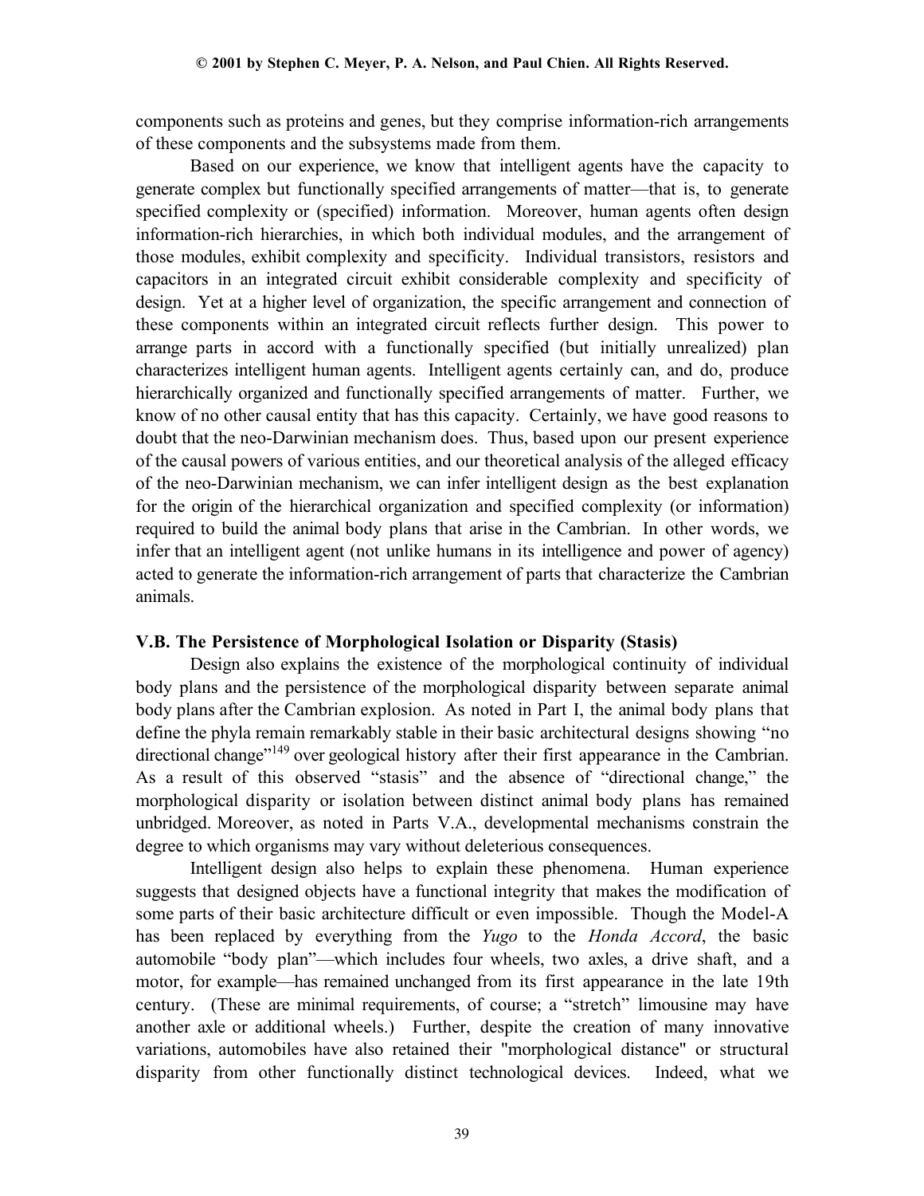components such as proteins and genes, but they comprise information-rich arrangements of these components and the subsystems made from them.

Based on our experience, we know that intelligent agents have the capacity to generate complex but functionally specified arrangements of matter—that is, to generate specified complexity or (specified) information. Moreover, human agents often design information-rich hierarchies, in which both individual modules, and the arrangement of those modules, exhibit complexity and specificity. Individual transistors, resistors and capacitors in an integrated circuit exhibit considerable complexity and specificity of design. Yet at a higher level of organization, the specific arrangement and connection of these components within an integrated circuit reflects further design. This power to arrange parts in accord with a functionally specified (but initially unrealized) plan characterizes intelligent human agents. Intelligent agents certainly can, and do, produce hierarchically organized and functionally specified arrangements of matter. Further, we know of no other causal entity that has this capacity. Certainly, we have good reasons to doubt that the neo-Darwinian mechanism does. Thus, based upon our present experience of the causal powers of various entities, and our theoretical analysis of the alleged efficacy of the neo-Darwinian mechanism, we can infer intelligent design as the best explanation for the origin of the hierarchical organization and specified complexity (or information) required to build the animal body plans that arise in the Cambrian. In other words, we infer that an intelligent agent (not unlike humans in its intelligence and power of agency) acted to generate the information-rich arrangement of parts that characterize the Cambrian animals.

### V.B. The Persistence of Morphological Isolation or Disparity (Stasis)

Design also explains the existence of the morphological continuity of individual body plans and the persistence of the morphological disparity between separate animal body plans after the Cambrian explosion. As noted in Part I, the animal body plans that define the phyla remain remarkably stable in their basic architectural designs showing "no directional change"[149] over geological history after their first appearance in the Cambrian. As a result of this observed "stasis" and the absence of "directional change," the morphological disparity or isolation between distinct animal body plans has remained unbridged. Moreover, as noted in Parts V.A., developmental mechanisms constrain the degree to which organisms may vary without deleterious consequences.

Intelligent design also helps to explain these phenomena. Human experience suggests that designed objects have a functional integrity that makes the modification of some parts of their basic architecture difficult or even impossible. Though the Model-A has been replaced by everything from the *Yugo* to the *Honda Accord*, the basic automobile "body plan"—which includes four wheels, two axles, a drive shaft, and a motor, for example—has remained unchanged from its first appearance in the late 19th century. (These are minimal requirements, of course; a "stretch" limousine may have another axle or additional wheels.) Further, despite the creation of many innovative variations, automobiles have also retained their "morphological distance" or structural disparity from other functionally distinct technological devices. Indeed, what we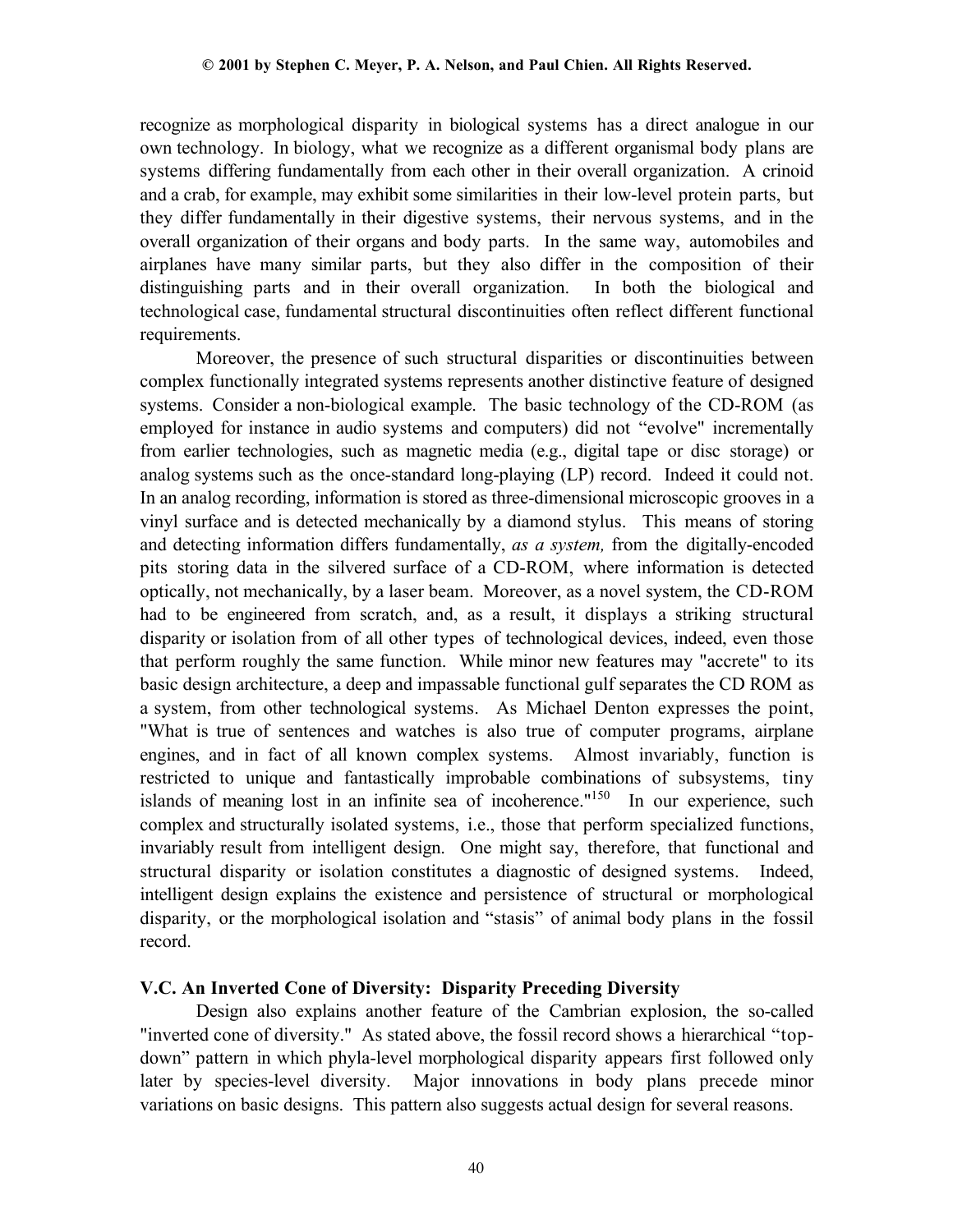recognize as morphological disparity in biological systems has a direct analogue in our own technology. In biology, what we recognize as a different organismal body plans are systems differing fundamentally from each other in their overall organization. A crinoid and a crab, for example, may exhibit some similarities in their low-level protein parts, but they differ fundamentally in their digestive systems, their nervous systems, and in the overall organization of their organs and body parts. In the same way, automobiles and airplanes have many similar parts, but they also differ in the composition of their distinguishing parts and in their overall organization. In both the biological and technological case, fundamental structural discontinuities often reflect different functional requirements.

Moreover, the presence of such structural disparities or discontinuities between complex functionally integrated systems represents another distinctive feature of designed systems. Consider a non-biological example. The basic technology of the CD-ROM (as employed for instance in audio systems and computers) did not "evolve" incrementally from earlier technologies, such as magnetic media (e.g., digital tape or disc storage) or analog systems such as the once-standard long-playing (LP) record. Indeed it could not. In an analog recording, information is stored as three-dimensional microscopic grooves in a vinyl surface and is detected mechanically by a diamond stylus. This means of storing and detecting information differs fundamentally, *as a system,* from the digitally-encoded pits storing data in the silvered surface of a CD-ROM, where information is detected optically, not mechanically, by a laser beam. Moreover, as a novel system, the CD-ROM had to be engineered from scratch, and, as a result, it displays a striking structural disparity or isolation from of all other types of technological devices, indeed, even those that perform roughly the same function. While minor new features may "accrete" to its basic design architecture, a deep and impassable functional gulf separates the CD ROM as a system, from other technological systems. As Michael Denton expresses the point, "What is true of sentences and watches is also true of computer programs, airplane engines, and in fact of all known complex systems. Almost invariably, function is restricted to unique and fantastically improbable combinations of subsystems, tiny islands of meaning lost in an infinite sea of incoherence."[150] In our experience, such complex and structurally isolated systems, i.e., those that perform specialized functions, invariably result from intelligent design. One might say, therefore, that functional and structural disparity or isolation constitutes a diagnostic of designed systems. Indeed, intelligent design explains the existence and persistence of structural or morphological disparity, or the morphological isolation and "stasis" of animal body plans in the fossil record.

### V.C. An Inverted Cone of Diversity: Disparity Preceding Diversity

Design also explains another feature of the Cambrian explosion, the so-called "inverted cone of diversity." As stated above, the fossil record shows a hierarchical "top-down" pattern in which phyla-level morphological disparity appears first followed only later by species-level diversity. Major innovations in body plans precede minor variations on basic designs. This pattern also suggests actual design for several reasons.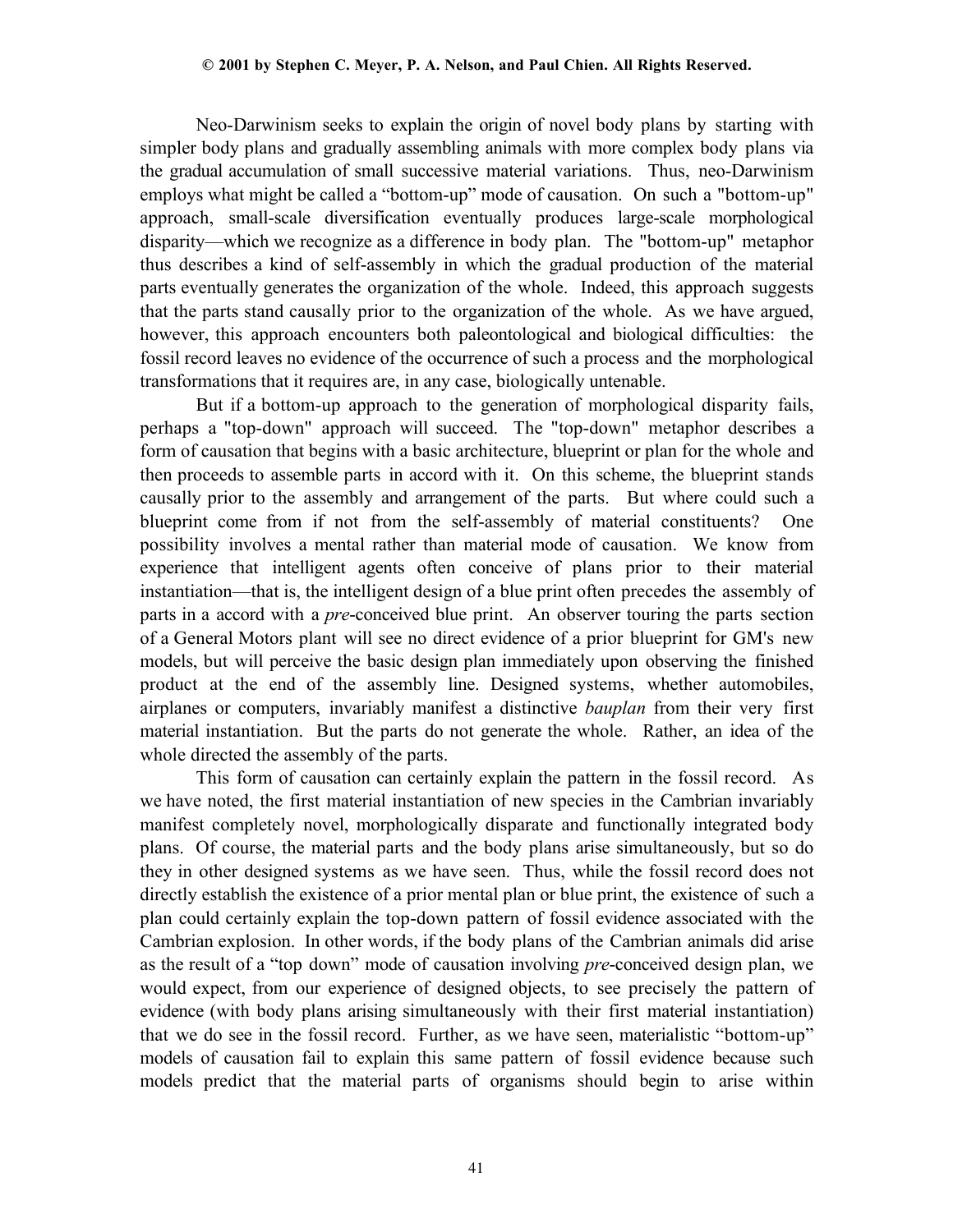Neo-Darwinism seeks to explain the origin of novel body plans by starting with simpler body plans and gradually assembling animals with more complex body plans via the gradual accumulation of small successive material variations. Thus, neo-Darwinism employs what might be called a "bottom-up" mode of causation. On such a "bottom-up" approach, small-scale diversification eventually produces large-scale morphological disparity—which we recognize as a difference in body plan. The "bottom-up" metaphor thus describes a kind of self-assembly in which the gradual production of the material parts eventually generates the organization of the whole. Indeed, this approach suggests that the parts stand causally prior to the organization of the whole. As we have argued, however, this approach encounters both paleontological and biological difficulties: the fossil record leaves no evidence of the occurrence of such a process and the morphological transformations that it requires are, in any case, biologically untenable.

But if a bottom-up approach to the generation of morphological disparity fails, perhaps a "top-down" approach will succeed. The "top-down" metaphor describes a form of causation that begins with a basic architecture, blueprint or plan for the whole and then proceeds to assemble parts in accord with it. On this scheme, the blueprint stands causally prior to the assembly and arrangement of the parts. But where could such a blueprint come from if not from the self-assembly of material constituents? One possibility involves a mental rather than material mode of causation. We know from experience that intelligent agents often conceive of plans prior to their material instantiation—that is, the intelligent design of a blue print often precedes the assembly of parts in a accord with a *pre*-conceived blue print. An observer touring the parts section of a General Motors plant will see no direct evidence of a prior blueprint for GM's new models, but will perceive the basic design plan immediately upon observing the finished product at the end of the assembly line. Designed systems, whether automobiles, airplanes or computers, invariably manifest a distinctive *bauplan* from their very first material instantiation. But the parts do not generate the whole. Rather, an idea of the whole directed the assembly of the parts.

This form of causation can certainly explain the pattern in the fossil record. As we have noted, the first material instantiation of new species in the Cambrian invariably manifest completely novel, morphologically disparate and functionally integrated body plans. Of course, the material parts and the body plans arise simultaneously, but so do they in other designed systems as we have seen. Thus, while the fossil record does not directly establish the existence of a prior mental plan or blue print, the existence of such a plan could certainly explain the top-down pattern of fossil evidence associated with the Cambrian explosion. In other words, if the body plans of the Cambrian animals did arise as the result of a "top down" mode of causation involving *pre*-conceived design plan, we would expect, from our experience of designed objects, to see precisely the pattern of evidence (with body plans arising simultaneously with their first material instantiation) that we do see in the fossil record. Further, as we have seen, materialistic "bottom-up" models of causation fail to explain this same pattern of fossil evidence because such models predict that the material parts of organisms should begin to arise within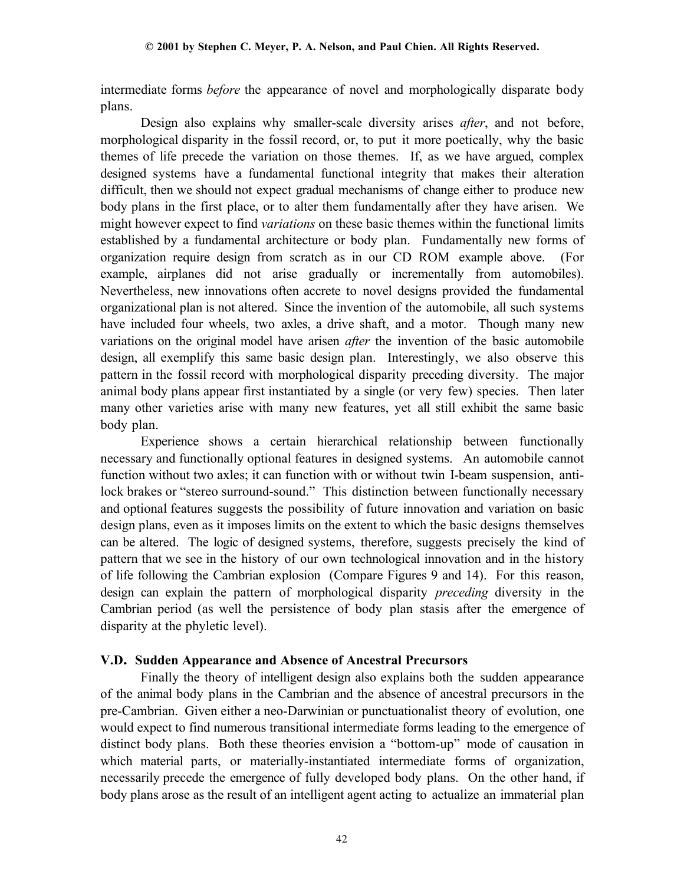intermediate forms *before* the appearance of novel and morphologically disparate body plans.

Design also explains why smaller-scale diversity arises *after*, and not before, morphological disparity in the fossil record, or, to put it more poetically, why the basic themes of life precede the variation on those themes. If, as we have argued, complex designed systems have a fundamental functional integrity that makes their alteration difficult, then we should not expect gradual mechanisms of change either to produce new body plans in the first place, or to alter them fundamentally after they have arisen. We might however expect to find *variations* on these basic themes within the functional limits established by a fundamental architecture or body plan. Fundamentally new forms of organization require design from scratch as in our CD ROM example above. (For example, airplanes did not arise gradually or incrementally from automobiles). Nevertheless, new innovations often accrete to novel designs provided the fundamental organizational plan is not altered. Since the invention of the automobile, all such systems have included four wheels, two axles, a drive shaft, and a motor. Though many new variations on the original model have arisen *after* the invention of the basic automobile design, all exemplify this same basic design plan. Interestingly, we also observe this pattern in the fossil record with morphological disparity preceding diversity. The major animal body plans appear first instantiated by a single (or very few) species. Then later many other varieties arise with many new features, yet all still exhibit the same basic body plan.

Experience shows a certain hierarchical relationship between functionally necessary and functionally optional features in designed systems. An automobile cannot function without two axles; it can function with or without twin I-beam suspension, anti-lock brakes or "stereo surround-sound." This distinction between functionally necessary and optional features suggests the possibility of future innovation and variation on basic design plans, even as it imposes limits on the extent to which the basic designs themselves can be altered. The logic of designed systems, therefore, suggests precisely the kind of pattern that we see in the history of our own technological innovation and in the history of life following the Cambrian explosion (Compare Figures 9 and 14). For this reason, design can explain the pattern of morphological disparity *preceding* diversity in the Cambrian period (as well the persistence of body plan stasis after the emergence of disparity at the phyletic level).

### V.D. Sudden Appearance and Absence of Ancestral Precursors

Finally the theory of intelligent design also explains both the sudden appearance of the animal body plans in the Cambrian and the absence of ancestral precursors in the pre-Cambrian. Given either a neo-Darwinian or punctuationalist theory of evolution, one would expect to find numerous transitional intermediate forms leading to the emergence of distinct body plans. Both these theories envision a "bottom-up" mode of causation in which material parts, or materially-instantiated intermediate forms of organization, necessarily precede the emergence of fully developed body plans. On the other hand, if body plans arose as the result of an intelligent agent acting to actualize an immaterial plan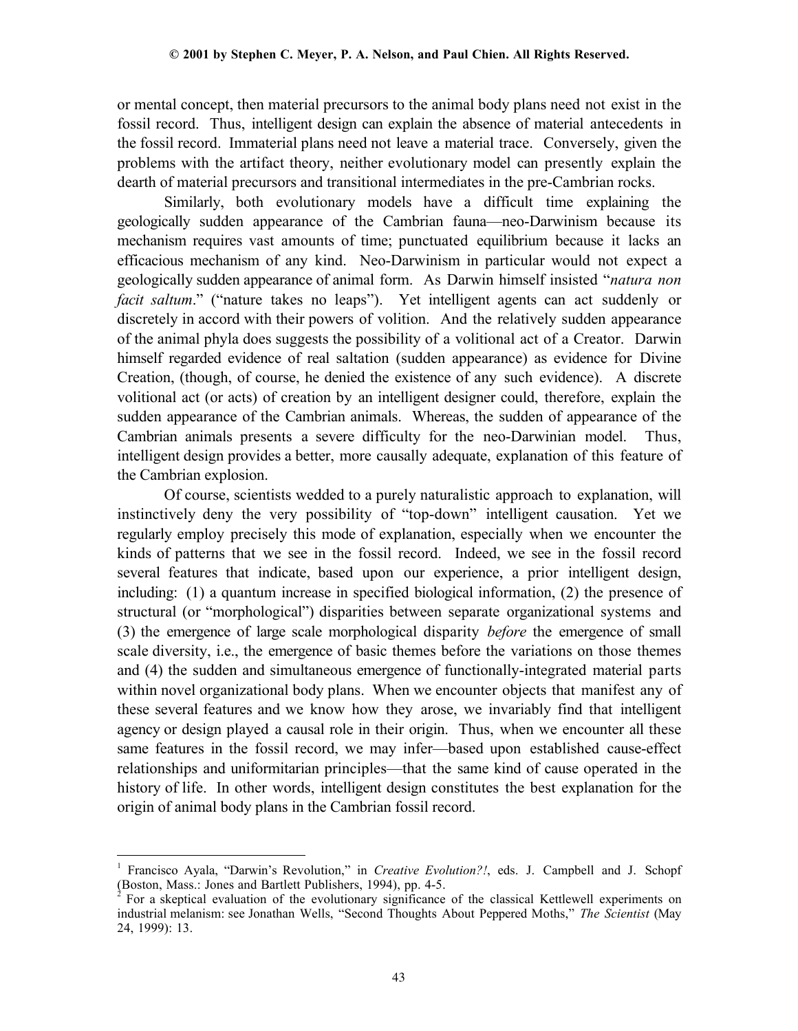or mental concept, then material precursors to the animal body plans need not exist in the fossil record. Thus, intelligent design can explain the absence of material antecedents in the fossil record. Immaterial plans need not leave a material trace. Conversely, given the problems with the artifact theory, neither evolutionary model can presently explain the dearth of material precursors and transitional intermediates in the pre-Cambrian rocks.

Similarly, both evolutionary models have a difficult time explaining the geologically sudden appearance of the Cambrian fauna—neo-Darwinism because its mechanism requires vast amounts of time; punctuated equilibrium because it lacks an efficacious mechanism of any kind. Neo-Darwinism in particular would not expect a geologically sudden appearance of animal form. As Darwin himself insisted "*natura non facit saltum*." ("nature takes no leaps"). Yet intelligent agents can act suddenly or discretely in accord with their powers of volition. And the relatively sudden appearance of the animal phyla does suggests the possibility of a volitional act of a Creator. Darwin himself regarded evidence of real saltation (sudden appearance) as evidence for Divine Creation, (though, of course, he denied the existence of any such evidence). A discrete volitional act (or acts) of creation by an intelligent designer could, therefore, explain the sudden appearance of the Cambrian animals. Whereas, the sudden of appearance of the Cambrian animals presents a severe difficulty for the neo-Darwinian model. Thus, intelligent design provides a better, more causally adequate, explanation of this feature of the Cambrian explosion.

Of course, scientists wedded to a purely naturalistic approach to explanation, will instinctively deny the very possibility of "top-down" intelligent causation. Yet we regularly employ precisely this mode of explanation, especially when we encounter the kinds of patterns that we see in the fossil record. Indeed, we see in the fossil record several features that indicate, based upon our experience, a prior intelligent design, including: (1) a quantum increase in specified biological information, (2) the presence of structural (or "morphological") disparities between separate organizational systems and (3) the emergence of large scale morphological disparity *before* the emergence of small scale diversity, i.e., the emergence of basic themes before the variations on those themes and (4) the sudden and simultaneous emergence of functionally-integrated material parts within novel organizational body plans. When we encounter objects that manifest any of these several features and we know how they arose, we invariably find that intelligent agency or design played a causal role in their origin. Thus, when we encounter all these same features in the fossil record, we may infer—based upon established cause-effect relationships and uniformitarian principles—that the same kind of cause operated in the history of life. In other words, intelligent design constitutes the best explanation for the origin of animal body plans in the Cambrian fossil record.

---

[1] Francisco Ayala, "Darwin's Revolution," in *Creative Evolution?!*, eds. J. Campbell and J. Schopf (Boston, Mass.: Jones and Bartlett Publishers, 1994), pp. 4-5.

[2] For a skeptical evaluation of the evolutionary significance of the classical Kettlewell experiments on industrial melanism: see Jonathan Wells, "Second Thoughts About Peppered Moths," *The Scientist* (May 24, 1999): 13.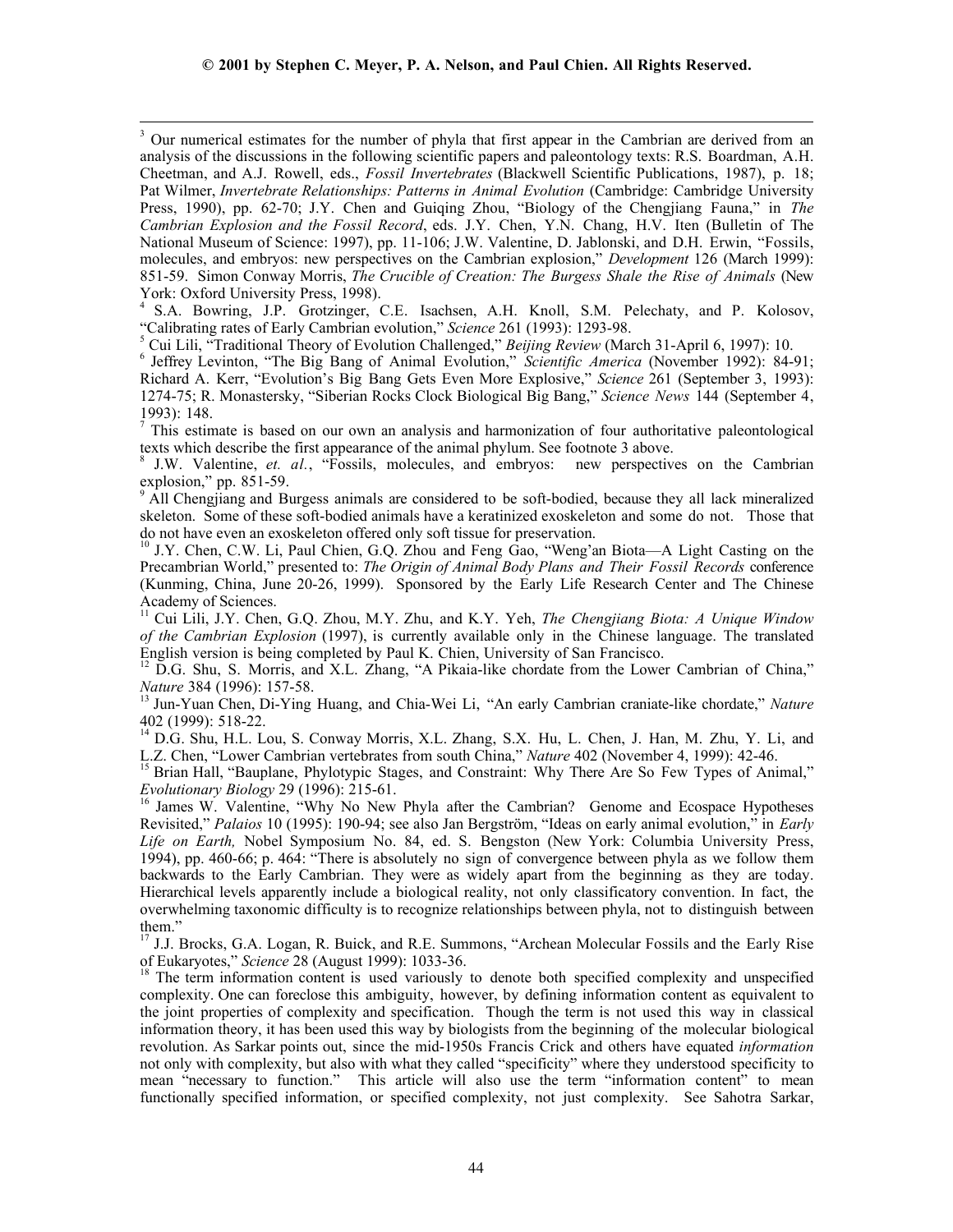[3] Our numerical estimates for the number of phyla that first appear in the Cambrian are derived from an analysis of the discussions in the following scientific papers and paleontology texts: R.S. Boardman, A.H. Cheetman, and A.J. Rowell, eds., *Fossil Invertebrates* (Blackwell Scientific Publications, 1987), p. 18; Pat Wilmer, *Invertebrate Relationships: Patterns in Animal Evolution* (Cambridge: Cambridge University Press, 1990), pp. 62-70; J.Y. Chen and Guiqing Zhou, "Biology of the Chengjiang Fauna," in *The Cambrian Explosion and the Fossil Record*, eds. J.Y. Chen, Y.N. Chang, H.V. Iten (Bulletin of The National Museum of Science: 1997), pp. 11-106; J.W. Valentine, D. Jablonski, and D.H. Erwin, "Fossils, molecules, and embryos: new perspectives on the Cambrian explosion," *Development* 126 (March 1999): 851-59. Simon Conway Morris, *The Crucible of Creation: The Burgess Shale the Rise of Animals* (New York: Oxford University Press, 1998).

[4] S.A. Bowring, J.P. Grotzinger, C.E. Isachsen, A.H. Knoll, S.M. Pelechaty, and P. Kolosov, "Calibrating rates of Early Cambrian evolution," *Science* 261 (1993): 1293-98.

[5] Cui Lili, "Traditional Theory of Evolution Challenged," *Beijing Review* (March 31-April 6, 1997): 10.

[6] Jeffrey Levinton, "The Big Bang of Animal Evolution," *Scientific America* (November 1992): 84-91; Richard A. Kerr, "Evolution's Big Bang Gets Even More Explosive," *Science* 261 (September 3, 1993): 1274-75; R. Monastersky, "Siberian Rocks Clock Biological Big Bang," *Science News* 144 (September 4, 1993): 148.

[7] This estimate is based on our own an analysis and harmonization of four authoritative paleontological texts which describe the first appearance of the animal phylum. See footnote 3 above.

[8] J.W. Valentine, *et. al.*, "Fossils, molecules, and embryos: new perspectives on the Cambrian explosion," pp. 851-59.

[9] All Chengjiang and Burgess animals are considered to be soft-bodied, because they all lack mineralized skeleton. Some of these soft-bodied animals have a keratinized exoskeleton and some do not. Those that do not have even an exoskeleton offered only soft tissue for preservation.

[10] J.Y. Chen, C.W. Li, Paul Chien, G.Q. Zhou and Feng Gao, "Weng'an Biota—A Light Casting on the Precambrian World," presented to: *The Origin of Animal Body Plans and Their Fossil Records* conference (Kunming, China, June 20-26, 1999). Sponsored by the Early Life Research Center and The Chinese Academy of Sciences.

[11] Cui Lili, J.Y. Chen, G.Q. Zhou, M.Y. Zhu, and K.Y. Yeh, *The Chengjiang Biota: A Unique Window of the Cambrian Explosion* (1997), is currently available only in the Chinese language. The translated English version is being completed by Paul K. Chien, University of San Francisco.

[12] D.G. Shu, S. Morris, and X.L. Zhang, "A Pikaia-like chordate from the Lower Cambrian of China," *Nature* 384 (1996): 157-58.

[13] Jun-Yuan Chen, Di-Ying Huang, and Chia-Wei Li, "An early Cambrian craniate-like chordate," *Nature* 402 (1999): 518-22.

[14] D.G. Shu, H.L. Lou, S. Conway Morris, X.L. Zhang, S.X. Hu, L. Chen, J. Han, M. Zhu, Y. Li, and L.Z. Chen, "Lower Cambrian vertebrates from south China," *Nature* 402 (November 4, 1999): 42-46.

[15] Brian Hall, "Bauplane, Phylotypic Stages, and Constraint: Why There Are So Few Types of Animal," *Evolutionary Biology* 29 (1996): 215-61.

[16] James W. Valentine, "Why No New Phyla after the Cambrian? Genome and Ecospace Hypotheses Revisited," *Palaios* 10 (1995): 190-94; see also Jan Bergström, "Ideas on early animal evolution," in *Early Life on Earth,* Nobel Symposium No. 84, ed. S. Bengston (New York: Columbia University Press, 1994), pp. 460-66; p. 464: "There is absolutely no sign of convergence between phyla as we follow them backwards to the Early Cambrian. They were as widely apart from the beginning as they are today. Hierarchical levels apparently include a biological reality, not only classificatory convention. In fact, the overwhelming taxonomic difficulty is to recognize relationships between phyla, not to distinguish between them."

[17] J.J. Brocks, G.A. Logan, R. Buick, and R.E. Summons, "Archean Molecular Fossils and the Early Rise of Eukaryotes," *Science* 28 (August 1999): 1033-36.

[18] The term information content is used variously to denote both specified complexity and unspecified complexity. One can foreclose this ambiguity, however, by defining information content as equivalent to the joint properties of complexity and specification. Though the term is not used this way in classical information theory, it has been used this way by biologists from the beginning of the molecular biological revolution. As Sarkar points out, since the mid-1950s Francis Crick and others have equated *information* not only with complexity, but also with what they called "specificity" where they understood specificity to mean "necessary to function." This article will also use the term "information content" to mean functionally specified information, or specified complexity, not just complexity. See Sahotra Sarkar,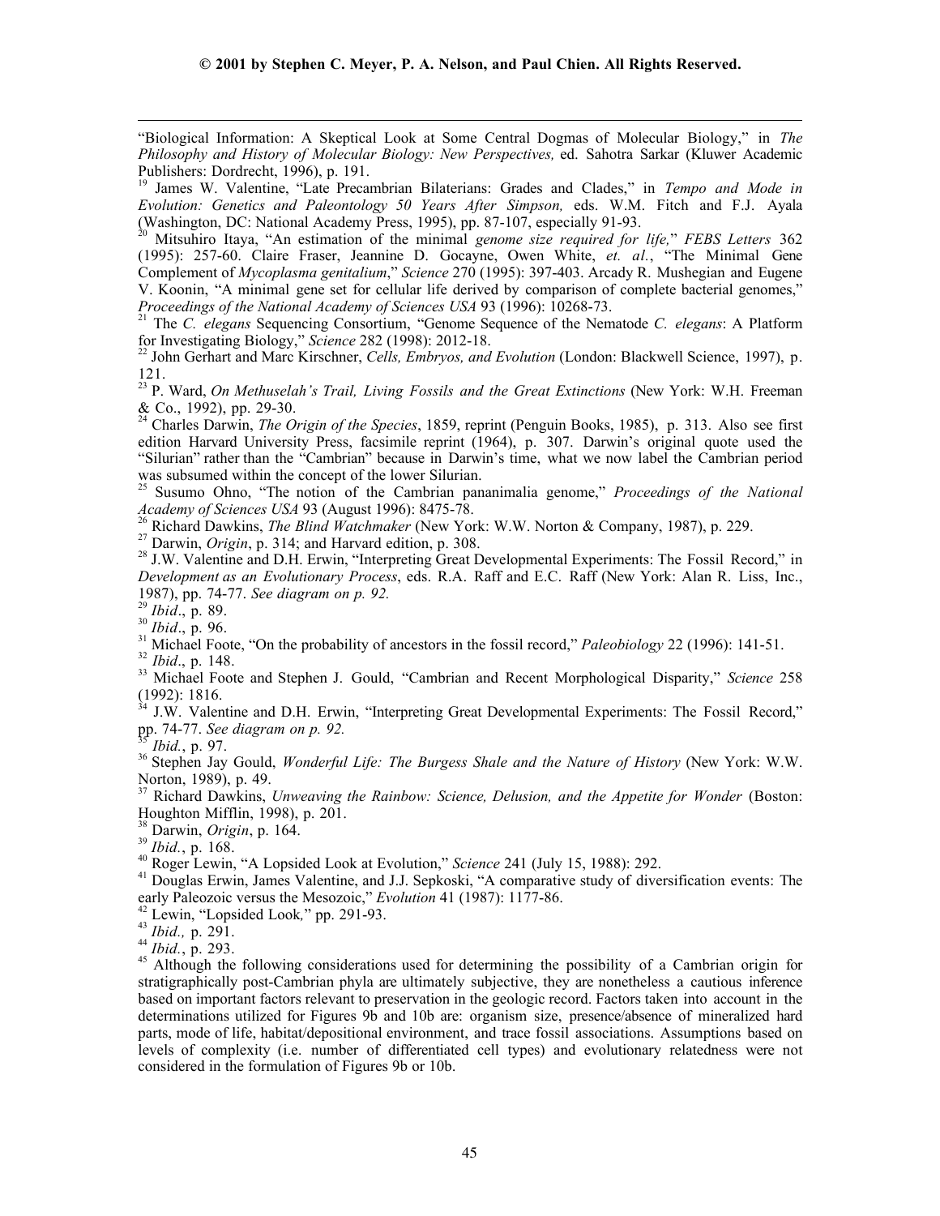"Biological Information: A Skeptical Look at Some Central Dogmas of Molecular Biology," in *The Philosophy and History of Molecular Biology: New Perspectives,* ed. Sahotra Sarkar (Kluwer Academic Publishers: Dordrecht, 1996), p. 191.

[19] James W. Valentine, "Late Precambrian Bilaterians: Grades and Clades," in *Tempo and Mode in Evolution: Genetics and Paleontology 50 Years After Simpson,* eds. W.M. Fitch and F.J. Ayala (Washington, DC: National Academy Press, 1995), pp. 87-107, especially 91-93.

[20] Mitsuhiro Itaya, "An estimation of the minimal *genome size required for life,*" *FEBS Letters* 362 (1995): 257-60. Claire Fraser, Jeannine D. Gocayne, Owen White, *et. al.*, "The Minimal Gene Complement of *Mycoplasma genitalium*," *Science* 270 (1995): 397-403. Arcady R. Mushegian and Eugene V. Koonin, "A minimal gene set for cellular life derived by comparison of complete bacterial genomes," *Proceedings of the National Academy of Sciences USA* 93 (1996): 10268-73.

[21] The *C. elegans* Sequencing Consortium, "Genome Sequence of the Nematode *C. elegans*: A Platform for Investigating Biology," *Science* 282 (1998): 2012-18.

[22] John Gerhart and Marc Kirschner, *Cells, Embryos, and Evolution* (London: Blackwell Science, 1997), p. 121.

[23] P. Ward, *On Methuselah's Trail, Living Fossils and the Great Extinctions* (New York: W.H. Freeman & Co., 1992), pp. 29-30.

[24] Charles Darwin, *The Origin of the Species*, 1859, reprint (Penguin Books, 1985), p. 313. Also see first edition Harvard University Press, facsimile reprint (1964), p. 307. Darwin's original quote used the "Silurian" rather than the "Cambrian" because in Darwin's time, what we now label the Cambrian period was subsumed within the concept of the lower Silurian.

[25] Susumo Ohno, "The notion of the Cambrian pananimalia genome," *Proceedings of the National Academy of Sciences USA* 93 (August 1996): 8475-78.

[26] Richard Dawkins, *The Blind Watchmaker* (New York: W.W. Norton & Company, 1987), p. 229.

[27] Darwin, *Origin*, p. 314; and Harvard edition, p. 308.

[28] J.W. Valentine and D.H. Erwin, "Interpreting Great Developmental Experiments: The Fossil Record," in *Development as an Evolutionary Process*, eds. R.A. Raff and E.C. Raff (New York: Alan R. Liss, Inc., 1987), pp. 74-77. *See diagram on p. 92.*

[29] *Ibid*., p. 89.

[30] *Ibid*., p. 96.

[31] Michael Foote, "On the probability of ancestors in the fossil record," *Paleobiology* 22 (1996): 141-51.

[32] *Ibid*., p. 148.

[33] Michael Foote and Stephen J. Gould, "Cambrian and Recent Morphological Disparity," *Science* 258 (1992): 1816.

[34] J.W. Valentine and D.H. Erwin, "Interpreting Great Developmental Experiments: The Fossil Record," pp. 74-77. *See diagram on p. 92.*

[35] *Ibid.*, p. 97.

[36] Stephen Jay Gould, *Wonderful Life: The Burgess Shale and the Nature of History* (New York: W.W. Norton, 1989), p. 49.

[37] Richard Dawkins, *Unweaving the Rainbow: Science, Delusion, and the Appetite for Wonder* (Boston: Houghton Mifflin, 1998), p. 201.

[38] Darwin, *Origin*, p. 164.

[39] *Ibid.*, p. 168.

[40] Roger Lewin, "A Lopsided Look at Evolution," *Science* 241 (July 15, 1988): 292.

[41] Douglas Erwin, James Valentine, and J.J. Sepkoski, "A comparative study of diversification events: The early Paleozoic versus the Mesozoic," *Evolution* 41 (1987): 1177-86.

[42] Lewin, "Lopsided Look*,*" pp. 291-93.

[43] *Ibid.,* p. 291.

[44] *Ibid.*, p. 293.

[45] Although the following considerations used for determining the possibility of a Cambrian origin for stratigraphically post-Cambrian phyla are ultimately subjective, they are nonetheless a cautious inference based on important factors relevant to preservation in the geologic record. Factors taken into account in the determinations utilized for Figures 9b and 10b are: organism size, presence/absence of mineralized hard parts, mode of life, habitat/depositional environment, and trace fossil associations. Assumptions based on levels of complexity (i.e. number of differentiated cell types) and evolutionary relatedness were not considered in the formulation of Figures 9b or 10b.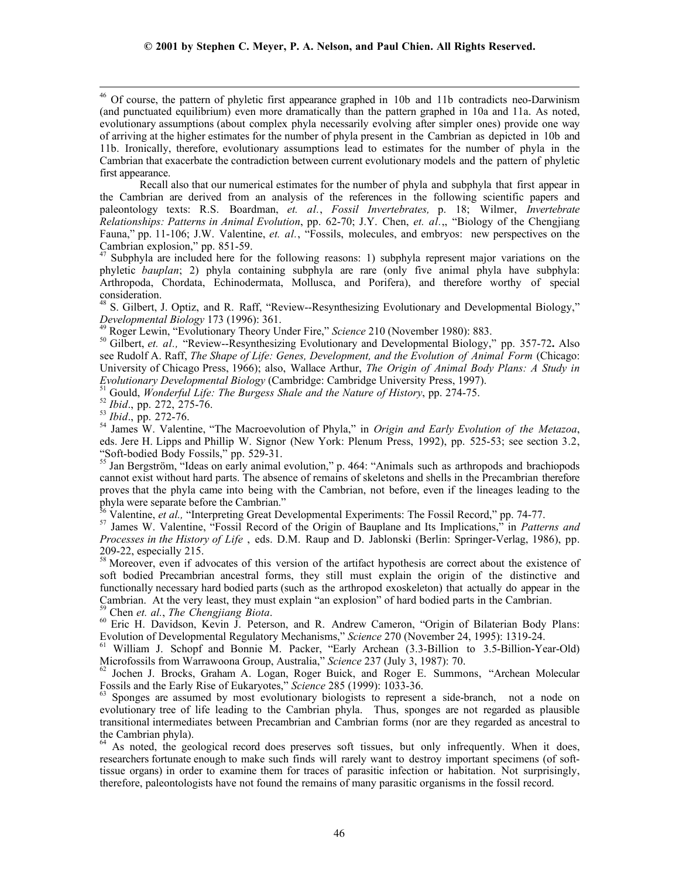[46] Of course, the pattern of phyletic first appearance graphed in 10b and 11b contradicts neo-Darwinism (and punctuated equilibrium) even more dramatically than the pattern graphed in 10a and 11a. As noted, evolutionary assumptions (about complex phyla necessarily evolving after simpler ones) provide one way of arriving at the higher estimates for the number of phyla present in the Cambrian as depicted in 10b and 11b. Ironically, therefore, evolutionary assumptions lead to estimates for the number of phyla in the Cambrian that exacerbate the contradiction between current evolutionary models and the pattern of phyletic first appearance.

Recall also that our numerical estimates for the number of phyla and subphyla that first appear in the Cambrian are derived from an analysis of the references in the following scientific papers and paleontology texts: R.S. Boardman, *et. al.*, *Fossil Invertebrates,* p. 18; Wilmer, *Invertebrate Relationships: Patterns in Animal Evolution*, pp. 62-70; J.Y. Chen, *et. al*.,, "Biology of the Chengjiang Fauna," pp. 11-106; J.W. Valentine, *et. al.*, "Fossils, molecules, and embryos: new perspectives on the Cambrian explosion," pp. 851-59.

[47] Subphyla are included here for the following reasons: 1) subphyla represent major variations on the phyletic *bauplan*; 2) phyla containing subphyla are rare (only five animal phyla have subphyla: Arthropoda, Chordata, Echinodermata, Mollusca, and Porifera), and therefore worthy of special consideration.

[48] S. Gilbert, J. Optiz, and R. Raff, "Review--Resynthesizing Evolutionary and Developmental Biology," *Developmental Biology* 173 (1996): 361.

[49] Roger Lewin, "Evolutionary Theory Under Fire," *Science* 210 (November 1980): 883.

[50] Gilbert, *et. al.,* "Review--Resynthesizing Evolutionary and Developmental Biology," pp. 357-72**.** Also see Rudolf A. Raff, *The Shape of Life: Genes, Development, and the Evolution of Animal Form* (Chicago: University of Chicago Press, 1966); also, Wallace Arthur, *The Origin of Animal Body Plans: A Study in Evolutionary Developmental Biology* (Cambridge: Cambridge University Press, 1997).

[51] Gould, *Wonderful Life: The Burgess Shale and the Nature of History*, pp. 274-75.

[52] *Ibid*., pp. 272, 275-76.

[53] *Ibid*., pp. 272-76.

[54] James W. Valentine, "The Macroevolution of Phyla," in *Origin and Early Evolution of the Metazoa*, eds. Jere H. Lipps and Phillip W. Signor (New York: Plenum Press, 1992), pp. 525-53; see section 3.2, "Soft-bodied Body Fossils," pp. 529-31.

[55] Jan Bergström, "Ideas on early animal evolution," p. 464: "Animals such as arthropods and brachiopods cannot exist without hard parts. The absence of remains of skeletons and shells in the Precambrian therefore proves that the phyla came into being with the Cambrian, not before, even if the lineages leading to the phyla were separate before the Cambrian."

[56] Valentine, *et al.,* "Interpreting Great Developmental Experiments: The Fossil Record," pp. 74-77.

[57] James W. Valentine, "Fossil Record of the Origin of Bauplane and Its Implications," in *Patterns and Processes in the History of Life* , eds. D.M. Raup and D. Jablonski (Berlin: Springer-Verlag, 1986), pp. 209-22, especially 215.

[58] Moreover, even if advocates of this version of the artifact hypothesis are correct about the existence of soft bodied Precambrian ancestral forms, they still must explain the origin of the distinctive and functionally necessary hard bodied parts (such as the arthropod exoskeleton) that actually do appear in the Cambrian. At the very least, they must explain "an explosion" of hard bodied parts in the Cambrian.

[59] Chen *et. al.*, *The Chengjiang Biota*.

[60] Eric H. Davidson, Kevin J. Peterson, and R. Andrew Cameron, "Origin of Bilaterian Body Plans: Evolution of Developmental Regulatory Mechanisms," *Science* 270 (November 24, 1995): 1319-24.

[61] William J. Schopf and Bonnie M. Packer, "Early Archean (3.3-Billion to 3.5-Billion-Year-Old) Microfossils from Warrawoona Group, Australia," *Science* 237 (July 3, 1987): 70.

[62] Jochen J. Brocks, Graham A. Logan, Roger Buick, and Roger E. Summons, "Archean Molecular Fossils and the Early Rise of Eukaryotes," *Science* 285 (1999): 1033-36.

[63] Sponges are assumed by most evolutionary biologists to represent a side-branch, not a node on evolutionary tree of life leading to the Cambrian phyla. Thus, sponges are not regarded as plausible transitional intermediates between Precambrian and Cambrian forms (nor are they regarded as ancestral to the Cambrian phyla).

[64] As noted, the geological record does preserves soft tissues, but only infrequently. When it does, researchers fortunate enough to make such finds will rarely want to destroy important specimens (of soft-tissue organs) in order to examine them for traces of parasitic infection or habitation. Not surprisingly, therefore, paleontologists have not found the remains of many parasitic organisms in the fossil record.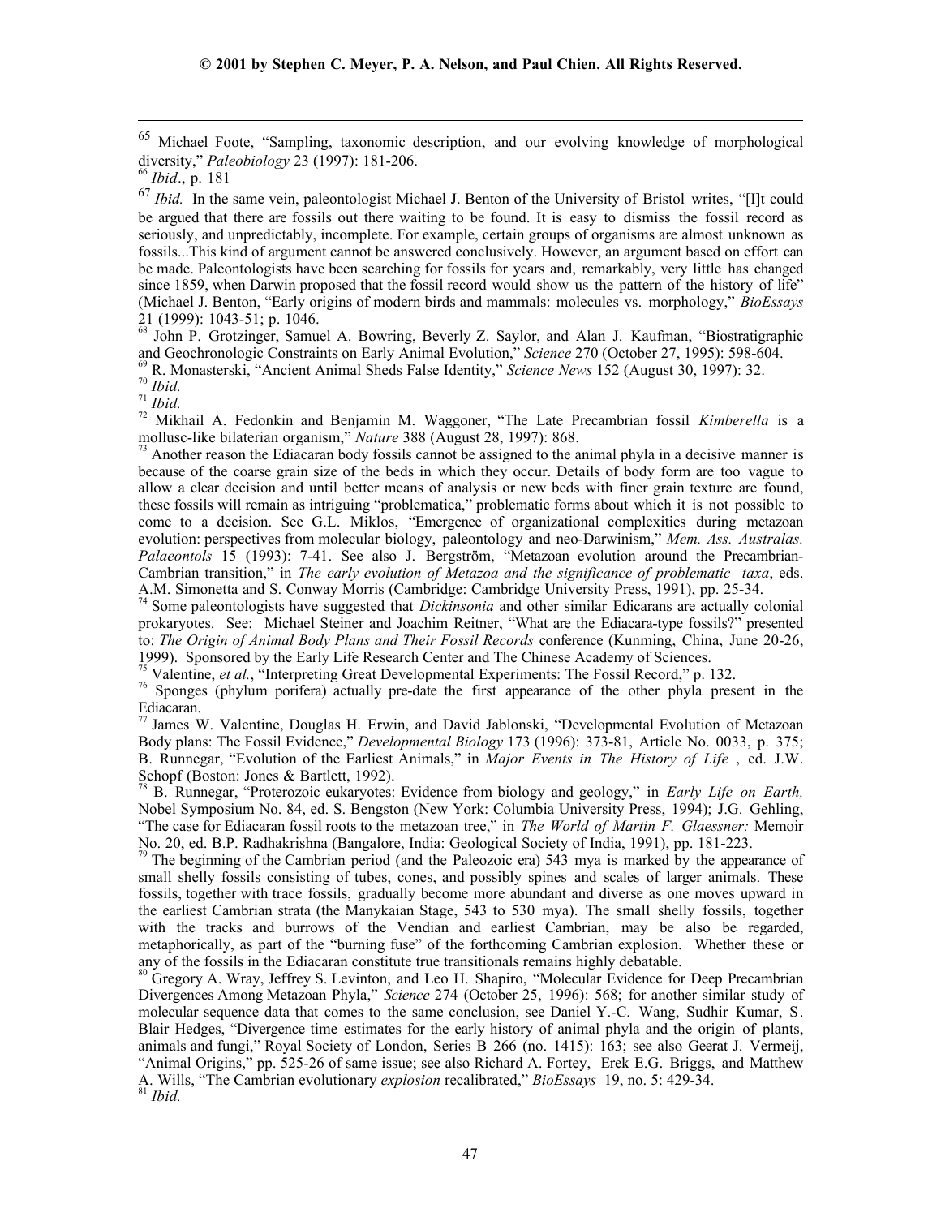[65] Michael Foote, "Sampling, taxonomic description, and our evolving knowledge of morphological diversity," *Paleobiology* 23 (1997): 181-206.

[66] *Ibid*., p. 181

[67] *Ibid.* In the same vein, paleontologist Michael J. Benton of the University of Bristol writes, "[I]t could be argued that there are fossils out there waiting to be found. It is easy to dismiss the fossil record as seriously, and unpredictably, incomplete. For example, certain groups of organisms are almost unknown as fossils...This kind of argument cannot be answered conclusively. However, an argument based on effort can be made. Paleontologists have been searching for fossils for years and, remarkably, very little has changed since 1859, when Darwin proposed that the fossil record would show us the pattern of the history of life" (Michael J. Benton, "Early origins of modern birds and mammals: molecules vs. morphology," *BioEssays* 21 (1999): 1043-51; p. 1046.

[68] John P. Grotzinger, Samuel A. Bowring, Beverly Z. Saylor, and Alan J. Kaufman, "Biostratigraphic and Geochronologic Constraints on Early Animal Evolution," *Science* 270 (October 27, 1995): 598-604.

[69] R. Monasterski, "Ancient Animal Sheds False Identity," *Science News* 152 (August 30, 1997): 32.

[70] *Ibid.*

[71] *Ibid.*

[72] Mikhail A. Fedonkin and Benjamin M. Waggoner, "The Late Precambrian fossil *Kimberella* is a mollusc-like bilaterian organism," *Nature* 388 (August 28, 1997): 868.

[73] Another reason the Ediacaran body fossils cannot be assigned to the animal phyla in a decisive manner is because of the coarse grain size of the beds in which they occur. Details of body form are too vague to allow a clear decision and until better means of analysis or new beds with finer grain texture are found, these fossils will remain as intriguing "problematica," problematic forms about which it is not possible to come to a decision. See G.L. Miklos, "Emergence of organizational complexities during metazoan evolution: perspectives from molecular biology, paleontology and neo-Darwinism," *Mem. Ass. Australas. Palaeontols* 15 (1993): 7-41. See also J. Bergström, "Metazoan evolution around the Precambrian-Cambrian transition," in *The early evolution of Metazoa and the significance of problematic taxa*, eds. A.M. Simonetta and S. Conway Morris (Cambridge: Cambridge University Press, 1991), pp. 25-34.

[74] Some paleontologists have suggested that *Dickinsonia* and other similar Edicarans are actually colonial prokaryotes. See: Michael Steiner and Joachim Reitner, "What are the Ediacara-type fossils?" presented to: *The Origin of Animal Body Plans and Their Fossil Records* conference (Kunming, China, June 20-26, 1999). Sponsored by the Early Life Research Center and The Chinese Academy of Sciences.

[75] Valentine, *et al.*, "Interpreting Great Developmental Experiments: The Fossil Record," p. 132.

[76] Sponges (phylum porifera) actually pre-date the first appearance of the other phyla present in the Ediacaran.

[77] James W. Valentine, Douglas H. Erwin, and David Jablonski, "Developmental Evolution of Metazoan Body plans: The Fossil Evidence," *Developmental Biology* 173 (1996): 373-81, Article No. 0033, p. 375; B. Runnegar, "Evolution of the Earliest Animals," in *Major Events in The History of Life* , ed. J.W. Schopf (Boston: Jones & Bartlett, 1992).

[78] B. Runnegar, "Proterozoic eukaryotes: Evidence from biology and geology," in *Early Life on Earth,* Nobel Symposium No. 84, ed. S. Bengston (New York: Columbia University Press, 1994); J.G. Gehling, "The case for Ediacaran fossil roots to the metazoan tree," in *The World of Martin F. Glaessner:* Memoir No. 20, ed. B.P. Radhakrishna (Bangalore, India: Geological Society of India, 1991), pp. 181-223.

[79] The beginning of the Cambrian period (and the Paleozoic era) 543 mya is marked by the appearance of small shelly fossils consisting of tubes, cones, and possibly spines and scales of larger animals. These fossils, together with trace fossils, gradually become more abundant and diverse as one moves upward in the earliest Cambrian strata (the Manykaian Stage, 543 to 530 mya). The small shelly fossils, together with the tracks and burrows of the Vendian and earliest Cambrian, may be also be regarded, metaphorically, as part of the "burning fuse" of the forthcoming Cambrian explosion. Whether these or any of the fossils in the Ediacaran constitute true transitionals remains highly debatable.

[80] Gregory A. Wray, Jeffrey S. Levinton, and Leo H. Shapiro, "Molecular Evidence for Deep Precambrian Divergences Among Metazoan Phyla," *Science* 274 (October 25, 1996): 568; for another similar study of molecular sequence data that comes to the same conclusion, see Daniel Y.-C. Wang, Sudhir Kumar, S. Blair Hedges, "Divergence time estimates for the early history of animal phyla and the origin of plants, animals and fungi," Royal Society of London, Series B 266 (no. 1415): 163; see also Geerat J. Vermeij, "Animal Origins," pp. 525-26 of same issue; see also Richard A. Fortey, Erek E.G. Briggs, and Matthew A. Wills, "The Cambrian evolutionary *explosion* recalibrated," *BioEssays* 19, no. 5: 429-34.

[81] *Ibid.*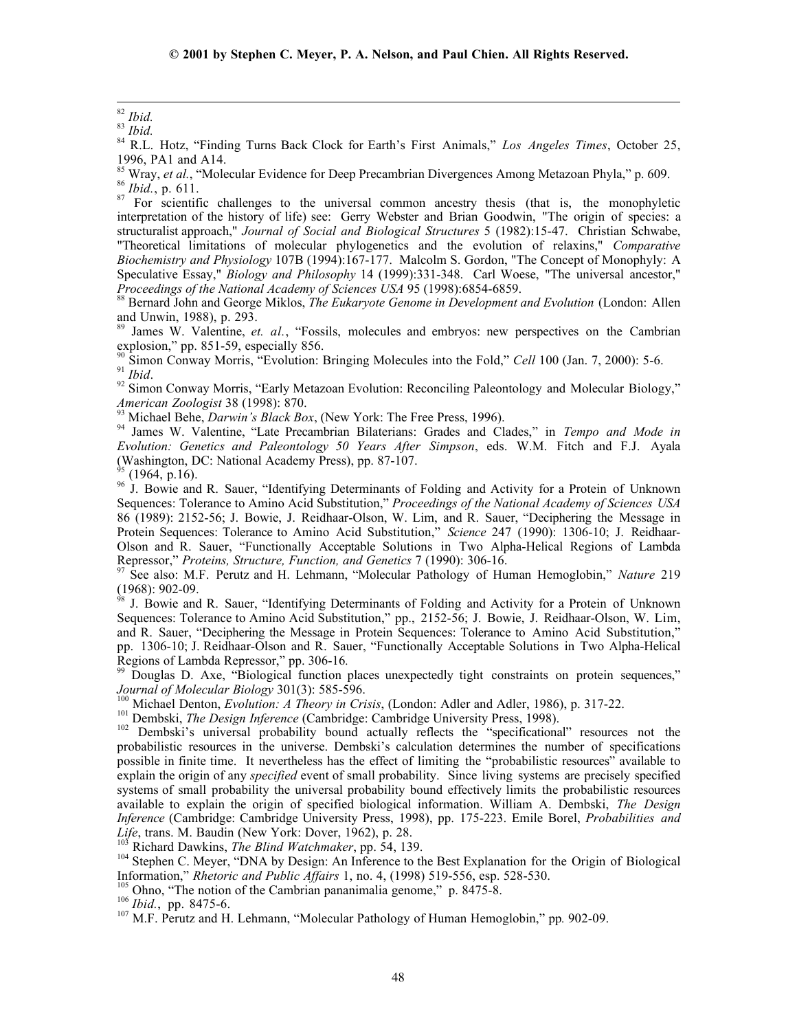[82] *Ibid.*

[83] *Ibid.*

[84] R.L. Hotz, "Finding Turns Back Clock for Earth's First Animals," *Los Angeles Times*, October 25, 1996, PA1 and A14.

[85] Wray, *et al.*, "Molecular Evidence for Deep Precambrian Divergences Among Metazoan Phyla," p. 609.

[86] *Ibid.*, p. 611.

[87] For scientific challenges to the universal common ancestry thesis (that is, the monophyletic interpretation of the history of life) see: Gerry Webster and Brian Goodwin, "The origin of species: a structuralist approach," *Journal of Social and Biological Structures* 5 (1982):15-47. Christian Schwabe, "Theoretical limitations of molecular phylogenetics and the evolution of relaxins," *Comparative Biochemistry and Physiology* 107B (1994):167-177. Malcolm S. Gordon, "The Concept of Monophyly: A Speculative Essay," *Biology and Philosophy* 14 (1999):331-348. Carl Woese, "The universal ancestor," *Proceedings of the National Academy of Sciences USA* 95 (1998):6854-6859.

[88] Bernard John and George Miklos, *The Eukaryote Genome in Development and Evolution* (London: Allen and Unwin, 1988), p. 293.

[89] James W. Valentine, *et. al.*, "Fossils, molecules and embryos: new perspectives on the Cambrian explosion," pp. 851-59, especially 856.

[90] Simon Conway Morris, "Evolution: Bringing Molecules into the Fold," *Cell* 100 (Jan. 7, 2000): 5-6.

[91] *Ibid*.

[92] Simon Conway Morris, "Early Metazoan Evolution: Reconciling Paleontology and Molecular Biology," *American Zoologist* 38 (1998): 870.

[93] Michael Behe, *Darwin's Black Box*, (New York: The Free Press, 1996).

[94] James W. Valentine, "Late Precambrian Bilaterians: Grades and Clades," in *Tempo and Mode in Evolution: Genetics and Paleontology 50 Years After Simpson*, eds. W.M. Fitch and F.J. Ayala (Washington, DC: National Academy Press), pp. 87-107.

[95] (1964, p.16).

[96] J. Bowie and R. Sauer, "Identifying Determinants of Folding and Activity for a Protein of Unknown Sequences: Tolerance to Amino Acid Substitution," *Proceedings of the National Academy of Sciences USA* 86 (1989): 2152-56; J. Bowie, J. Reidhaar-Olson, W. Lim, and R. Sauer, "Deciphering the Message in Protein Sequences: Tolerance to Amino Acid Substitution," *Science* 247 (1990): 1306-10; J. Reidhaar-Olson and R. Sauer, "Functionally Acceptable Solutions in Two Alpha-Helical Regions of Lambda Repressor," *Proteins, Structure, Function, and Genetics* 7 (1990): 306-16.

[97] See also: M.F. Perutz and H. Lehmann, "Molecular Pathology of Human Hemoglobin," *Nature* 219 (1968): 902-09.

[98] J. Bowie and R. Sauer, "Identifying Determinants of Folding and Activity for a Protein of Unknown Sequences: Tolerance to Amino Acid Substitution," pp., 2152-56; J. Bowie, J. Reidhaar-Olson, W. Lim, and R. Sauer, "Deciphering the Message in Protein Sequences: Tolerance to Amino Acid Substitution," pp. 1306-10; J. Reidhaar-Olson and R. Sauer, "Functionally Acceptable Solutions in Two Alpha-Helical Regions of Lambda Repressor," pp. 306-16.

[99] Douglas D. Axe, "Biological function places unexpectedly tight constraints on protein sequences," *Journal of Molecular Biology* 301(3): 585-596.

[100] Michael Denton, *Evolution: A Theory in Crisis*, (London: Adler and Adler, 1986), p. 317-22.

[101] Dembski, *The Design Inference* (Cambridge: Cambridge University Press, 1998).

[102] Dembski's universal probability bound actually reflects the "specificational" resources not the probabilistic resources in the universe. Dembski's calculation determines the number of specifications possible in finite time. It nevertheless has the effect of limiting the "probabilistic resources" available to explain the origin of any *specified* event of small probability. Since living systems are precisely specified systems of small probability the universal probability bound effectively limits the probabilistic resources available to explain the origin of specified biological information. William A. Dembski, *The Design Inference* (Cambridge: Cambridge University Press, 1998), pp. 175-223. Emile Borel, *Probabilities and Life*, trans. M. Baudin (New York: Dover, 1962), p. 28.

[103] Richard Dawkins, *The Blind Watchmaker*, pp. 54, 139.

[104] Stephen C. Meyer, "DNA by Design: An Inference to the Best Explanation for the Origin of Biological Information," *Rhetoric and Public Affairs* 1, no. 4, (1998) 519-556, esp. 528-530.

[105] Ohno, "The notion of the Cambrian pananimalia genome," p. 8475-8.

[106] *Ibid.*, pp. 8475-6.

[107] M.F. Perutz and H. Lehmann, "Molecular Pathology of Human Hemoglobin," pp*.* 902-09.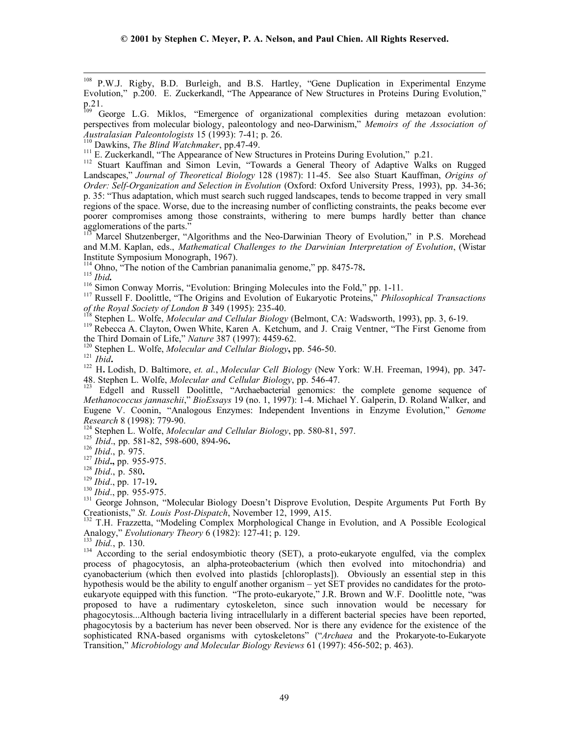[108] P.W.J. Rigby, B.D. Burleigh, and B.S. Hartley, "Gene Duplication in Experimental Enzyme Evolution," p.200. E. Zuckerkandl, "The Appearance of New Structures in Proteins During Evolution," p.21.

[109] George L.G. Miklos, "Emergence of organizational complexities during metazoan evolution: perspectives from molecular biology, paleontology and neo-Darwinism," *Memoirs of the Association of Australasian Paleontologists* 15 (1993): 7-41; p. 26.

[110] Dawkins, *The Blind Watchmaker*, pp.47-49.

[111] E. Zuckerkandl, "The Appearance of New Structures in Proteins During Evolution," p.21.

[112] Stuart Kauffman and Simon Levin, "Towards a General Theory of Adaptive Walks on Rugged Landscapes," *Journal of Theoretical Biology* 128 (1987): 11-45. See also Stuart Kauffman, *Origins of Order: Self-Organization and Selection in Evolution* (Oxford: Oxford University Press, 1993), pp. 34-36; p. 35: "Thus adaptation, which must search such rugged landscapes, tends to become trapped in very small regions of the space. Worse, due to the increasing number of conflicting constraints, the peaks become ever poorer compromises among those constraints, withering to mere bumps hardly better than chance agglomerations of the parts."

[113] Marcel Shutzenberger, "Algorithms and the Neo-Darwinian Theory of Evolution," in P.S. Morehead and M.M. Kaplan, eds., *Mathematical Challenges to the Darwinian Interpretation of Evolution*, (Wistar Institute Symposium Monograph, 1967).

[114] Ohno, "The notion of the Cambrian pananimalia genome," pp. 8475-78**.**

[115] *Ibid.*

[116] Simon Conway Morris, "Evolution: Bringing Molecules into the Fold," pp. 1-11.

[117] Russell F. Doolittle, "The Origins and Evolution of Eukaryotic Proteins," *Philosophical Transactions of the Royal Society of London B* 349 (1995): 235-40.

[118] Stephen L. Wolfe, *Molecular and Cellular Biology* (Belmont, CA: Wadsworth, 1993), pp. 3, 6-19.

[119] Rebecca A. Clayton, Owen White, Karen A. Ketchum, and J. Craig Ventner, "The First Genome from the Third Domain of Life," *Nature* 387 (1997): 4459-62.

[120] Stephen L. Wolfe, *Molecular and Cellular Biology***,** pp. 546-50.

[121] *Ibid***.**

[122] H**.** Lodish, D. Baltimore, *et. al.*, *Molecular Cell Biology* (New York: W.H. Freeman, 1994), pp. 347-48. Stephen L. Wolfe, *Molecular and Cellular Biology*, pp. 546-47.

[123] Edgell and Russell Doolittle, "Archaebacterial genomics: the complete genome sequence of *Methanococcus jannaschii*," *BioEssays* 19 (no. 1, 1997): 1-4. Michael Y. Galperin, D. Roland Walker, and Eugene V. Coonin, "Analogous Enzymes: Independent Inventions in Enzyme Evolution," *Genome Research* 8 (1998): 779-90.

[124] Stephen L. Wolfe, *Molecular and Cellular Biology*, pp. 580-81, 597.

[125] *Ibid*., pp. 581-82, 598-600, 894-96**.**

[126] *Ibid*., p. 975.

[127] *Ibid***.,** pp. 955-975.

[128] *Ibid*., p. 580**.**

[129] *Ibid*., pp. 17-19**.**

[130] *Ibid*., pp. 955-975.

[131] George Johnson, "Molecular Biology Doesn't Disprove Evolution, Despite Arguments Put Forth By Creationists," *St. Louis Post-Dispatch*, November 12, 1999, A15.

[132] T.H. Frazzetta, "Modeling Complex Morphological Change in Evolution, and A Possible Ecological Analogy," *Evolutionary Theory* 6 (1982): 127-41; p. 129.

[133] *Ibid.*, p. 130.

[134] According to the serial endosymbiotic theory (SET), a proto-eukaryote engulfed, via the complex process of phagocytosis, an alpha-proteobacterium (which then evolved into mitochondria) and cyanobacterium (which then evolved into plastids [chloroplasts]). Obviously an essential step in this hypothesis would be the ability to engulf another organism – yet SET provides no candidates for the proto-eukaryote equipped with this function. "The proto-eukaryote," J.R. Brown and W.F. Doolittle note, "was proposed to have a rudimentary cytoskeleton, since such innovation would be necessary for phagocytosis...Although bacteria living intracellularly in a different bacterial species have been reported, phagocytosis by a bacterium has never been observed. Nor is there any evidence for the existence of the sophisticated RNA-based organisms with cytoskeletons" ("*Archaea* and the Prokaryote-to-Eukaryote Transition," *Microbiology and Molecular Biology Reviews* 61 (1997): 456-502; p. 463).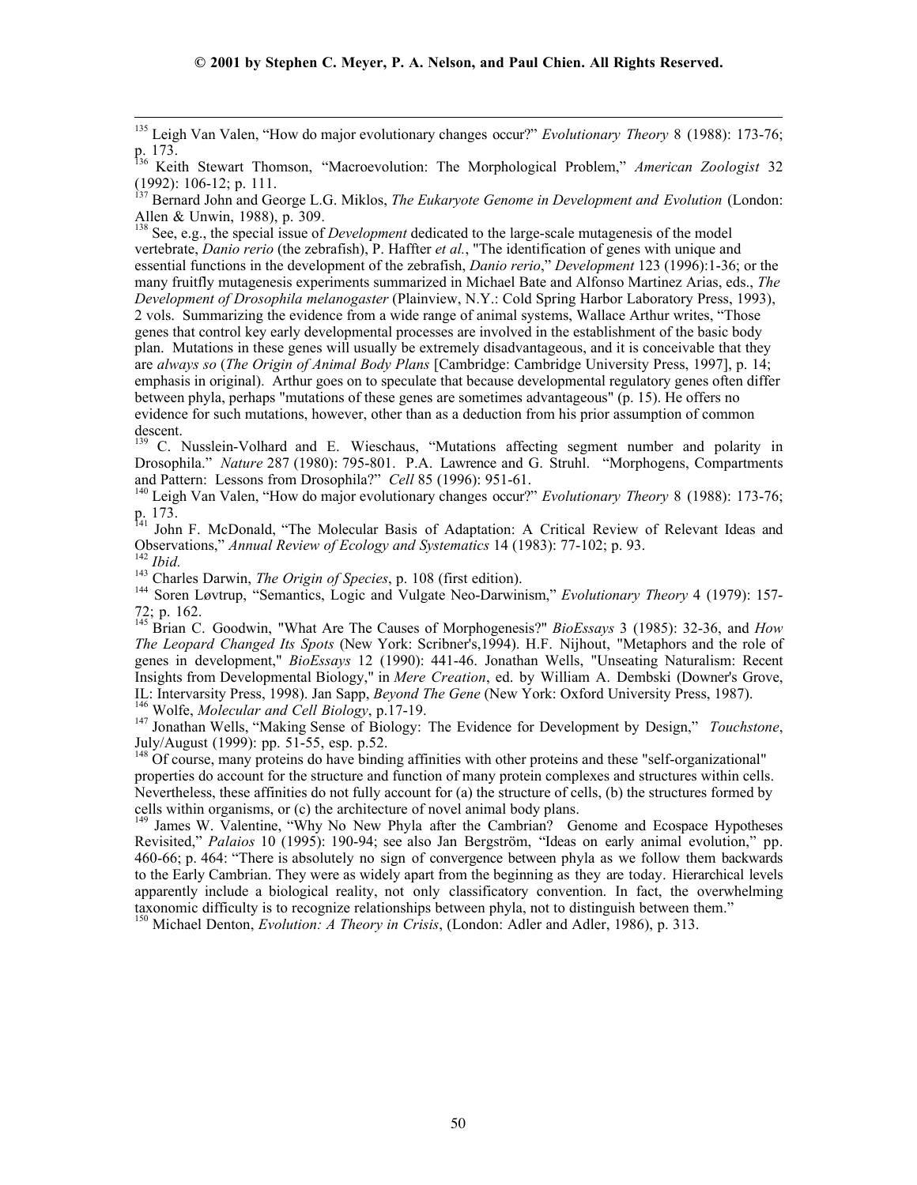[135] Leigh Van Valen, "How do major evolutionary changes occur?" *Evolutionary Theory* 8 (1988): 173-76; p. 173.

[136] Keith Stewart Thomson, "Macroevolution: The Morphological Problem," *American Zoologist* 32 (1992): 106-12; p. 111.

[137] Bernard John and George L.G. Miklos, *The Eukaryote Genome in Development and Evolution* (London: Allen & Unwin, 1988), p. 309.

[138] See, e.g., the special issue of *Development* dedicated to the large-scale mutagenesis of the model vertebrate, *Danio rerio* (the zebrafish), P. Haffter *et al.*, "The identification of genes with unique and essential functions in the development of the zebrafish, *Danio rerio*," *Development* 123 (1996):1-36; or the many fruitfly mutagenesis experiments summarized in Michael Bate and Alfonso Martinez Arias, eds., *The Development of Drosophila melanogaster* (Plainview, N.Y.: Cold Spring Harbor Laboratory Press, 1993), 2 vols. Summarizing the evidence from a wide range of animal systems, Wallace Arthur writes, "Those genes that control key early developmental processes are involved in the establishment of the basic body plan. Mutations in these genes will usually be extremely disadvantageous, and it is conceivable that they are *always so* (*The Origin of Animal Body Plans* [Cambridge: Cambridge University Press, 1997], p. 14; emphasis in original). Arthur goes on to speculate that because developmental regulatory genes often differ between phyla, perhaps "mutations of these genes are sometimes advantageous" (p. 15). He offers no evidence for such mutations, however, other than as a deduction from his prior assumption of common descent.

[139] C. Nusslein-Volhard and E. Wieschaus, "Mutations affecting segment number and polarity in Drosophila." *Nature* 287 (1980): 795-801. P.A. Lawrence and G. Struhl. "Morphogens, Compartments and Pattern: Lessons from Drosophila?" *Cell* 85 (1996): 951-61.

[140] Leigh Van Valen, "How do major evolutionary changes occur?" *Evolutionary Theory* 8 (1988): 173-76; p. 173.

[141] John F. McDonald, "The Molecular Basis of Adaptation: A Critical Review of Relevant Ideas and Observations," *Annual Review of Ecology and Systematics* 14 (1983): 77-102; p. 93.

[142] *Ibid.*

[143] Charles Darwin, *The Origin of Species*, p. 108 (first edition).

[144] Soren Løvtrup, "Semantics, Logic and Vulgate Neo-Darwinism," *Evolutionary Theory* 4 (1979): 157-72; p. 162.

[145] Brian C. Goodwin, "What Are The Causes of Morphogenesis?" *BioEssays* 3 (1985): 32-36, and *How The Leopard Changed Its Spots* (New York: Scribner's,1994). H.F. Nijhout, "Metaphors and the role of genes in development," *BioEssays* 12 (1990): 441-46. Jonathan Wells, "Unseating Naturalism: Recent Insights from Developmental Biology," in *Mere Creation*, ed. by William A. Dembski (Downer's Grove, IL: Intervarsity Press, 1998). Jan Sapp, *Beyond The Gene* (New York: Oxford University Press, 1987).

[146] Wolfe, *Molecular and Cell Biology*, p.17-19.

[147] Jonathan Wells, "Making Sense of Biology: The Evidence for Development by Design," *Touchstone*, July/August (1999): pp. 51-55, esp. p.52.

[148] Of course, many proteins do have binding affinities with other proteins and these "self-organizational" properties do account for the structure and function of many protein complexes and structures within cells. Nevertheless, these affinities do not fully account for (a) the structure of cells, (b) the structures formed by cells within organisms, or (c) the architecture of novel animal body plans.

[149] James W. Valentine, "Why No New Phyla after the Cambrian? Genome and Ecospace Hypotheses Revisited," *Palaios* 10 (1995): 190-94; see also Jan Bergström, "Ideas on early animal evolution," pp. 460-66; p. 464: "There is absolutely no sign of convergence between phyla as we follow them backwards to the Early Cambrian. They were as widely apart from the beginning as they are today. Hierarchical levels apparently include a biological reality, not only classificatory convention. In fact, the overwhelming taxonomic difficulty is to recognize relationships between phyla, not to distinguish between them."

[150] Michael Denton, *Evolution: A Theory in Crisis*, (London: Adler and Adler, 1986), p. 313.